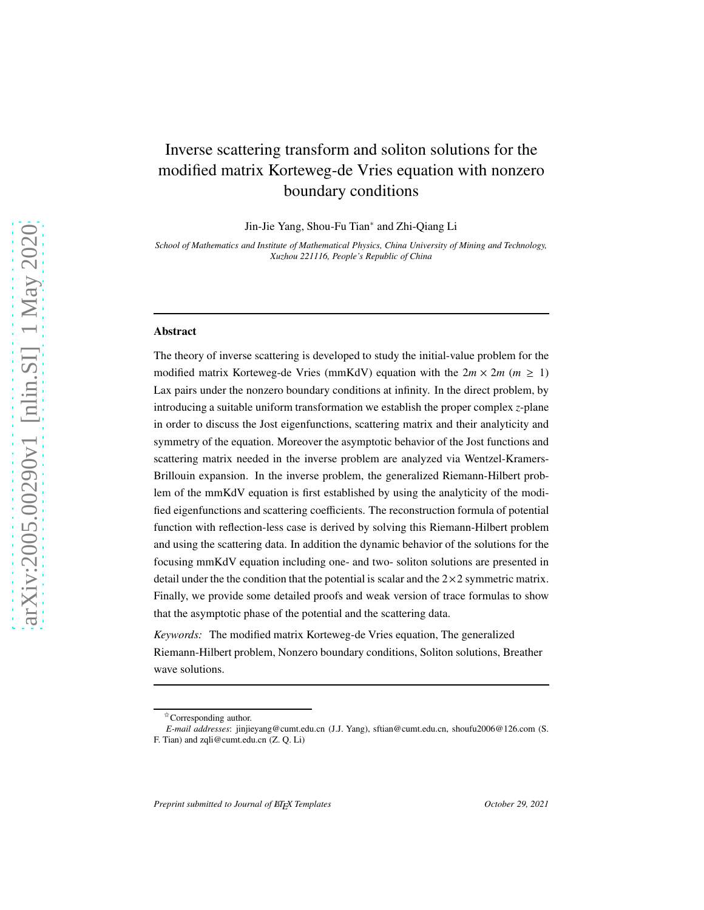# Inverse scattering transform and soliton solutions for the modified matrix Korteweg-de Vries equation with nonzero boundary conditions

Jin-Jie Yang, Shou-Fu Tian* and Zhi-Qiang Li

*School of Mathematics and Institute of Mathematical Physics, China University of Mining and Technology, Xuzhou 221116, People's Republic of China*

---

## Abstract

The theory of inverse scattering is developed to study the initial-value problem for the modified matrix Korteweg-de Vries (mmKdV) equation with the $2m \times 2m$ ($m \geq 1$) Lax pairs under the nonzero boundary conditions at infinity. In the direct problem, by introducing a suitable uniform transformation we establish the proper complex $z$-plane in order to discuss the Jost eigenfunctions, scattering matrix and their analyticity and symmetry of the equation. Moreover the asymptotic behavior of the Jost functions and scattering matrix needed in the inverse problem are analyzed via Wentzel-Kramers-Brillouin expansion. In the inverse problem, the generalized Riemann-Hilbert problem of the mmKdV equation is first established by using the analyticity of the modified eigenfunctions and scattering coefficients. The reconstruction formula of potential function with reflection-less case is derived by solving this Riemann-Hilbert problem and using the scattering data. In addition the dynamic behavior of the solutions for the focusing mmKdV equation including one- and two- soliton solutions are presented in detail under the the condition that the potential is scalar and the $2\times2$ symmetric matrix. Finally, we provide some detailed proofs and weak version of trace formulas to show that the asymptotic phase of the potential and the scattering data.

*Keywords:* The modified matrix Korteweg-de Vries equation, The generalized Riemann-Hilbert problem, Nonzero boundary conditions, Soliton solutions, Breather wave solutions.

---

*Corresponding author.

*E-mail addresses*: jinjieyang@cumt.edu.cn (J.J. Yang), sftian@cumt.edu.cn, shoufu2006@126.com (S. F. Tian) and zqli@cumt.edu.cn (Z. Q. Li)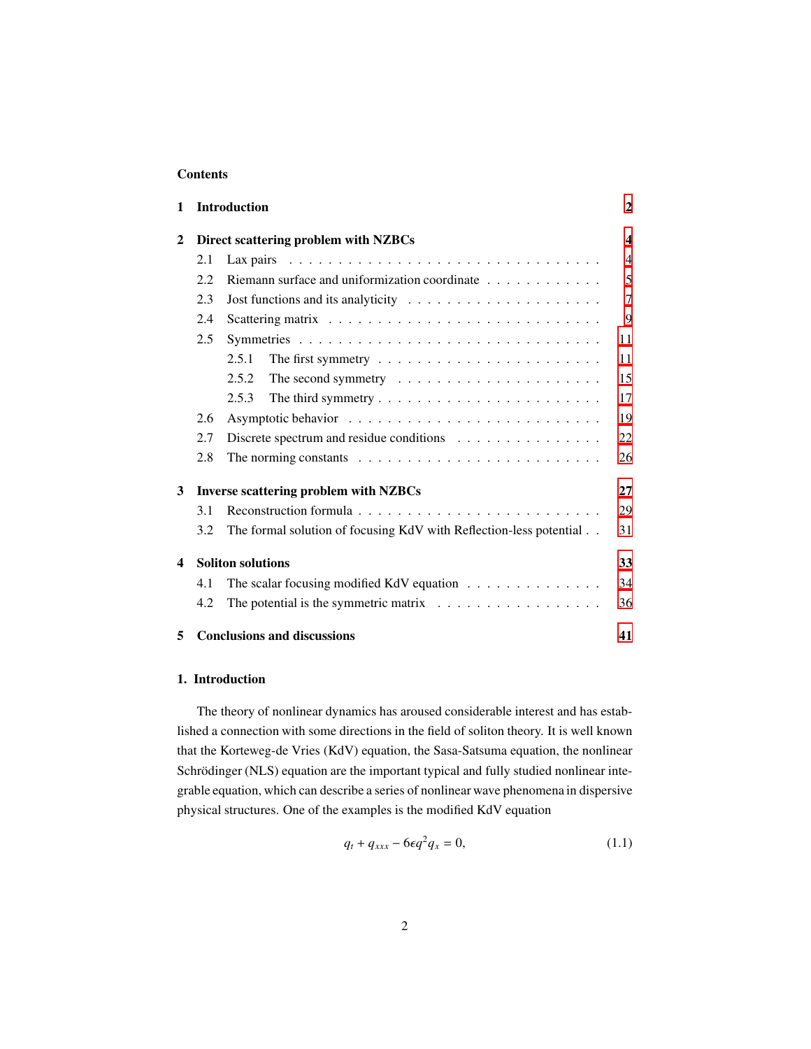**Contents**

| | | |
|---|---|---|
| **1** | **Introduction** | **2** |
| **2** | **Direct scattering problem with NZBCs** | **4** |
| | 2.1 Lax pairs | 4 |
| | 2.2 Riemann surface and uniformization coordinate | 5 |
| | 2.3 Jost functions and its analyticity | 7 |
| | 2.4 Scattering matrix | 9 |
| | 2.5 Symmetries | 11 |
| | 2.5.1 The first symmetry | 11 |
| | 2.5.2 The second symmetry | 15 |
| | 2.5.3 The third symmetry | 17 |
| | 2.6 Asymptotic behavior | 19 |
| | 2.7 Discrete spectrum and residue conditions | 22 |
| | 2.8 The norming constants | 26 |
| **3** | **Inverse scattering problem with NZBCs** | **27** |
| | 3.1 Reconstruction formula | 29 |
| | 3.2 The formal solution of focusing KdV with Reflection-less potential | 31 |
| **4** | **Soliton solutions** | **33** |
| | 4.1 The scalar focusing modified KdV equation | 34 |
| | 4.2 The potential is the symmetric matrix | 36 |
| **5** | **Conclusions and discussions** | **41** |

## 1. Introduction

The theory of nonlinear dynamics has aroused considerable interest and has established a connection with some directions in the field of soliton theory. It is well known that the Korteweg-de Vries (KdV) equation, the Sasa-Satsuma equation, the nonlinear Schrödinger (NLS) equation are the important typical and fully studied nonlinear integrable equation, which can describe a series of nonlinear wave phenomena in dispersive physical structures. One of the examples is the modified KdV equation

$$
q_t + q_{xxx} - 6\epsilon q^2 q_x = 0, \tag{1.1}
$$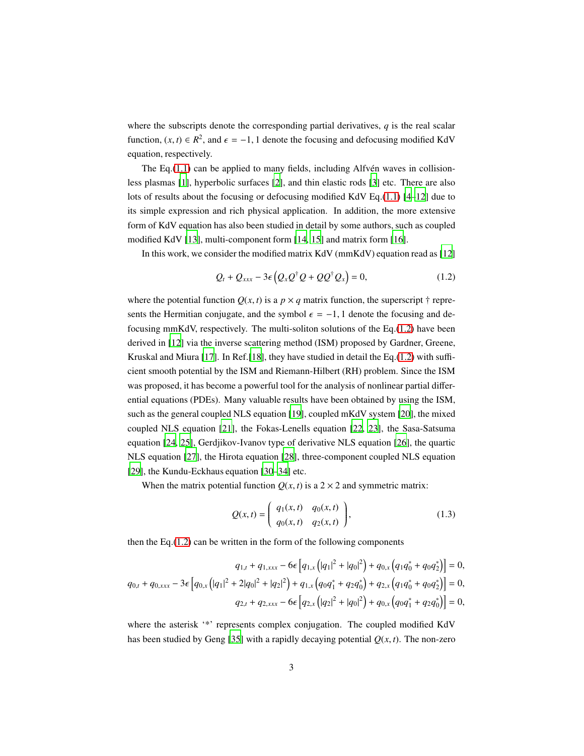where the subscripts denote the corresponding partial derivatives, $q$ is the real scalar function, $(x, t) \in R^2$, and $\epsilon = -1, 1$ denote the focusing and defocusing modified KdV equation, respectively.

The Eq.(1.1) can be applied to many fields, including Alfvén waves in collisionless plasmas [1], hyperbolic surfaces [2], and thin elastic rods [3] etc. There are also lots of results about the focusing or defocusing modified KdV Eq.(1.1) [4–12] due to its simple expression and rich physical application. In addition, the more extensive form of KdV equation has also been studied in detail by some authors, such as coupled modified KdV [13], multi-component form [14, 15] and matrix form [16].

In this work, we consider the modified matrix KdV (mmKdV) equation read as [12]

$$Q_t + Q_{xxx} - 3\epsilon\left(Q_x Q^{\dagger} Q + Q Q^{\dagger} Q_x\right) = 0, \tag{1.2}$$

where the potential function $Q(x, t)$ is a $p \times q$ matrix function, the superscript $\dagger$ represents the Hermitian conjugate, and the symbol $\epsilon = -1, 1$ denote the focusing and defocusing mmKdV, respectively. The multi-soliton solutions of the Eq.(1.2) have been derived in [12] via the inverse scattering method (ISM) proposed by Gardner, Greene, Kruskal and Miura [17]. In Ref.[18], they have studied in detail the Eq.(1.2) with sufficient smooth potential by the ISM and Riemann-Hilbert (RH) problem. Since the ISM was proposed, it has become a powerful tool for the analysis of nonlinear partial differential equations (PDEs). Many valuable results have been obtained by using the ISM, such as the general coupled NLS equation [19], coupled mKdV system [20], the mixed coupled NLS equation [21], the Fokas-Lenells equation [22, 23], the Sasa-Satsuma equation [24, 25], Gerdjikov-Ivanov type of derivative NLS equation [26], the quartic NLS equation [27], the Hirota equation [28], three-component coupled NLS equation [29], the Kundu-Eckhaus equation [30–34] etc.

When the matrix potential function $Q(x, t)$ is a $2 \times 2$ and symmetric matrix:

$$Q(x, t) = \begin{pmatrix} q_1(x, t) & q_0(x, t) \\ q_0(x, t) & q_2(x, t) \end{pmatrix}, \tag{1.3}$$

then the Eq.(1.2) can be written in the form of the following components

$$\begin{aligned} q_{1,t} + q_{1,xxx} - 6\epsilon\left[q_{1,x}\left(|q_1|^2 + |q_0|^2\right) + q_{0,x}\left(q_1 q_0^* + q_0 q_2^*\right)\right] &= 0, \\ q_{0,t} + q_{0,xxx} - 3\epsilon\left[q_{0,x}\left(|q_1|^2 + 2|q_0|^2 + |q_2|^2\right) + q_{1,x}\left(q_0 q_1^* + q_2 q_0^*\right) + q_{2,x}\left(q_1 q_0^* + q_0 q_2^*\right)\right] &= 0, \\ q_{2,t} + q_{2,xxx} - 6\epsilon\left[q_{2,x}\left(|q_2|^2 + |q_0|^2\right) + q_{0,x}\left(q_0 q_1^* + q_2 q_0^*\right)\right] &= 0, \end{aligned}$$

where the asterisk '*' represents complex conjugation. The coupled modified KdV has been studied by Geng [35] with a rapidly decaying potential $Q(x, t)$. The non-zero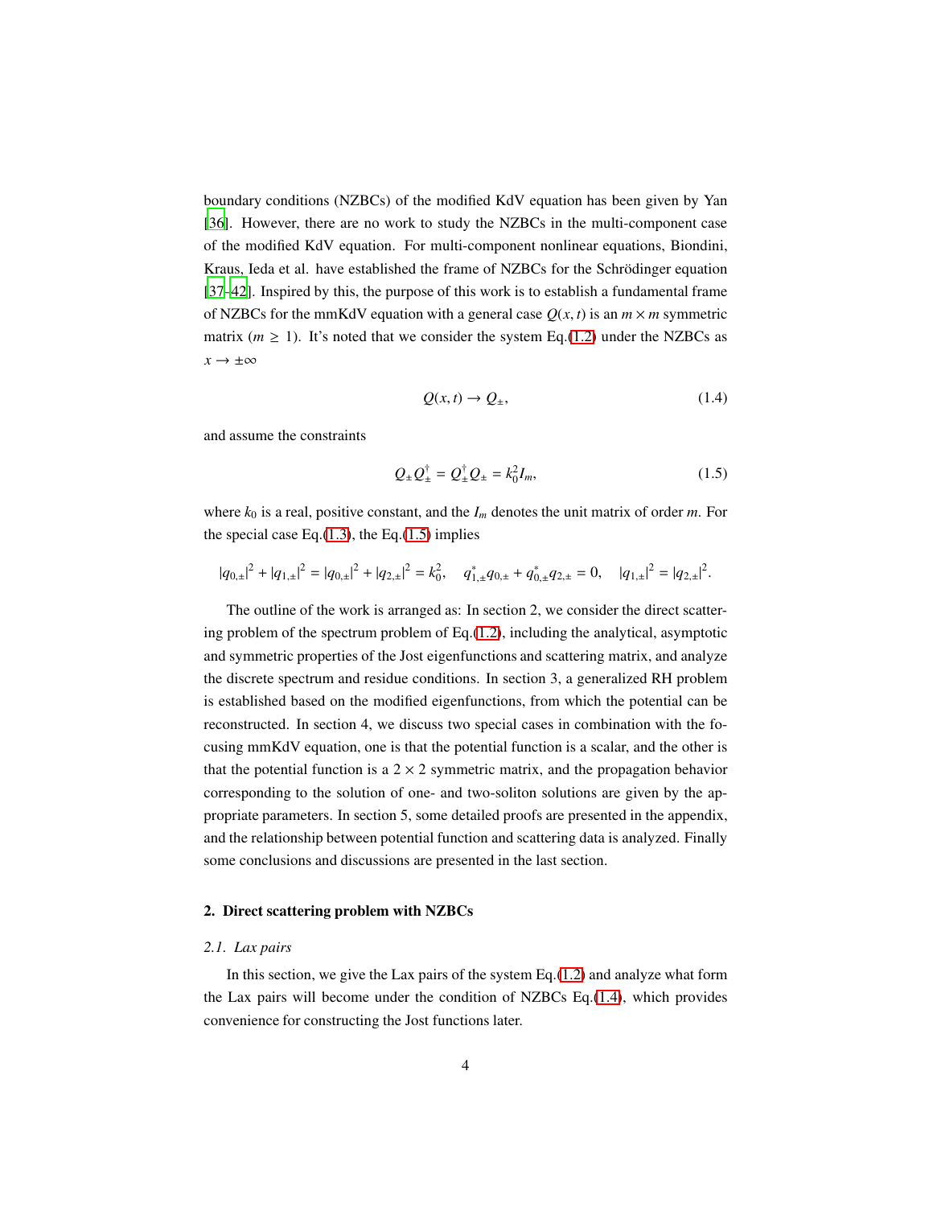boundary conditions (NZBCs) of the modified KdV equation has been given by Yan [36]. However, there are no work to study the NZBCs in the multi-component case of the modified KdV equation. For multi-component nonlinear equations, Biondini, Kraus, Ieda et al. have established the frame of NZBCs for the Schrödinger equation [37–42]. Inspired by this, the purpose of this work is to establish a fundamental frame of NZBCs for the mmKdV equation with a general case $Q(x,t)$ is an $m \times m$ symmetric matrix ($m \geq 1$). It's noted that we consider the system Eq.(1.2) under the NZBCs as $x \to \pm\infty$

$$Q(x,t) \to Q_{\pm}, \tag{1.4}$$

and assume the constraints

$$Q_{\pm}Q_{\pm}^{\dagger} = Q_{\pm}^{\dagger}Q_{\pm} = k_0^2 I_m, \tag{1.5}$$

where $k_0$ is a real, positive constant, and the $I_m$ denotes the unit matrix of order $m$. For the special case Eq.(1.3), the Eq.(1.5) implies

$$|q_{0,\pm}|^2 + |q_{1,\pm}|^2 = |q_{0,\pm}|^2 + |q_{2,\pm}|^2 = k_0^2, \quad q_{1,\pm}^* q_{0,\pm} + q_{0,\pm}^* q_{2,\pm} = 0, \quad |q_{1,\pm}|^2 = |q_{2,\pm}|^2.$$

The outline of the work is arranged as: In section 2, we consider the direct scattering problem of the spectrum problem of Eq.(1.2), including the analytical, asymptotic and symmetric properties of the Jost eigenfunctions and scattering matrix, and analyze the discrete spectrum and residue conditions. In section 3, a generalized RH problem is established based on the modified eigenfunctions, from which the potential can be reconstructed. In section 4, we discuss two special cases in combination with the focusing mmKdV equation, one is that the potential function is a scalar, and the other is that the potential function is a $2 \times 2$ symmetric matrix, and the propagation behavior corresponding to the solution of one- and two-soliton solutions are given by the appropriate parameters. In section 5, some detailed proofs are presented in the appendix, and the relationship between potential function and scattering data is analyzed. Finally some conclusions and discussions are presented in the last section.

## 2. Direct scattering problem with NZBCs

### *2.1. Lax pairs*

In this section, we give the Lax pairs of the system Eq.(1.2) and analyze what form the Lax pairs will become under the condition of NZBCs Eq.(1.4), which provides convenience for constructing the Jost functions later.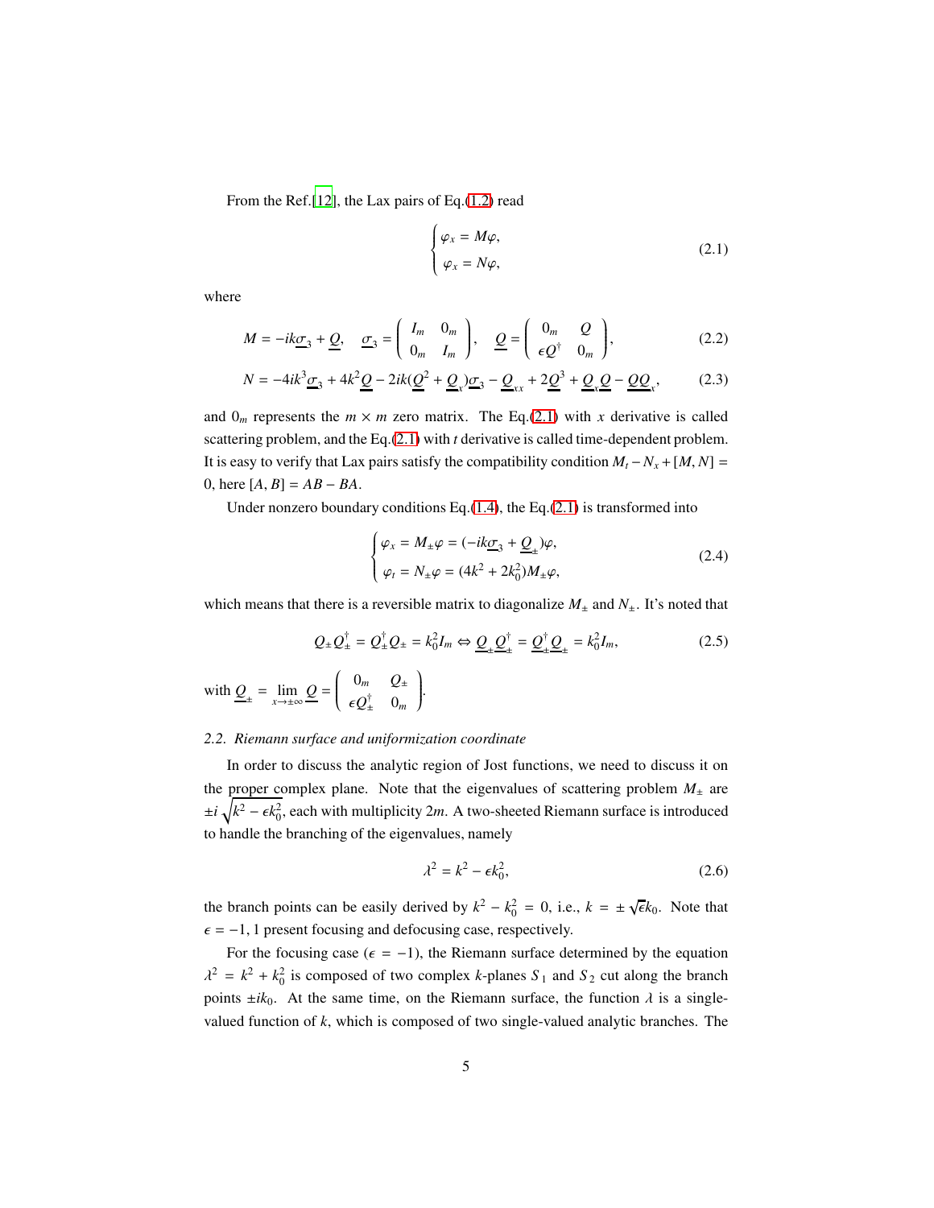From the Ref.[12], the Lax pairs of Eq.(1.2) read

$$\begin{cases} \varphi_x = M\varphi, \\ \varphi_x = N\varphi, \end{cases} \tag{2.1}$$

where

$$M = -ik\underline{\sigma}_3 + \underline{Q}, \quad \underline{\sigma}_3 = \begin{pmatrix} I_m & 0_m \\ 0_m & I_m \end{pmatrix}, \quad \underline{Q} = \begin{pmatrix} 0_m & Q \\ \epsilon Q^\dagger & 0_m \end{pmatrix}, \tag{2.2}$$

$$N = -4ik^3\underline{\sigma}_3 + 4k^2\underline{Q} - 2ik(\underline{Q}^2 + \underline{Q}_x)\underline{\sigma}_3 - \underline{Q}_{xx} + 2\underline{Q}^3 + \underline{Q}_x\underline{Q} - \underline{Q}\underline{Q}_x, \tag{2.3}$$

and $0_m$ represents the $m \times m$ zero matrix. The Eq.(2.1) with $x$ derivative is called scattering problem, and the Eq.(2.1) with $t$ derivative is called time-dependent problem. It is easy to verify that Lax pairs satisfy the compatibility condition $M_t - N_x + [M, N] = 0$, here $[A, B] = AB - BA$.

Under nonzero boundary conditions Eq.(1.4), the Eq.(2.1) is transformed into

$$\begin{cases} \varphi_x = M_\pm\varphi = (-ik\underline{\sigma}_3 + \underline{Q}_\pm)\varphi, \\ \varphi_t = N_\pm\varphi = (4k^2 + 2k_0^2)M_\pm\varphi, \end{cases} \tag{2.4}$$

which means that there is a reversible matrix to diagonalize $M_\pm$ and $N_\pm$. It's noted that

$$Q_\pm Q_\pm^\dagger = Q_\pm^\dagger Q_\pm = k_0^2 I_m \Leftrightarrow \underline{Q}_\pm \underline{Q}_\pm^\dagger = \underline{Q}_\pm^\dagger \underline{Q}_\pm = k_0^2 I_m, \tag{2.5}$$

with $\underline{Q}_\pm = \lim_{x\to\pm\infty} \underline{Q} = \begin{pmatrix} 0_m & Q_\pm \\ \epsilon Q_\pm^\dagger & 0_m \end{pmatrix}$.

### *2.2. Riemann surface and uniformization coordinate*

In order to discuss the analytic region of Jost functions, we need to discuss it on the proper complex plane. Note that the eigenvalues of scattering problem $M_\pm$ are $\pm i\sqrt{k^2 - \epsilon k_0^2}$, each with multiplicity $2m$. A two-sheeted Riemann surface is introduced to handle the branching of the eigenvalues, namely

$$\lambda^2 = k^2 - \epsilon k_0^2, \tag{2.6}$$

the branch points can be easily derived by $k^2 - k_0^2 = 0$, i.e., $k = \pm\sqrt{\epsilon}k_0$. Note that $\epsilon = -1, 1$ present focusing and defocusing case, respectively.

For the focusing case ($\epsilon = -1$), the Riemann surface determined by the equation $\lambda^2 = k^2 + k_0^2$ is composed of two complex $k$-planes $S_1$ and $S_2$ cut along the branch points $\pm ik_0$. At the same time, on the Riemann surface, the function $\lambda$ is a single-valued function of $k$, which is composed of two single-valued analytic branches. The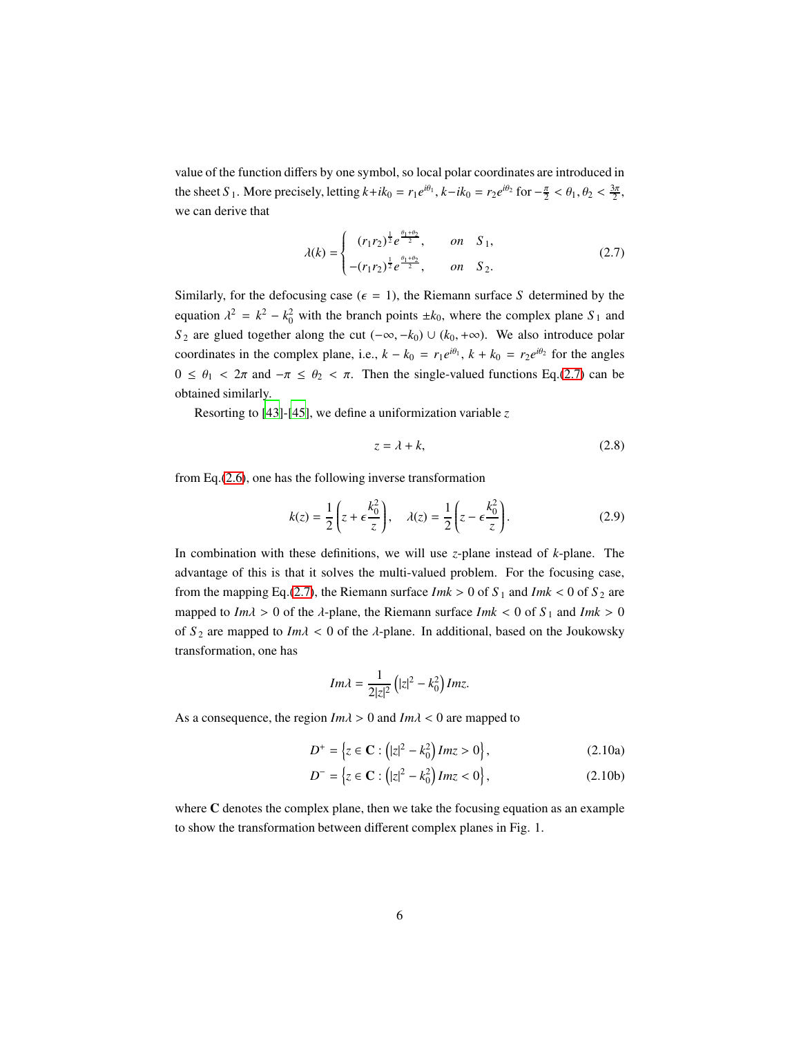value of the function differs by one symbol, so local polar coordinates are introduced in the sheet $S_1$. More precisely, letting $k+ik_0 = r_1 e^{i\theta_1}$, $k-ik_0 = r_2 e^{i\theta_2}$ for $-\frac{\pi}{2} < \theta_1, \theta_2 < \frac{3\pi}{2}$, we can derive that

$$
\lambda(k) = \begin{cases} (r_1 r_2)^{\frac{1}{2}} e^{\frac{\theta_1+\theta_2}{2}}, & on \quad S_1, \\ -(r_1 r_2)^{\frac{1}{2}} e^{\frac{\theta_1+\theta_2}{2}}, & on \quad S_2. \end{cases} \tag{2.7}
$$

Similarly, for the defocusing case ($\epsilon = 1$), the Riemann surface $S$ determined by the equation $\lambda^2 = k^2 - k_0^2$ with the branch points $\pm k_0$, where the complex plane $S_1$ and $S_2$ are glued together along the cut $(-\infty, -k_0) \cup (k_0, +\infty)$. We also introduce polar coordinates in the complex plane, i.e., $k - k_0 = r_1 e^{i\theta_1}$, $k + k_0 = r_2 e^{i\theta_2}$ for the angles $0 \leq \theta_1 < 2\pi$ and $-\pi \leq \theta_2 < \pi$. Then the single-valued functions Eq.(2.7) can be obtained similarly.

Resorting to [43]-[45], we define a uniformization variable $z$

$$
z = \lambda + k, \tag{2.8}
$$

from Eq.(2.6), one has the following inverse transformation

$$
k(z) = \frac{1}{2}\left(z + \epsilon\frac{k_0^2}{z}\right), \quad \lambda(z) = \frac{1}{2}\left(z - \epsilon\frac{k_0^2}{z}\right). \tag{2.9}
$$

In combination with these definitions, we will use $z$-plane instead of $k$-plane. The advantage of this is that it solves the multi-valued problem. For the focusing case, from the mapping Eq.(2.7), the Riemann surface $Imk > 0$ of $S_1$ and $Imk < 0$ of $S_2$ are mapped to $Im\lambda > 0$ of the $\lambda$-plane, the Riemann surface $Imk < 0$ of $S_1$ and $Imk > 0$ of $S_2$ are mapped to $Im\lambda < 0$ of the $\lambda$-plane. In additional, based on the Joukowsky transformation, one has

$$
Im\lambda = \frac{1}{2|z|^2}\left(|z|^2 - k_0^2\right) Imz.
$$

As a consequence, the region $Im\lambda > 0$ and $Im\lambda < 0$ are mapped to

$$
D^+ = \left\{z \in \mathbf{C} : \left(|z|^2 - k_0^2\right) Imz > 0\right\}, \tag{2.10a}
$$

$$
D^- = \left\{z \in \mathbf{C} : \left(|z|^2 - k_0^2\right) Imz < 0\right\}, \tag{2.10b}
$$

where $\mathbf{C}$ denotes the complex plane, then we take the focusing equation as an example to show the transformation between different complex planes in Fig. 1.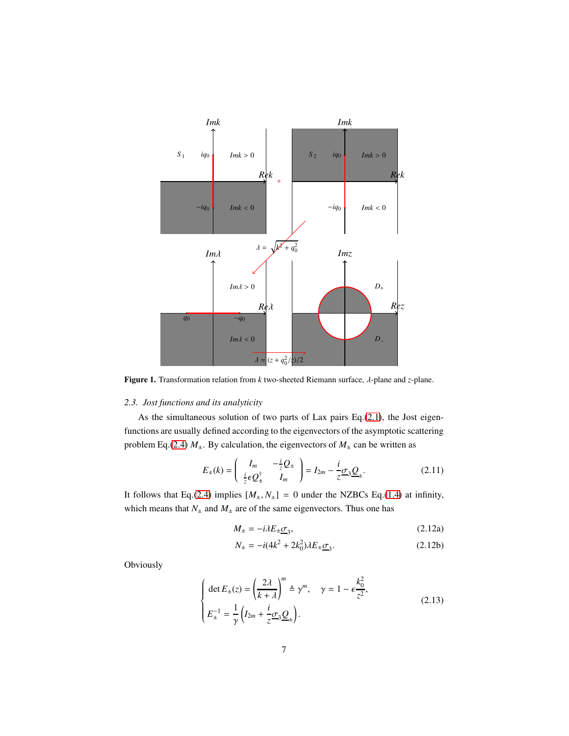**Figure 1.** Transformation relation from $k$ two-sheeted Riemann surface, $\lambda$-plane and $z$-plane.

### 2.3. Jost functions and its analyticity

As the simultaneous solution of two parts of Lax pairs Eq.(2.1), the Jost eigenfunctions are usually defined according to the eigenvectors of the asymptotic scattering problem Eq.(2.4) $M_{\pm}$. By calculation, the eigenvectors of $M_{\pm}$ can be written as

$$E_{\pm}(k) = \begin{pmatrix} I_m & -\frac{i}{z}Q_{\pm} \\ \frac{i}{z}\epsilon Q_{\pm}^{\dagger} & I_m \end{pmatrix} = I_{2m} - \frac{i}{z}\underline{\sigma}_3\underline{Q}_{\pm}. \tag{2.11}$$

It follows that Eq.(2.4) implies $[M_{\pm}, N_{\pm}] = 0$ under the NZBCs Eq.(1.4) at infinity, which means that $N_{\pm}$ and $M_{\pm}$ are of the same eigenvectors. Thus one has

$$M_{\pm} = -i\lambda E_{\pm}\underline{\sigma}_3, \tag{2.12a}$$

$$N_{\pm} = -i(4k^2 + 2k_0^2)\lambda E_{\pm}\underline{\sigma}_3. \tag{2.12b}$$

Obviously

$$\begin{cases} \det E_{\pm}(z) = \left(\dfrac{2\lambda}{k+\lambda}\right)^m \triangleq \gamma^m, \quad \gamma = 1 - \epsilon\dfrac{k_0^2}{z^2}, \\ E_{\pm}^{-1} = \dfrac{1}{\gamma}\left(I_{2m} + \dfrac{i}{z}\underline{\sigma}_3\underline{Q}_{\pm}\right). \end{cases} \tag{2.13}$$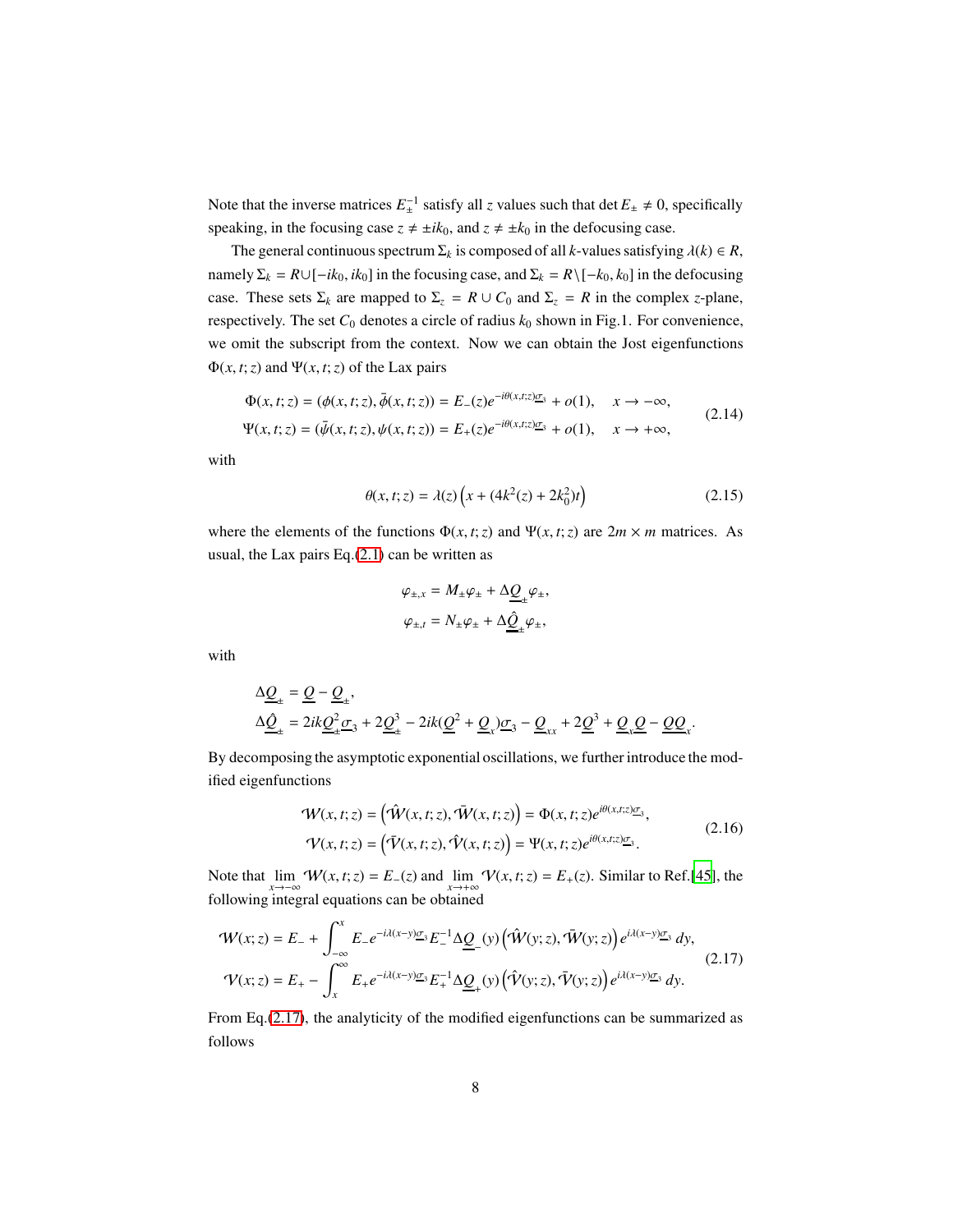Note that the inverse matrices $E_{\pm}^{-1}$ satisfy all $z$ values such that $\det E_{\pm} \neq 0$, specifically speaking, in the focusing case $z \neq \pm ik_0$, and $z \neq \pm k_0$ in the defocusing case.

The general continuous spectrum $\Sigma_k$ is composed of all $k$-values satisfying $\lambda(k) \in R$, namely $\Sigma_k = R \cup [-ik_0, ik_0]$ in the focusing case, and $\Sigma_k = R \backslash [-k_0, k_0]$ in the defocusing case. These sets $\Sigma_k$ are mapped to $\Sigma_z = R \cup C_0$ and $\Sigma_z = R$ in the complex $z$-plane, respectively. The set $C_0$ denotes a circle of radius $k_0$ shown in Fig.1. For convenience, we omit the subscript from the context. Now we can obtain the Jost eigenfunctions $\Phi(x,t;z)$ and $\Psi(x,t;z)$ of the Lax pairs

$$
\begin{aligned}
\Phi(x,t;z) &= (\phi(x,t;z), \bar{\phi}(x,t;z)) = E_-(z) e^{-i\theta(x,t;z)\underline{\sigma}_3} + o(1), \quad x \to -\infty, \\
\Psi(x,t;z) &= (\bar{\psi}(x,t;z), \psi(x,t;z)) = E_+(z) e^{-i\theta(x,t;z)\underline{\sigma}_3} + o(1), \quad x \to +\infty,
\end{aligned}
\tag{2.14}
$$

with

$$
\theta(x,t;z) = \lambda(z)\left(x + (4k^2(z) + 2k_0^2)t\right) \tag{2.15}
$$

where the elements of the functions $\Phi(x,t;z)$ and $\Psi(x,t;z)$ are $2m \times m$ matrices. As usual, the Lax pairs Eq.(2.1) can be written as

$$
\begin{aligned}
\varphi_{\pm,x} &= M_{\pm}\varphi_{\pm} + \Delta\underline{Q}_{\pm}\varphi_{\pm}, \\
\varphi_{\pm,t} &= N_{\pm}\varphi_{\pm} + \Delta\underline{\hat{Q}}_{\pm}\varphi_{\pm},
\end{aligned}
$$

with

$$
\begin{aligned}
\Delta\underline{Q}_{\pm} &= \underline{Q} - \underline{Q}_{\pm}, \\
\Delta\underline{\hat{Q}}_{\pm} &= 2ik\underline{Q}_{\pm}^2\underline{\sigma}_3 + 2\underline{Q}_{\pm}^3 - 2ik(\underline{Q}^2 + \underline{Q}_x)\underline{\sigma}_3 - \underline{Q}_{xx} + 2\underline{Q}^3 + \underline{Q}_x\underline{Q} - \underline{Q}\underline{Q}_x.
\end{aligned}
$$

By decomposing the asymptotic exponential oscillations, we further introduce the modified eigenfunctions

$$
\begin{aligned}
\mathcal{W}(x,t;z) &= \left(\hat{\mathcal{W}}(x,t;z), \bar{\mathcal{W}}(x,t;z)\right) = \Phi(x,t;z) e^{i\theta(x,t;z)\underline{\sigma}_3}, \\
\mathcal{V}(x,t;z) &= \left(\bar{\mathcal{V}}(x,t;z), \hat{\mathcal{V}}(x,t;z)\right) = \Psi(x,t;z) e^{i\theta(x,t;z)\underline{\sigma}_3}.
\end{aligned}
\tag{2.16}
$$

Note that $\lim\limits_{x \to -\infty} \mathcal{W}(x,t;z) = E_-(z)$ and $\lim\limits_{x \to +\infty} \mathcal{V}(x,t;z) = E_+(z)$. Similar to Ref.[45], the following integral equations can be obtained

$$
\begin{aligned}
\mathcal{W}(x;z) &= E_- + \int_{-\infty}^{x} E_- e^{-i\lambda(x-y)\underline{\sigma}_3} E_-^{-1} \Delta\underline{Q}_-(y) \left(\hat{\mathcal{W}}(y;z), \bar{\mathcal{W}}(y;z)\right) e^{i\lambda(x-y)\underline{\sigma}_3}\, dy, \\
\mathcal{V}(x;z) &= E_+ - \int_{x}^{\infty} E_+ e^{-i\lambda(x-y)\underline{\sigma}_3} E_+^{-1} \Delta\underline{Q}_+(y) \left(\hat{\mathcal{V}}(y;z), \bar{\mathcal{V}}(y;z)\right) e^{i\lambda(x-y)\underline{\sigma}_3}\, dy.
\end{aligned}
\tag{2.17}
$$

From Eq.(2.17), the analyticity of the modified eigenfunctions can be summarized as follows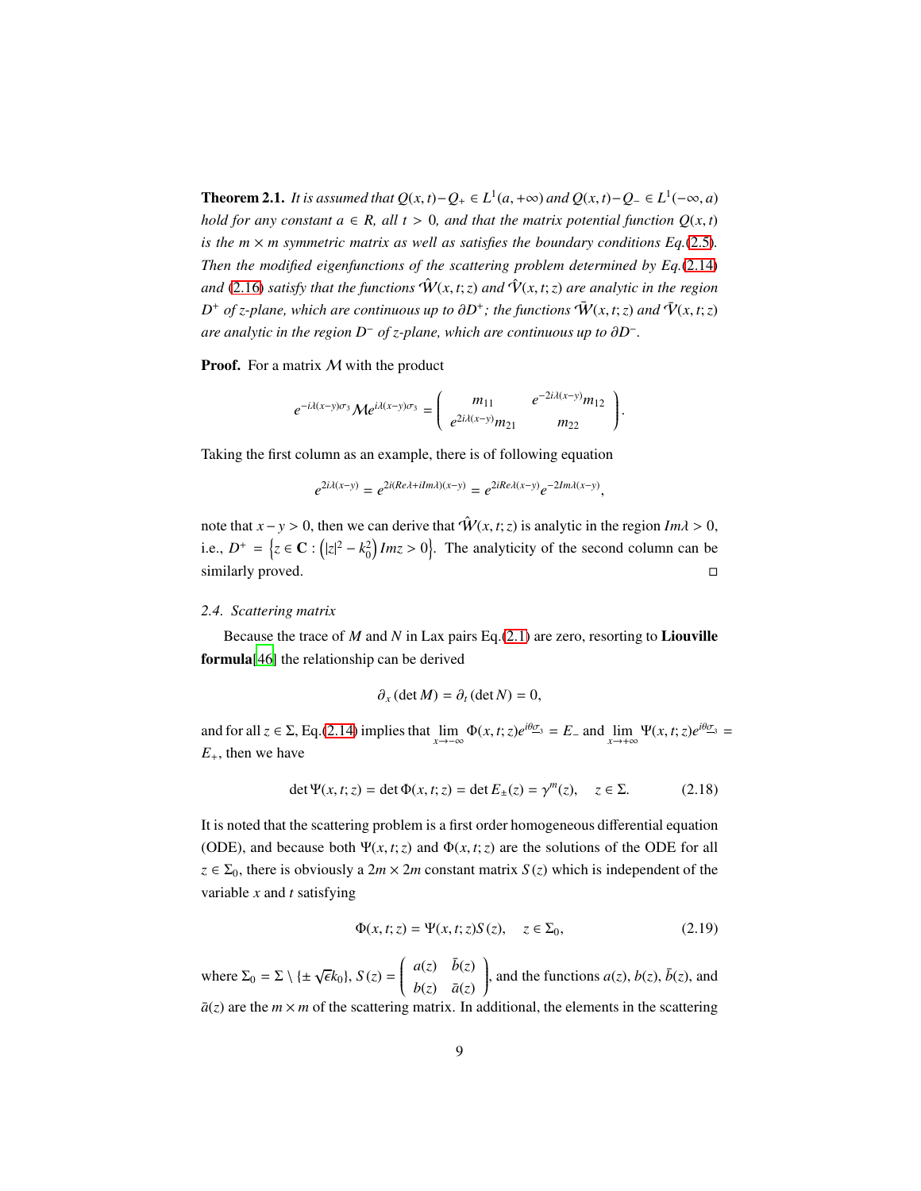**Theorem 2.1.** *It is assumed that $Q(x,t) - Q_+ \in L^1(a, +\infty)$ and $Q(x,t) - Q_- \in L^1(-\infty, a)$ hold for any constant $a \in R$, all $t > 0$, and that the matrix potential function $Q(x,t)$ is the $m \times m$ symmetric matrix as well as satisfies the boundary conditions Eq.(2.5). Then the modified eigenfunctions of the scattering problem determined by Eq.(2.14) and (2.16) satisfy that the functions $\hat{\mathcal{W}}(x,t;z)$ and $\hat{\mathcal{V}}(x,t;z)$ are analytic in the region $D^+$ of z-plane, which are continuous up to $\partial D^+$; the functions $\bar{\mathcal{W}}(x,t;z)$ and $\bar{\mathcal{V}}(x,t;z)$ are analytic in the region $D^-$ of z-plane, which are continuous up to $\partial D^-$.*

**Proof.** For a matrix $\mathcal{M}$ with the product

$$e^{-i\lambda(x-y)\sigma_3}\mathcal{M}e^{i\lambda(x-y)\sigma_3} = \begin{pmatrix} m_{11} & e^{-2i\lambda(x-y)}m_{12} \\ e^{2i\lambda(x-y)}m_{21} & m_{22} \end{pmatrix}.$$

Taking the first column as an example, there is of following equation

$$e^{2i\lambda(x-y)} = e^{2i(Re\lambda + iIm\lambda)(x-y)} = e^{2iRe\lambda(x-y)}e^{-2Im\lambda(x-y)},$$

note that $x - y > 0$, then we can derive that $\hat{\mathcal{W}}(x,t;z)$ is analytic in the region $Im\lambda > 0$, i.e., $D^+ = \left\{z \in \mathbf{C} : \left(|z|^2 - k_0^2\right) Imz > 0\right\}$. The analyticity of the second column can be similarly proved. □

### 2.4. Scattering matrix

Because the trace of $M$ and $N$ in Lax pairs Eq.(2.1) are zero, resorting to **Liouville formula**[46] the relationship can be derived

$$\partial_x (\det M) = \partial_t (\det N) = 0,$$

and for all $z \in \Sigma$, Eq.(2.14) implies that $\lim\limits_{x\to-\infty} \Phi(x,t;z)e^{i\theta\underline{\sigma}_3} = E_-$ and $\lim\limits_{x\to+\infty} \Psi(x,t;z)e^{i\theta\underline{\sigma}_3} = E_+$, then we have

$$\det \Psi(x,t;z) = \det \Phi(x,t;z) = \det E_\pm(z) = \gamma^m(z), \quad z \in \Sigma. \tag{2.18}$$

It is noted that the scattering problem is a first order homogeneous differential equation (ODE), and because both $\Psi(x,t;z)$ and $\Phi(x,t;z)$ are the solutions of the ODE for all $z \in \Sigma_0$, there is obviously a $2m \times 2m$ constant matrix $S(z)$ which is independent of the variable $x$ and $t$ satisfying

$$\Phi(x,t;z) = \Psi(x,t;z)S(z), \quad z \in \Sigma_0, \tag{2.19}$$

where $\Sigma_0 = \Sigma \setminus \{\pm\sqrt{\epsilon}k_0\}$, $S(z) = \begin{pmatrix} a(z) & \bar{b}(z) \\ b(z) & \bar{a}(z) \end{pmatrix}$, and the functions $a(z)$, $b(z)$, $\bar{b}(z)$, and $\bar{a}(z)$ are the $m \times m$ of the scattering matrix. In additional, the elements in the scattering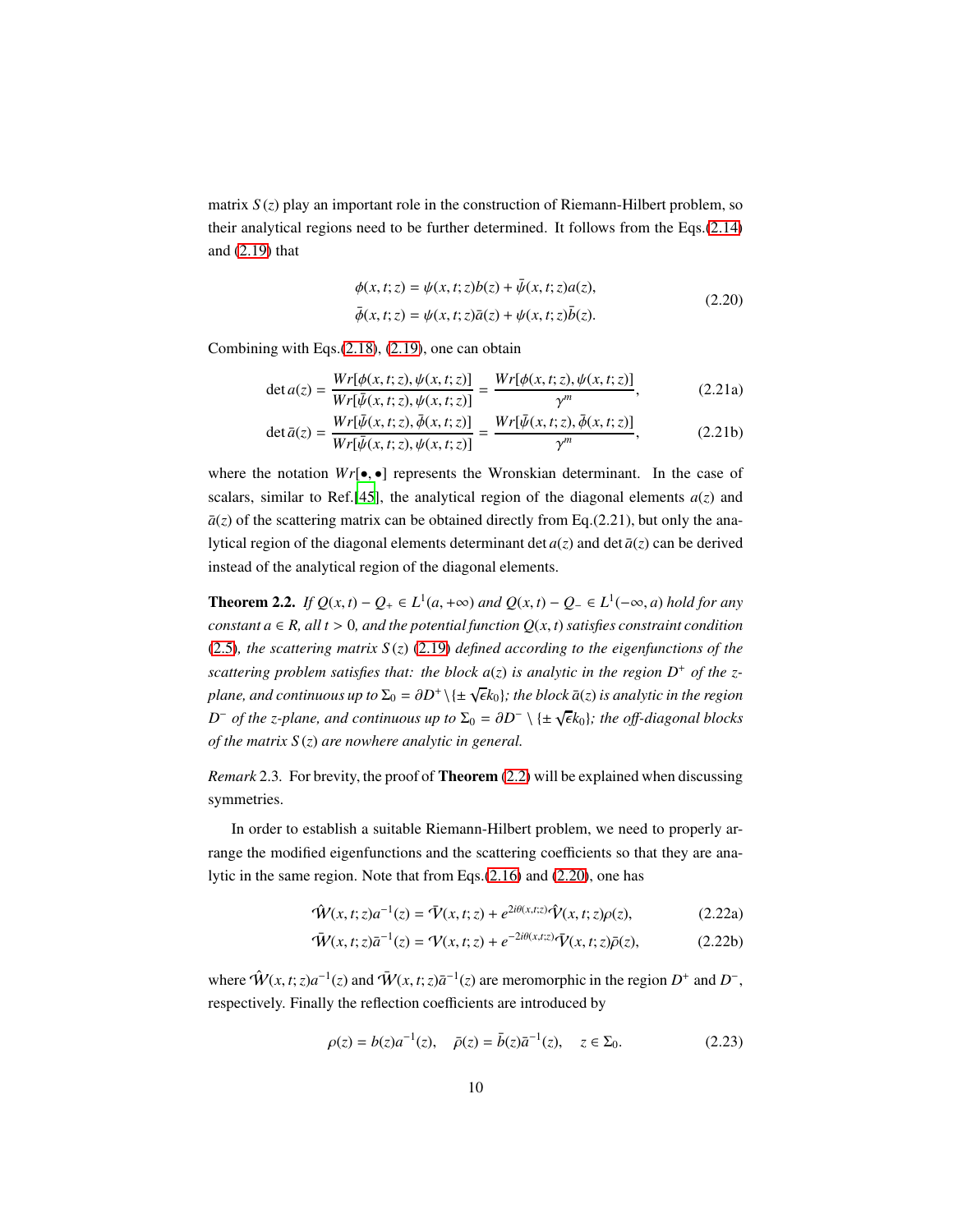matrix $S(z)$ play an important role in the construction of Riemann-Hilbert problem, so their analytical regions need to be further determined. It follows from the Eqs.(2.14) and (2.19) that

$$
\begin{aligned}
\phi(x,t;z) &= \psi(x,t;z)b(z) + \bar{\psi}(x,t;z)a(z),\\
\bar{\phi}(x,t;z) &= \psi(x,t;z)\bar{a}(z) + \psi(x,t;z)\bar{b}(z).
\end{aligned}
\tag{2.20}
$$

Combining with Eqs.(2.18), (2.19), one can obtain

$$
\det a(z) = \frac{Wr[\phi(x,t;z), \psi(x,t;z)]}{Wr[\bar{\psi}(x,t;z), \psi(x,t;z)]} = \frac{Wr[\phi(x,t;z), \psi(x,t;z)]}{\gamma^m}, \tag{2.21a}
$$

$$
\det \bar{a}(z) = \frac{Wr[\bar{\psi}(x,t;z), \bar{\phi}(x,t;z)]}{Wr[\bar{\psi}(x,t;z), \psi(x,t;z)]} = \frac{Wr[\bar{\psi}(x,t;z), \bar{\phi}(x,t;z)]}{\gamma^m}, \tag{2.21b}
$$

where the notation $Wr[\bullet,\bullet]$ represents the Wronskian determinant. In the case of scalars, similar to Ref.[45], the analytical region of the diagonal elements $a(z)$ and $\bar{a}(z)$ of the scattering matrix can be obtained directly from Eq.(2.21), but only the analytical region of the diagonal elements determinant $\det a(z)$ and $\det \bar{a}(z)$ can be derived instead of the analytical region of the diagonal elements.

**Theorem 2.2.** *If $Q(x,t) - Q_+ \in L^1(a, +\infty)$ and $Q(x,t) - Q_- \in L^1(-\infty, a)$ hold for any constant $a \in R$, all $t > 0$, and the potential function $Q(x,t)$ satisfies constraint condition (2.5), the scattering matrix $S(z)$ (2.19) defined according to the eigenfunctions of the scattering problem satisfies that: the block $a(z)$ is analytic in the region $D^+$ of the z-plane, and continuous up to $\Sigma_0 = \partial D^+ \setminus \{\pm\sqrt{\epsilon}k_0\}$; the block $\bar{a}(z)$ is analytic in the region $D^-$ of the z-plane, and continuous up to $\Sigma_0 = \partial D^- \setminus \{\pm\sqrt{\epsilon}k_0\}$; the off-diagonal blocks of the matrix $S(z)$ are nowhere analytic in general.*

*Remark* 2.3. For brevity, the proof of **Theorem** (2.2) will be explained when discussing symmetries.

In order to establish a suitable Riemann-Hilbert problem, we need to properly arrange the modified eigenfunctions and the scattering coefficients so that they are analytic in the same region. Note that from Eqs.(2.16) and (2.20), one has

$$
\hat{\mathcal{W}}(x,t;z)a^{-1}(z) = \bar{\mathcal{V}}(x,t;z) + e^{2i\theta(x,t;z)}\hat{\mathcal{V}}(x,t;z)\rho(z), \tag{2.22a}
$$

$$
\bar{\mathcal{W}}(x,t;z)\bar{a}^{-1}(z) = \mathcal{V}(x,t;z) + e^{-2i\theta(x,t;z)}\bar{\mathcal{V}}(x,t;z)\bar{\rho}(z), \tag{2.22b}
$$

where $\hat{\mathcal{W}}(x,t;z)a^{-1}(z)$ and $\bar{\mathcal{W}}(x,t;z)\bar{a}^{-1}(z)$ are meromorphic in the region $D^+$ and $D^-$, respectively. Finally the reflection coefficients are introduced by

$$
\rho(z) = b(z)a^{-1}(z), \quad \bar{\rho}(z) = \bar{b}(z)\bar{a}^{-1}(z), \quad z \in \Sigma_0. \tag{2.23}
$$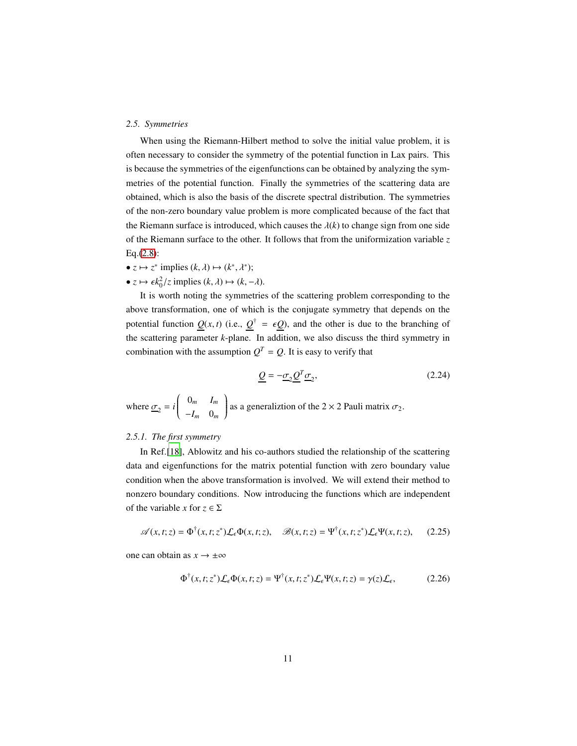*2.5. Symmetries*

When using the Riemann-Hilbert method to solve the initial value problem, it is often necessary to consider the symmetry of the potential function in Lax pairs. This is because the symmetries of the eigenfunctions can be obtained by analyzing the symmetries of the potential function. Finally the symmetries of the scattering data are obtained, which is also the basis of the discrete spectral distribution. The symmetries of the non-zero boundary value problem is more complicated because of the fact that the Riemann surface is introduced, which causes the $\lambda(k)$ to change sign from one side of the Riemann surface to the other. It follows that from the uniformization variable $z$ Eq.(2.8):

- $z \mapsto z^*$ implies $(k, \lambda) \mapsto (k^*, \lambda^*)$;
- $z \mapsto \epsilon k_0^2/z$ implies $(k, \lambda) \mapsto (k, -\lambda)$.

It is worth noting the symmetries of the scattering problem corresponding to the above transformation, one of which is the conjugate symmetry that depends on the potential function $\underline{Q}(x,t)$ (i.e., $\underline{Q}^\dagger = \epsilon \underline{Q}$), and the other is due to the branching of the scattering parameter $k$-plane. In addition, we also discuss the third symmetry in combination with the assumption $Q^T = Q$. It is easy to verify that

$$
\underline{Q} = -\underline{\sigma}_2 \underline{Q}^T \underline{\sigma}_2, \tag{2.24}
$$

where $\underline{\sigma}_2 = i \begin{pmatrix} 0_m & I_m \\ -I_m & 0_m \end{pmatrix}$ as a generaliztion of the $2 \times 2$ Pauli matrix $\sigma_2$.

*2.5.1. The first symmetry*

In Ref.[18], Ablowitz and his co-authors studied the relationship of the scattering data and eigenfunctions for the matrix potential function with zero boundary value condition when the above transformation is involved. We will extend their method to nonzero boundary conditions. Now introducing the functions which are independent of the variable $x$ for $z \in \Sigma$

$$
\mathscr{A}(x,t;z) = \Phi^\dagger(x,t;z^*)\mathcal{L}_\epsilon \Phi(x,t;z), \quad \mathscr{B}(x,t;z) = \Psi^\dagger(x,t;z^*)\mathcal{L}_\epsilon \Psi(x,t;z), \tag{2.25}
$$

one can obtain as $x \to \pm\infty$

$$
\Phi^\dagger(x,t;z^*)\mathcal{L}_\epsilon \Phi(x,t;z) = \Psi^\dagger(x,t;z^*)\mathcal{L}_\epsilon \Psi(x,t;z) = \gamma(z)\mathcal{L}_\epsilon, \tag{2.26}
$$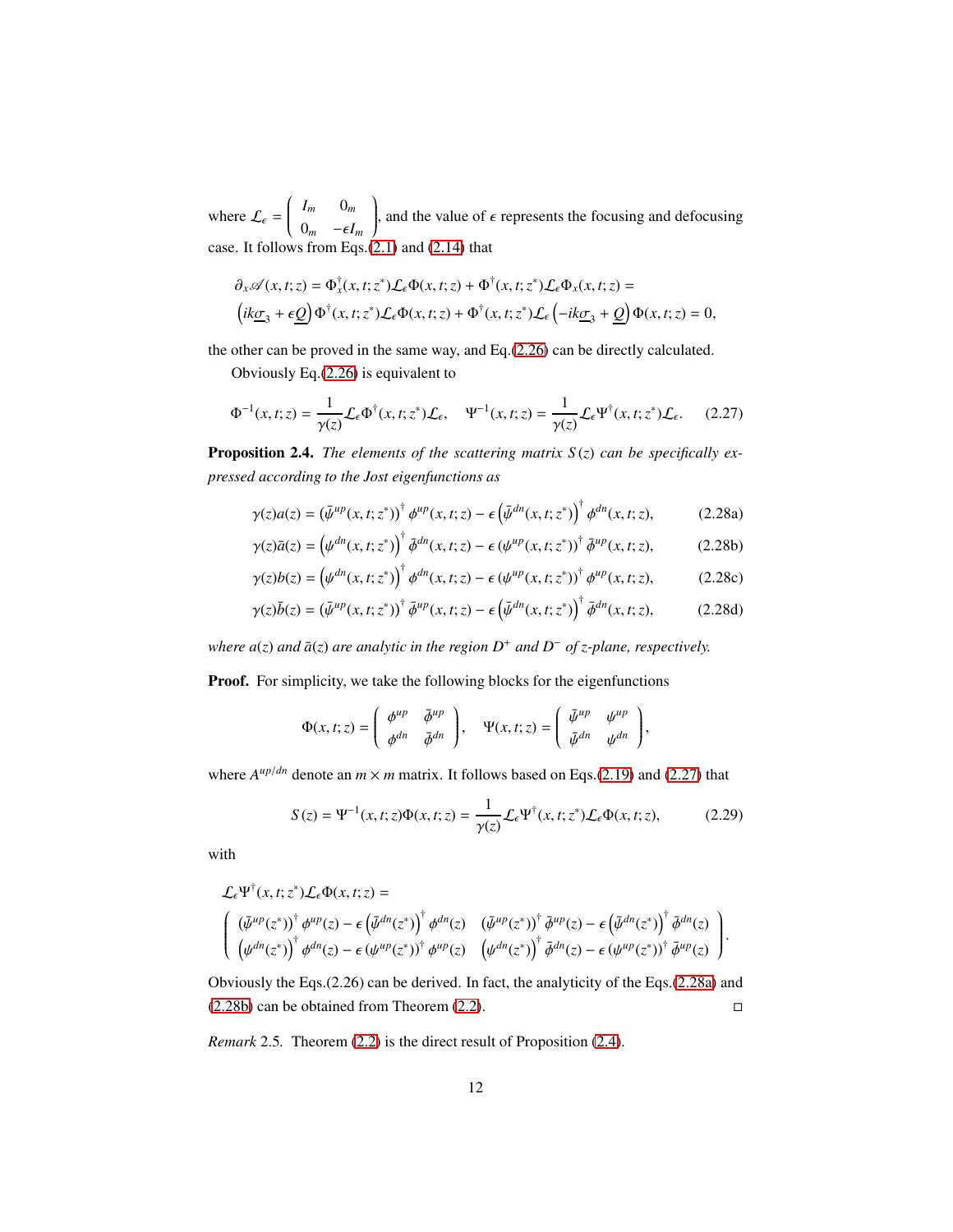where $\mathcal{L}_\epsilon = \begin{pmatrix} I_m & 0_m \\ 0_m & -\epsilon I_m \end{pmatrix}$, and the value of $\epsilon$ represents the focusing and defocusing case. It follows from Eqs.(2.1) and (2.14) that

$$\partial_x \mathscr{A}(x,t;z) = \Phi_x^\dagger(x,t;z^*)\mathcal{L}_\epsilon\Phi(x,t;z) + \Phi^\dagger(x,t;z^*)\mathcal{L}_\epsilon\Phi_x(x,t;z) =$$
$$\left(ik\underline{\sigma}_3 + \epsilon\underline{Q}\right)\Phi^\dagger(x,t;z^*)\mathcal{L}_\epsilon\Phi(x,t;z) + \Phi^\dagger(x,t;z^*)\mathcal{L}_\epsilon\left(-ik\underline{\sigma}_3 + \underline{Q}\right)\Phi(x,t;z) = 0,$$

the other can be proved in the same way, and Eq.(2.26) can be directly calculated.

Obviously Eq.(2.26) is equivalent to

$$\Phi^{-1}(x,t;z) = \frac{1}{\gamma(z)}\mathcal{L}_\epsilon\Phi^\dagger(x,t;z^*)\mathcal{L}_\epsilon, \quad \Psi^{-1}(x,t;z) = \frac{1}{\gamma(z)}\mathcal{L}_\epsilon\Psi^\dagger(x,t;z^*)\mathcal{L}_\epsilon. \tag{2.27}$$

**Proposition 2.4.** *The elements of the scattering matrix $S(z)$ can be specifically expressed according to the Jost eigenfunctions as*

$$\gamma(z)a(z) = \left(\bar{\psi}^{up}(x,t;z^*)\right)^\dagger \phi^{up}(x,t;z) - \epsilon\left(\bar{\psi}^{dn}(x,t;z^*)\right)^\dagger \phi^{dn}(x,t;z), \tag{2.28a}$$

$$\gamma(z)\bar{a}(z) = \left(\psi^{dn}(x,t;z^*)\right)^\dagger \bar{\phi}^{dn}(x,t;z) - \epsilon\left(\psi^{up}(x,t;z^*)\right)^\dagger \bar{\phi}^{up}(x,t;z), \tag{2.28b}$$

$$\gamma(z)b(z) = \left(\psi^{dn}(x,t;z^*)\right)^\dagger \phi^{dn}(x,t;z) - \epsilon\left(\psi^{up}(x,t;z^*)\right)^\dagger \phi^{up}(x,t;z), \tag{2.28c}$$

$$\gamma(z)\bar{b}(z) = \left(\bar{\psi}^{up}(x,t;z^*)\right)^\dagger \bar{\phi}^{up}(x,t;z) - \epsilon\left(\bar{\psi}^{dn}(x,t;z^*)\right)^\dagger \bar{\phi}^{dn}(x,t;z), \tag{2.28d}$$

*where $a(z)$ and $\bar{a}(z)$ are analytic in the region $D^+$ and $D^-$ of $z$-plane, respectively.*

**Proof.** For simplicity, we take the following blocks for the eigenfunctions

$$\Phi(x,t;z) = \begin{pmatrix} \phi^{up} & \bar{\phi}^{up} \\ \phi^{dn} & \bar{\phi}^{dn} \end{pmatrix}, \quad \Psi(x,t;z) = \begin{pmatrix} \bar{\psi}^{up} & \psi^{up} \\ \bar{\psi}^{dn} & \psi^{dn} \end{pmatrix},$$

where $A^{up/dn}$ denote an $m\times m$ matrix. It follows based on Eqs.(2.19) and (2.27) that

$$S(z) = \Psi^{-1}(x,t;z)\Phi(x,t;z) = \frac{1}{\gamma(z)}\mathcal{L}_\epsilon\Psi^\dagger(x,t;z^*)\mathcal{L}_\epsilon\Phi(x,t;z), \tag{2.29}$$

with

$$\mathcal{L}_\epsilon\Psi^\dagger(x,t;z^*)\mathcal{L}_\epsilon\Phi(x,t;z) =$$
$$\begin{pmatrix} \left(\bar{\psi}^{up}(z^*)\right)^\dagger \phi^{up}(z) - \epsilon\left(\bar{\psi}^{dn}(z^*)\right)^\dagger \phi^{dn}(z) & \left(\bar{\psi}^{up}(z^*)\right)^\dagger \bar{\phi}^{up}(z) - \epsilon\left(\bar{\psi}^{dn}(z^*)\right)^\dagger \bar{\phi}^{dn}(z) \\ \left(\psi^{dn}(z^*)\right)^\dagger \phi^{dn}(z) - \epsilon\left(\psi^{up}(z^*)\right)^\dagger \phi^{up}(z) & \left(\psi^{dn}(z^*)\right)^\dagger \bar{\phi}^{dn}(z) - \epsilon\left(\psi^{up}(z^*)\right)^\dagger \bar{\phi}^{up}(z) \end{pmatrix}.$$

Obviously the Eqs.(2.26) can be derived. In fact, the analyticity of the Eqs.(2.28a) and (2.28b) can be obtained from Theorem (2.2). □

*Remark* 2.5. Theorem (2.2) is the direct result of Proposition (2.4).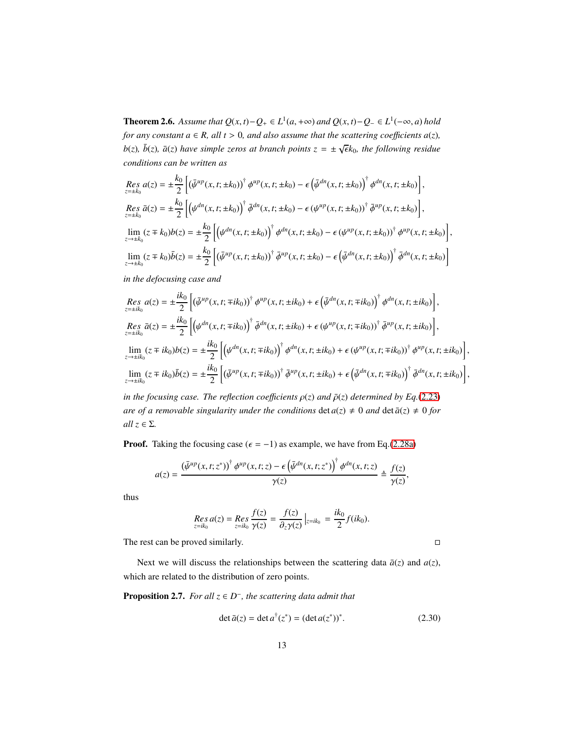**Theorem 2.6.** *Assume that $Q(x,t)-Q_+ \in L^1(a,+\infty)$ and $Q(x,t)-Q_- \in L^1(-\infty,a)$ hold for any constant $a \in R$, all $t>0$, and also assume that the scattering coefficients $a(z)$, $b(z)$, $\bar{b}(z)$, $\bar{a}(z)$ have simple zeros at branch points $z=\pm\sqrt{\epsilon}k_0$, the following residue conditions can be written as*

$$
\begin{aligned}
&\mathop{Res}_{z=\pm k_0} a(z) = \pm\frac{k_0}{2}\left[\left(\bar{\psi}^{up}(x,t;\pm k_0)\right)^{\dagger}\phi^{up}(x,t;\pm k_0) - \epsilon\left(\bar{\psi}^{dn}(x,t;\pm k_0)\right)^{\dagger}\phi^{dn}(x,t;\pm k_0)\right],\\
&\mathop{Res}_{z=\pm k_0} \bar{a}(z) = \pm\frac{k_0}{2}\left[\left(\psi^{dn}(x,t;\pm k_0)\right)^{\dagger}\bar{\phi}^{dn}(x,t;\pm k_0) - \epsilon\left(\psi^{up}(x,t;\pm k_0)\right)^{\dagger}\bar{\phi}^{up}(x,t;\pm k_0)\right],\\
&\lim_{z\to\pm k_0}(z\mp k_0)b(z) = \pm\frac{k_0}{2}\left[\left(\psi^{dn}(x,t;\pm k_0)\right)^{\dagger}\phi^{dn}(x,t;\pm k_0) - \epsilon\left(\psi^{up}(x,t;\pm k_0)\right)^{\dagger}\phi^{up}(x,t;\pm k_0)\right],\\
&\lim_{z\to\pm k_0}(z\mp k_0)\bar{b}(z) = \pm\frac{k_0}{2}\left[\left(\bar{\psi}^{up}(x,t;\pm k_0)\right)^{\dagger}\bar{\phi}^{up}(x,t;\pm k_0) - \epsilon\left(\bar{\psi}^{dn}(x,t;\pm k_0)\right)^{\dagger}\bar{\phi}^{dn}(x,t;\pm k_0)\right]
\end{aligned}
$$

*in the defocusing case and*

$$
\begin{aligned}
&\mathop{Res}_{z=\pm ik_0} a(z) = \pm\frac{ik_0}{2}\left[\left(\bar{\psi}^{up}(x,t;\mp ik_0)\right)^{\dagger}\phi^{up}(x,t;\pm ik_0) + \epsilon\left(\bar{\psi}^{dn}(x,t;\mp ik_0)\right)^{\dagger}\phi^{dn}(x,t;\pm ik_0)\right],\\
&\mathop{Res}_{z=\pm ik_0} \bar{a}(z) = \pm\frac{ik_0}{2}\left[\left(\psi^{dn}(x,t;\mp ik_0)\right)^{\dagger}\bar{\phi}^{dn}(x,t;\pm ik_0) + \epsilon\left(\psi^{up}(x,t;\mp ik_0)\right)^{\dagger}\bar{\phi}^{up}(x,t;\pm ik_0)\right],\\
&\lim_{z\to\pm ik_0}(z\mp ik_0)b(z) = \pm\frac{ik_0}{2}\left[\left(\psi^{dn}(x,t;\mp ik_0)\right)^{\dagger}\phi^{dn}(x,t;\pm ik_0) + \epsilon\left(\psi^{up}(x,t;\mp ik_0)\right)^{\dagger}\phi^{up}(x,t;\pm ik_0)\right],\\
&\lim_{z\to\pm ik_0}(z\mp ik_0)\bar{b}(z) = \pm\frac{ik_0}{2}\left[\left(\bar{\psi}^{up}(x,t;\mp ik_0)\right)^{\dagger}\bar{\phi}^{up}(x,t;\pm ik_0) + \epsilon\left(\bar{\psi}^{dn}(x,t;\mp ik_0)\right)^{\dagger}\bar{\phi}^{dn}(x,t;\pm ik_0)\right],
\end{aligned}
$$

*in the focusing case. The reflection coefficients $\rho(z)$ and $\bar{\rho}(z)$ determined by Eq.(2.23) are of a removable singularity under the conditions $\det a(z)\neq 0$ and $\det\bar{a}(z)\neq 0$ for all $z\in\Sigma$.*

**Proof.** Taking the focusing case ($\epsilon=-1$) as example, we have from Eq.(2.28a)

$$
a(z) = \frac{\left(\bar{\psi}^{up}(x,t;z^*)\right)^{\dagger}\phi^{up}(x,t;z) - \epsilon\left(\bar{\psi}^{dn}(x,t;z^*)\right)^{\dagger}\phi^{dn}(x,t;z)}{\gamma(z)} \triangleq \frac{f(z)}{\gamma(z)},
$$

thus

$$
\mathop{Res}_{z=ik_0} a(z) = \mathop{Res}_{z=ik_0}\frac{f(z)}{\gamma(z)} = \frac{f(z)}{\partial_z\gamma(z)}\Big|_{z=ik_0} = \frac{ik_0}{2}f(ik_0).
$$

The rest can be proved similarly. □

Next we will discuss the relationships between the scattering data $\bar{a}(z)$ and $a(z)$, which are related to the distribution of zero points.

**Proposition 2.7.** *For all $z\in D^-$, the scattering data admit that*

$$
\det\bar{a}(z) = \det a^{\dagger}(z^*) = (\det a(z^*))^*. \tag{2.30}
$$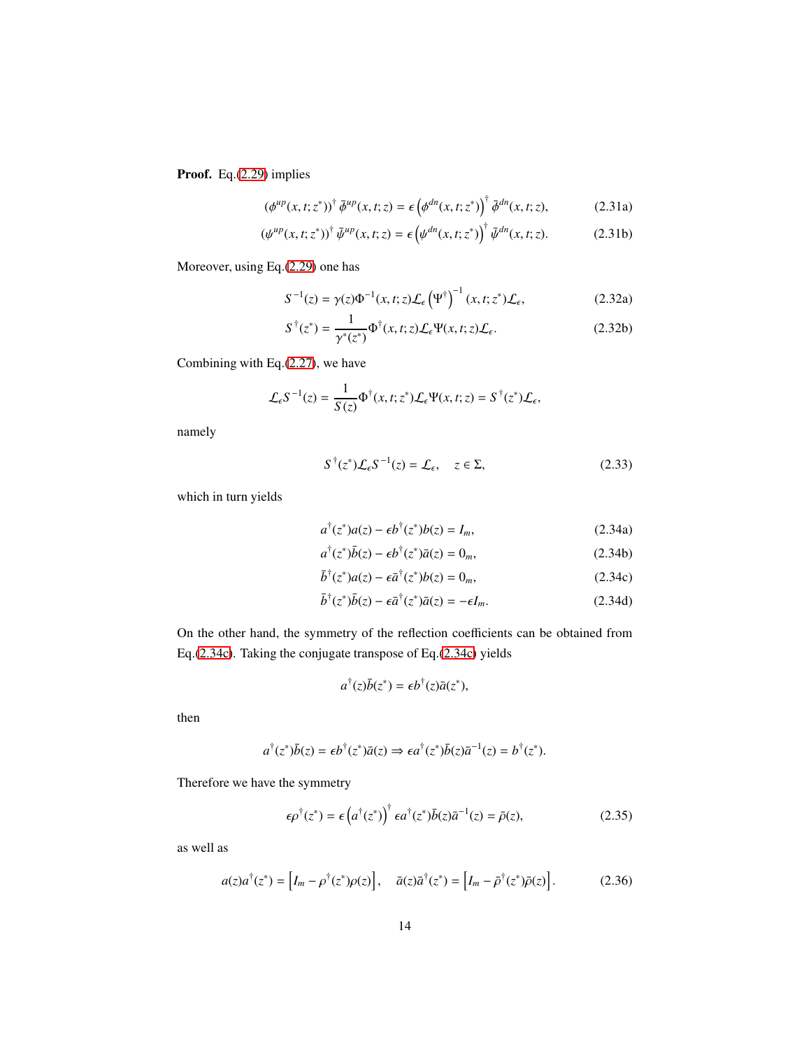**Proof.** Eq.(2.29) implies

$$(\phi^{up}(x,t;z^*))^\dagger \, \bar{\phi}^{up}(x,t;z) = \epsilon \left(\phi^{dn}(x,t;z^*)\right)^\dagger \bar{\phi}^{dn}(x,t;z), \tag{2.31a}$$

$$(\psi^{up}(x,t;z^*))^\dagger \, \bar{\psi}^{up}(x,t;z) = \epsilon \left(\psi^{dn}(x,t;z^*)\right)^\dagger \bar{\psi}^{dn}(x,t;z). \tag{2.31b}$$

Moreover, using Eq.(2.29) one has

$$S^{-1}(z) = \gamma(z)\Phi^{-1}(x,t;z)\mathcal{L}_\epsilon \left(\Psi^\dagger\right)^{-1}(x,t;z^*)\mathcal{L}_\epsilon, \tag{2.32a}$$

$$S^\dagger(z^*) = \frac{1}{\gamma^*(z^*)}\Phi^\dagger(x,t;z)\mathcal{L}_\epsilon \Psi(x,t;z)\mathcal{L}_\epsilon. \tag{2.32b}$$

Combining with Eq.(2.27), we have

$$\mathcal{L}_\epsilon S^{-1}(z) = \frac{1}{S(z)}\Phi^\dagger(x,t;z^*)\mathcal{L}_\epsilon \Psi(x,t;z) = S^\dagger(z^*)\mathcal{L}_\epsilon,$$

namely

$$S^\dagger(z^*)\mathcal{L}_\epsilon S^{-1}(z) = \mathcal{L}_\epsilon, \quad z \in \Sigma, \tag{2.33}$$

which in turn yields

$$a^\dagger(z^*)a(z) - \epsilon b^\dagger(z^*)b(z) = I_m, \tag{2.34a}$$

$$a^\dagger(z^*)\bar{b}(z) - \epsilon b^\dagger(z^*)\bar{a}(z) = 0_m, \tag{2.34b}$$

$$\bar{b}^\dagger(z^*)a(z) - \epsilon \bar{a}^\dagger(z^*)b(z) = 0_m, \tag{2.34c}$$

$$\bar{b}^\dagger(z^*)\bar{b}(z) - \epsilon \bar{a}^\dagger(z^*)\bar{a}(z) = -\epsilon I_m. \tag{2.34d}$$

On the other hand, the symmetry of the reflection coefficients can be obtained from Eq.(2.34c). Taking the conjugate transpose of Eq.(2.34c) yields

$$a^\dagger(z)\bar{b}(z^*) = \epsilon b^\dagger(z)\bar{a}(z^*),$$

then

$$a^\dagger(z^*)\bar{b}(z) = \epsilon b^\dagger(z^*)\bar{a}(z) \Rightarrow \epsilon a^\dagger(z^*)\bar{b}(z)\bar{a}^{-1}(z) = b^\dagger(z^*).$$

Therefore we have the symmetry

$$\epsilon\rho^\dagger(z^*) = \epsilon\left(a^\dagger(z^*)\right)^\dagger \epsilon a^\dagger(z^*)\bar{b}(z)\bar{a}^{-1}(z) = \bar{\rho}(z), \tag{2.35}$$

as well as

$$a(z)a^\dagger(z^*) = \left[I_m - \rho^\dagger(z^*)\rho(z)\right], \quad \bar{a}(z)\bar{a}^\dagger(z^*) = \left[I_m - \bar{\rho}^\dagger(z^*)\bar{\rho}(z)\right]. \tag{2.36}$$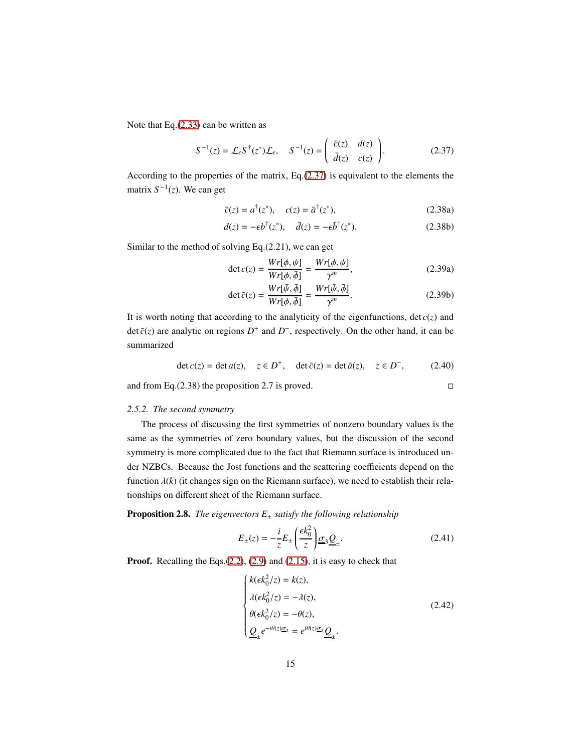Note that Eq.(2.33) can be written as

$$S^{-1}(z) = \mathcal{L}_\epsilon S^\dagger(z^*)\mathcal{L}_\epsilon, \quad S^{-1}(z) = \begin{pmatrix} \bar{c}(z) & d(z) \\ \bar{d}(z) & c(z) \end{pmatrix}. \tag{2.37}$$

According to the properties of the matrix, Eq.(2.37) is equivalent to the elements the matrix $S^{-1}(z)$. We can get

$$\bar{c}(z) = a^\dagger(z^*), \quad c(z) = \bar{a}^\dagger(z^*), \tag{2.38a}$$

$$d(z) = -\epsilon b^\dagger(z^*), \quad \bar{d}(z) = -\epsilon \bar{b}^\dagger(z^*). \tag{2.38b}$$

Similar to the method of solving Eq.(2.21), we can get

$$\det c(z) = \frac{Wr[\phi, \psi]}{Wr[\phi, \bar{\phi}]} = \frac{Wr[\phi, \psi]}{\gamma^m}, \tag{2.39a}$$

$$\det \bar{c}(z) = \frac{Wr[\bar{\psi}, \bar{\phi}]}{Wr[\phi, \bar{\phi}]} = \frac{Wr[\bar{\psi}, \bar{\phi}]}{\gamma^m}. \tag{2.39b}$$

It is worth noting that according to the analyticity of the eigenfunctions, $\det c(z)$ and $\det \bar{c}(z)$ are analytic on regions $D^+$ and $D^-$, respectively. On the other hand, it can be summarized

$$\det c(z) = \det a(z), \quad z \in D^+, \quad \det \bar{c}(z) = \det \bar{a}(z), \quad z \in D^-, \tag{2.40}$$

and from Eq.(2.38) the proposition 2.7 is proved. □

### *2.5.2. The second symmetry*

The process of discussing the first symmetries of nonzero boundary values is the same as the symmetries of zero boundary values, but the discussion of the second symmetry is more complicated due to the fact that Riemann surface is introduced under NZBCs. Because the Jost functions and the scattering coefficients depend on the function $\lambda(k)$ (it changes sign on the Riemann surface), we need to establish their relationships on different sheet of the Riemann surface.

**Proposition 2.8.** *The eigenvectors $E_\pm$ satisfy the following relationship*

$$E_\pm(z) = -\frac{i}{z} E_\pm\left(\frac{\epsilon k_0^2}{z}\right)\underline{\sigma}_3 \underline{Q}_\pm. \tag{2.41}$$

**Proof.** Recalling the Eqs.(2.2), (2.9) and (2.15), it is easy to check that

$$\begin{cases} k(\epsilon k_0^2/z) = k(z), \\ \lambda(\epsilon k_0^2/z) = -\lambda(z), \\ \theta(\epsilon k_0^2/z) = -\theta(z), \\ \underline{Q}_\pm e^{-i\theta(z)\underline{\sigma}_3} = e^{i\theta(z)\underline{\sigma}_3}\underline{Q}_\pm. \end{cases} \tag{2.42}$$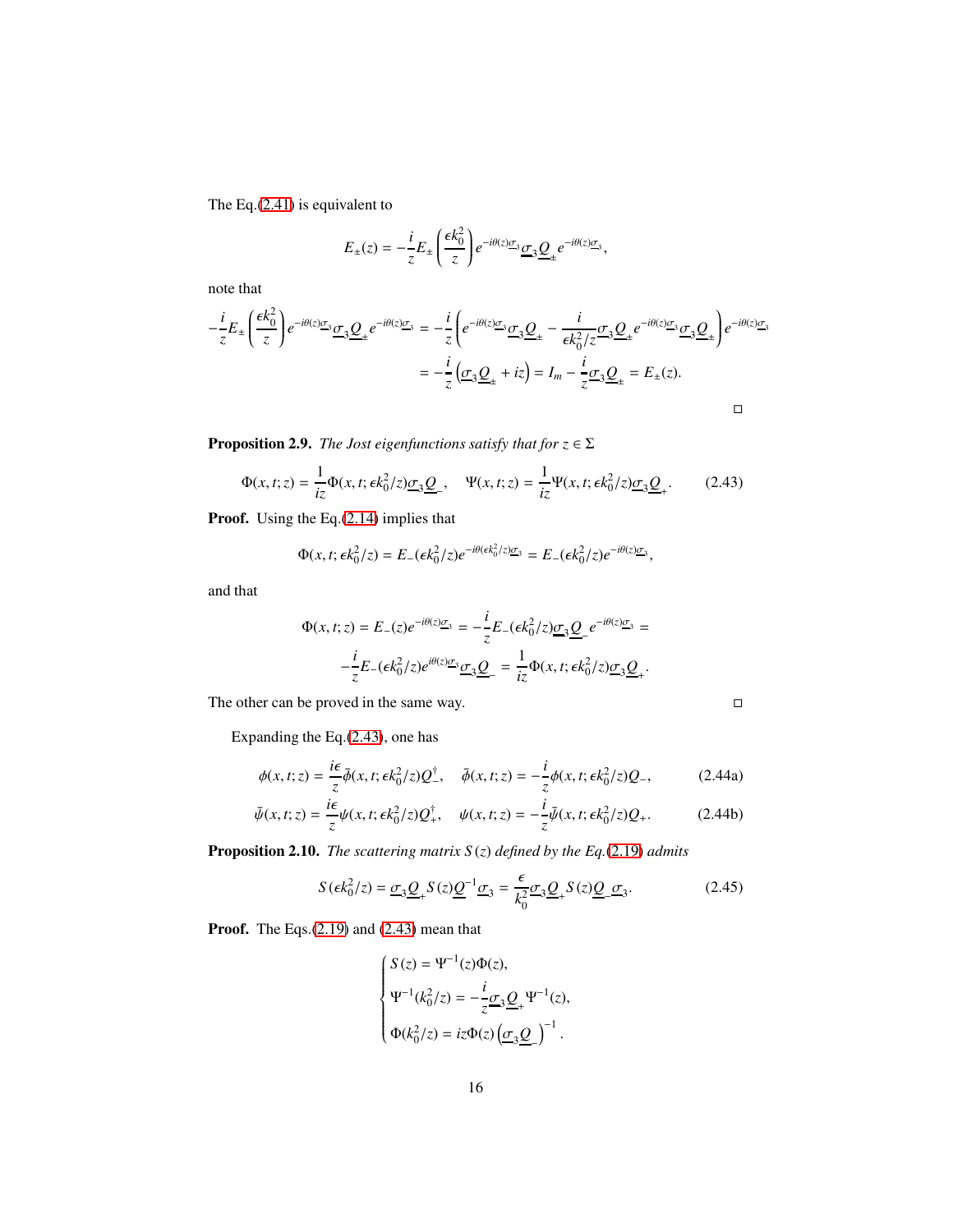The Eq.(2.41) is equivalent to

$$E_{\pm}(z) = -\frac{i}{z}E_{\pm}\left(\frac{\epsilon k_0^2}{z}\right)e^{-i\theta(z)\underline{\sigma}_3}\underline{\sigma}_3\underline{Q}_{\pm}e^{-i\theta(z)\underline{\sigma}_3},$$

note that

$$\begin{aligned}
-\frac{i}{z}E_{\pm}\left(\frac{\epsilon k_0^2}{z}\right)e^{-i\theta(z)\underline{\sigma}_3}\underline{\sigma}_3\underline{Q}_{\pm}e^{-i\theta(z)\underline{\sigma}_3} &= -\frac{i}{z}\left(e^{-i\theta(z)\underline{\sigma}_3}\underline{\sigma}_3\underline{Q}_{\pm} - \frac{i}{\epsilon k_0^2/z}\underline{\sigma}_3\underline{Q}_{\pm}e^{-i\theta(z)\underline{\sigma}_3}\underline{\sigma}_3\underline{Q}_{\pm}\right)e^{-i\theta(z)\underline{\sigma}_3} \\
&= -\frac{i}{z}\left(\underline{\sigma}_3\underline{Q}_{\pm} + iz\right) = I_m - \frac{i}{z}\underline{\sigma}_3\underline{Q}_{\pm} = E_{\pm}(z).
\end{aligned}$$

□

**Proposition 2.9.** *The Jost eigenfunctions satisfy that for $z \in \Sigma$*

$$\Phi(x,t;z) = \frac{1}{iz}\Phi(x,t;\epsilon k_0^2/z)\underline{\sigma}_3\underline{Q}_{-}, \quad \Psi(x,t;z) = \frac{1}{iz}\Psi(x,t;\epsilon k_0^2/z)\underline{\sigma}_3\underline{Q}_{+}. \tag{2.43}$$

**Proof.** Using the Eq.(2.14) implies that

$$\Phi(x,t;\epsilon k_0^2/z) = E_{-}(\epsilon k_0^2/z)e^{-i\theta(\epsilon k_0^2/z)\underline{\sigma}_3} = E_{-}(\epsilon k_0^2/z)e^{-i\theta(z)\underline{\sigma}_3},$$

and that

$$\begin{aligned}
\Phi(x,t;z) = E_{-}(z)e^{-i\theta(z)\underline{\sigma}_3} = -\frac{i}{z}E_{-}(\epsilon k_0^2/z)\underline{\sigma}_3\underline{Q}_{-}e^{-i\theta(z)\underline{\sigma}_3} = \\
-\frac{i}{z}E_{-}(\epsilon k_0^2/z)e^{i\theta(z)\underline{\sigma}_3}\underline{\sigma}_3\underline{Q}_{-} = \frac{1}{iz}\Phi(x,t;\epsilon k_0^2/z)\underline{\sigma}_3\underline{Q}_{+}.
\end{aligned}$$

The other can be proved in the same way. □

Expanding the Eq.(2.43), one has

$$\phi(x,t;z) = \frac{i\epsilon}{z}\bar{\phi}(x,t;\epsilon k_0^2/z)Q_{-}^{\dagger}, \quad \bar{\phi}(x,t;z) = -\frac{i}{z}\phi(x,t;\epsilon k_0^2/z)Q_{-}, \tag{2.44a}$$

$$\bar{\psi}(x,t;z) = \frac{i\epsilon}{z}\psi(x,t;\epsilon k_0^2/z)Q_{+}^{\dagger}, \quad \psi(x,t;z) = -\frac{i}{z}\bar{\psi}(x,t;\epsilon k_0^2/z)Q_{+}. \tag{2.44b}$$

**Proposition 2.10.** *The scattering matrix $S(z)$ defined by the Eq.(2.19) admits*

$$S(\epsilon k_0^2/z) = \underline{\sigma}_3\underline{Q}_{+}S(z)\underline{Q}^{-1}\underline{\sigma}_3 = \frac{\epsilon}{k_0^2}\underline{\sigma}_3\underline{Q}_{+}S(z)\underline{Q}_{-}\underline{\sigma}_3. \tag{2.45}$$

**Proof.** The Eqs.(2.19) and (2.43) mean that

$$\begin{cases}
S(z) = \Psi^{-1}(z)\Phi(z), \\
\Psi^{-1}(k_0^2/z) = -\frac{i}{z}\underline{\sigma}_3\underline{Q}_{+}\Psi^{-1}(z), \\
\Phi(k_0^2/z) = iz\Phi(z)\left(\underline{\sigma}_3\underline{Q}_{-}\right)^{-1}.
\end{cases}$$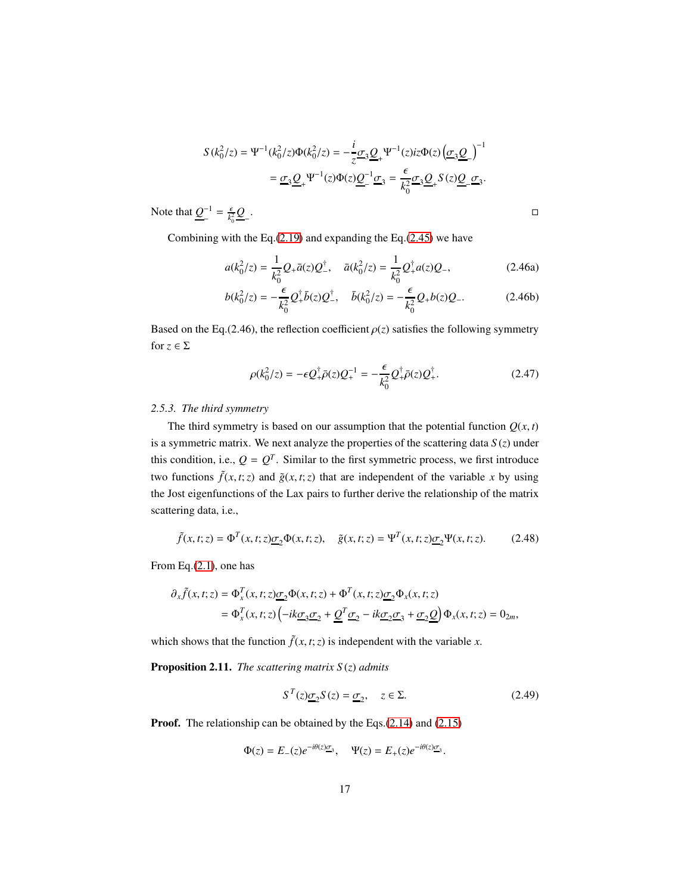$$
\begin{aligned}
S(k_0^2/z) = \Psi^{-1}(k_0^2/z)\Phi(k_0^2/z) &= -\frac{i}{z}\underline{\sigma}_3\underline{Q}_+\Psi^{-1}(z)iz\Phi(z)\left(\underline{\sigma}_3\underline{Q}_-\right)^{-1} \\
&= \underline{\sigma}_3\underline{Q}_+\Psi^{-1}(z)\Phi(z)\underline{Q}_-^{-1}\underline{\sigma}_3 = \frac{\epsilon}{k_0^2}\underline{\sigma}_3\underline{Q}_+S(z)\underline{Q}_-\underline{\sigma}_3.
\end{aligned}
$$

Note that $\underline{Q}_-^{-1} = \frac{\epsilon}{k_0^2}\underline{Q}_-$. ◻

Combining with the Eq.(2.19) and expanding the Eq.(2.45) we have

$$
a(k_0^2/z) = \frac{1}{k_0^2}Q_+\bar{a}(z)Q_-^\dagger, \quad \bar{a}(k_0^2/z) = \frac{1}{k_0^2}Q_+^\dagger a(z)Q_-, \tag{2.46a}
$$

$$
b(k_0^2/z) = -\frac{\epsilon}{k_0^2}Q_+^\dagger\bar{b}(z)Q_-^\dagger, \quad \bar{b}(k_0^2/z) = -\frac{\epsilon}{k_0^2}Q_+b(z)Q_-. \tag{2.46b}
$$

Based on the Eq.(2.46), the reflection coefficient $\rho(z)$ satisfies the following symmetry for $z \in \Sigma$

$$
\rho(k_0^2/z) = -\epsilon Q_+^\dagger\bar{\rho}(z)Q_+^{-1} = -\frac{\epsilon}{k_0^2}Q_+^\dagger\bar{\rho}(z)Q_+^\dagger. \tag{2.47}
$$

*2.5.3. The third symmetry*

The third symmetry is based on our assumption that the potential function $Q(x,t)$ is a symmetric matrix. We next analyze the properties of the scattering data $S(z)$ under this condition, i.e., $Q = Q^T$. Similar to the first symmetric process, we first introduce two functions $\tilde{f}(x,t;z)$ and $\tilde{g}(x,t;z)$ that are independent of the variable $x$ by using the Jost eigenfunctions of the Lax pairs to further derive the relationship of the matrix scattering data, i.e.,

$$
\tilde{f}(x,t;z) = \Phi^T(x,t;z)\underline{\sigma}_2\Phi(x,t;z), \quad \tilde{g}(x,t;z) = \Psi^T(x,t;z)\underline{\sigma}_2\Psi(x,t;z). \tag{2.48}
$$

From Eq.(2.1), one has

$$
\begin{aligned}
\partial_x\tilde{f}(x,t;z) &= \Phi_x^T(x,t;z)\underline{\sigma}_2\Phi(x,t;z) + \Phi^T(x,t;z)\underline{\sigma}_2\Phi_x(x,t;z) \\
&= \Phi_x^T(x,t;z)\left(-ik\underline{\sigma}_3\underline{\sigma}_2 + \underline{Q}^T\underline{\sigma}_2 - ik\underline{\sigma}_2\underline{\sigma}_3 + \underline{\sigma}_2\underline{Q}\right)\Phi_x(x,t;z) = 0_{2m},
\end{aligned}
$$

which shows that the function $\tilde{f}(x,t;z)$ is independent with the variable $x$.

**Proposition 2.11.** *The scattering matrix $S(z)$ admits*

$$
S^T(z)\underline{\sigma}_2S(z) = \underline{\sigma}_2, \quad z \in \Sigma. \tag{2.49}
$$

**Proof.** The relationship can be obtained by the Eqs.(2.14) and (2.15)

$$
\Phi(z) = E_-(z)e^{-i\theta(z)\underline{\sigma}_3}, \quad \Psi(z) = E_+(z)e^{-i\theta(z)\underline{\sigma}_3}.
$$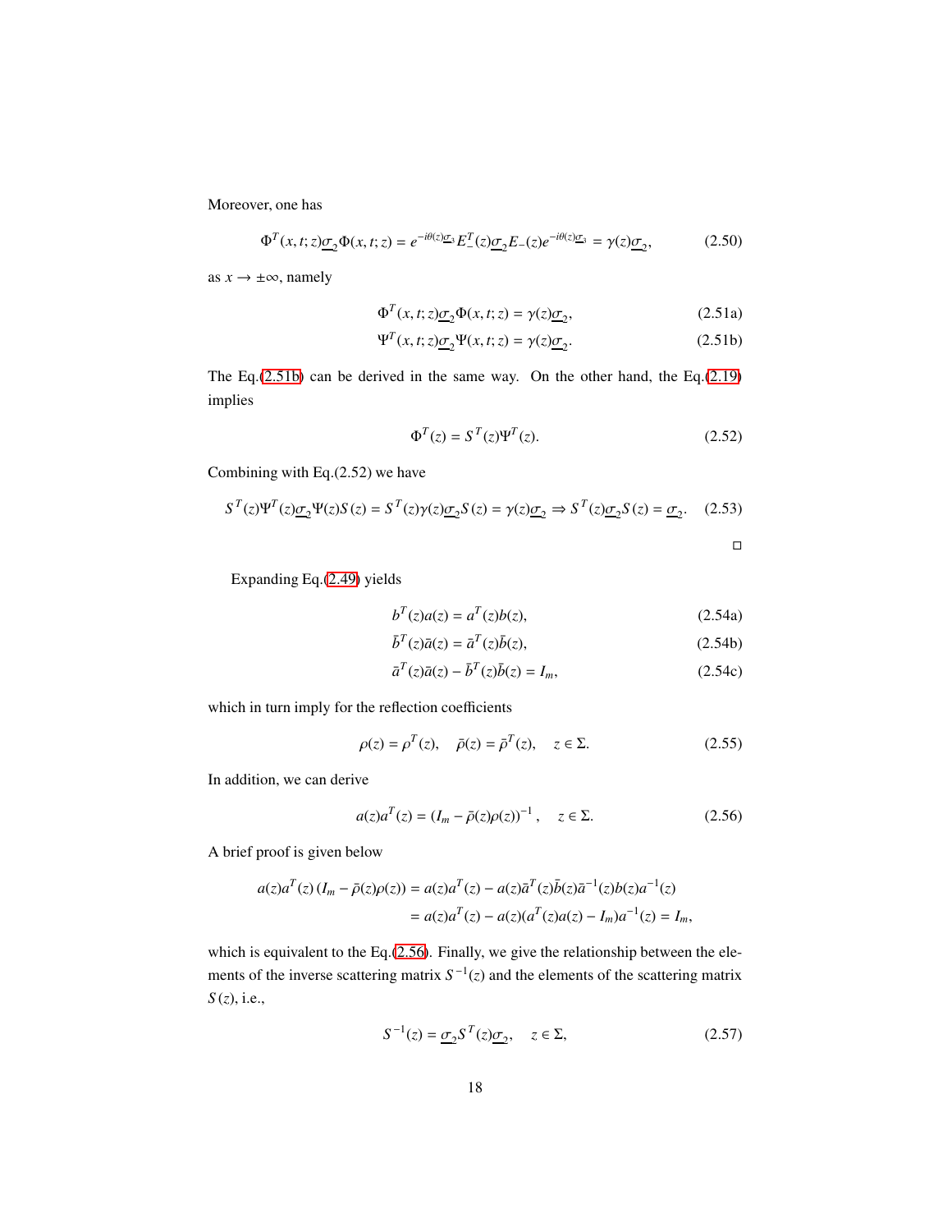Moreover, one has

$$\Phi^T(x,t;z)\underline{\sigma_2}\Phi(x,t;z) = e^{-i\theta(z)\underline{\sigma_3}}E_-^T(z)\underline{\sigma_2}E_-(z)e^{-i\theta(z)\underline{\sigma_3}} = \gamma(z)\underline{\sigma_2}, \tag{2.50}$$

as $x \to \pm\infty$, namely

$$\Phi^T(x,t;z)\underline{\sigma_2}\Phi(x,t;z) = \gamma(z)\underline{\sigma_2}, \tag{2.51a}$$

$$\Psi^T(x,t;z)\underline{\sigma_2}\Psi(x,t;z) = \gamma(z)\underline{\sigma_2}. \tag{2.51b}$$

The Eq.(2.51b) can be derived in the same way. On the other hand, the Eq.(2.19) implies

$$\Phi^T(z) = S^T(z)\Psi^T(z). \tag{2.52}$$

Combining with Eq.(2.52) we have

$$S^T(z)\Psi^T(z)\underline{\sigma_2}\Psi(z)S(z) = S^T(z)\gamma(z)\underline{\sigma_2}S(z) = \gamma(z)\underline{\sigma_2} \Rightarrow S^T(z)\underline{\sigma_2}S(z) = \underline{\sigma_2}. \tag{2.53}$$

□

Expanding Eq.(2.49) yields

$$b^T(z)a(z) = a^T(z)b(z), \tag{2.54a}$$

$$\bar{b}^T(z)\bar{a}(z) = \bar{a}^T(z)\bar{b}(z), \tag{2.54b}$$

$$\bar{a}^T(z)\bar{a}(z) - \bar{b}^T(z)\bar{b}(z) = I_m, \tag{2.54c}$$

which in turn imply for the reflection coefficients

$$\rho(z) = \rho^T(z), \quad \bar{\rho}(z) = \bar{\rho}^T(z), \quad z \in \Sigma. \tag{2.55}$$

In addition, we can derive

$$a(z)a^T(z) = \left(I_m - \bar{\rho}(z)\rho(z)\right)^{-1}, \quad z \in \Sigma. \tag{2.56}$$

A brief proof is given below

$$\begin{aligned} a(z)a^T(z)\left(I_m - \bar{\rho}(z)\rho(z)\right) &= a(z)a^T(z) - a(z)\bar{a}^T(z)\bar{b}(z)\bar{a}^{-1}(z)b(z)a^{-1}(z) \\ &= a(z)a^T(z) - a(z)(a^T(z)a(z) - I_m)a^{-1}(z) = I_m, \end{aligned}$$

which is equivalent to the Eq.(2.56). Finally, we give the relationship between the elements of the inverse scattering matrix $S^{-1}(z)$ and the elements of the scattering matrix $S(z)$, i.e.,

$$S^{-1}(z) = \underline{\sigma_2}S^T(z)\underline{\sigma_2}, \quad z \in \Sigma, \tag{2.57}$$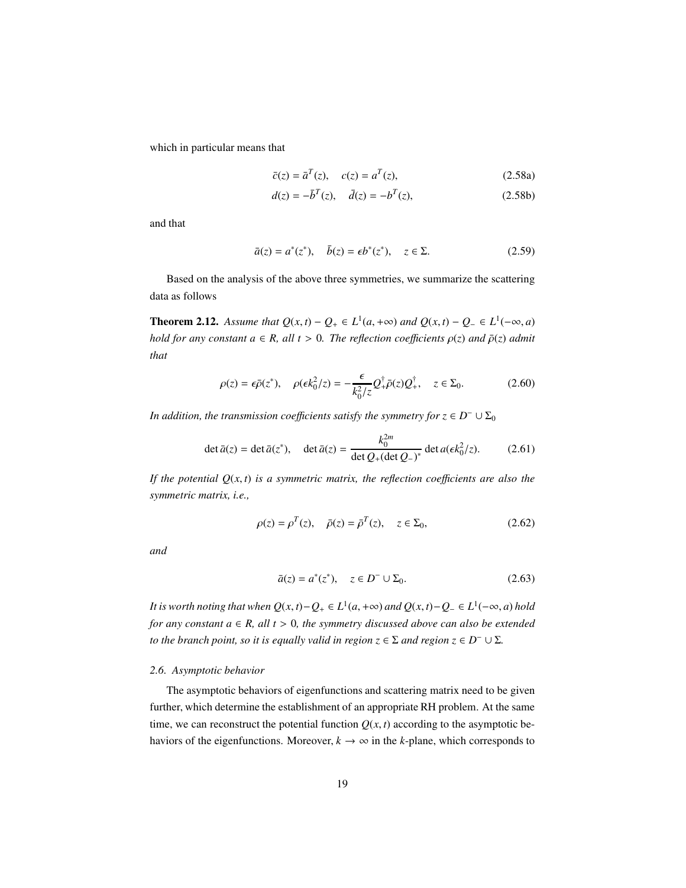which in particular means that

$$\bar{c}(z) = \bar{a}^T(z), \quad c(z) = a^T(z), \tag{2.58a}$$

$$d(z) = -\bar{b}^T(z), \quad \bar{d}(z) = -b^T(z), \tag{2.58b}$$

and that

$$\bar{a}(z) = a^*(z^*), \quad \bar{b}(z) = \epsilon b^*(z^*), \quad z \in \Sigma. \tag{2.59}$$

Based on the analysis of the above three symmetries, we summarize the scattering data as follows

**Theorem 2.12.** *Assume that $Q(x,t) - Q_+ \in L^1(a, +\infty)$ and $Q(x,t) - Q_- \in L^1(-\infty, a)$ hold for any constant $a \in R$, all $t > 0$. The reflection coefficients $\rho(z)$ and $\bar{\rho}(z)$ admit that*

$$\rho(z) = \epsilon\bar{\rho}(z^*), \quad \rho(\epsilon k_0^2/z) = -\frac{\epsilon}{k_0^2/z} Q_+^\dagger \bar{\rho}(z) Q_+^\dagger, \quad z \in \Sigma_0. \tag{2.60}$$

*In addition, the transmission coefficients satisfy the symmetry for $z \in D^- \cup \Sigma_0$*

$$\det \bar{a}(z) = \det \bar{a}(z^*), \quad \det \bar{a}(z) = \frac{k_0^{2m}}{\det Q_+ (\det Q_-)^*} \det a(\epsilon k_0^2/z). \tag{2.61}$$

*If the potential $Q(x,t)$ is a symmetric matrix, the reflection coefficients are also the symmetric matrix, i.e.,*

$$\rho(z) = \rho^T(z), \quad \bar{\rho}(z) = \bar{\rho}^T(z), \quad z \in \Sigma_0, \tag{2.62}$$

*and*

$$\bar{a}(z) = a^*(z^*), \quad z \in D^- \cup \Sigma_0. \tag{2.63}$$

*It is worth noting that when $Q(x,t) - Q_+ \in L^1(a, +\infty)$ and $Q(x,t) - Q_- \in L^1(-\infty, a)$ hold for any constant $a \in R$, all $t > 0$, the symmetry discussed above can also be extended to the branch point, so it is equally valid in region $z \in \Sigma$ and region $z \in D^- \cup \Sigma$.*

### 2.6. Asymptotic behavior

The asymptotic behaviors of eigenfunctions and scattering matrix need to be given further, which determine the establishment of an appropriate RH problem. At the same time, we can reconstruct the potential function $Q(x,t)$ according to the asymptotic behaviors of the eigenfunctions. Moreover, $k \to \infty$ in the $k$-plane, which corresponds to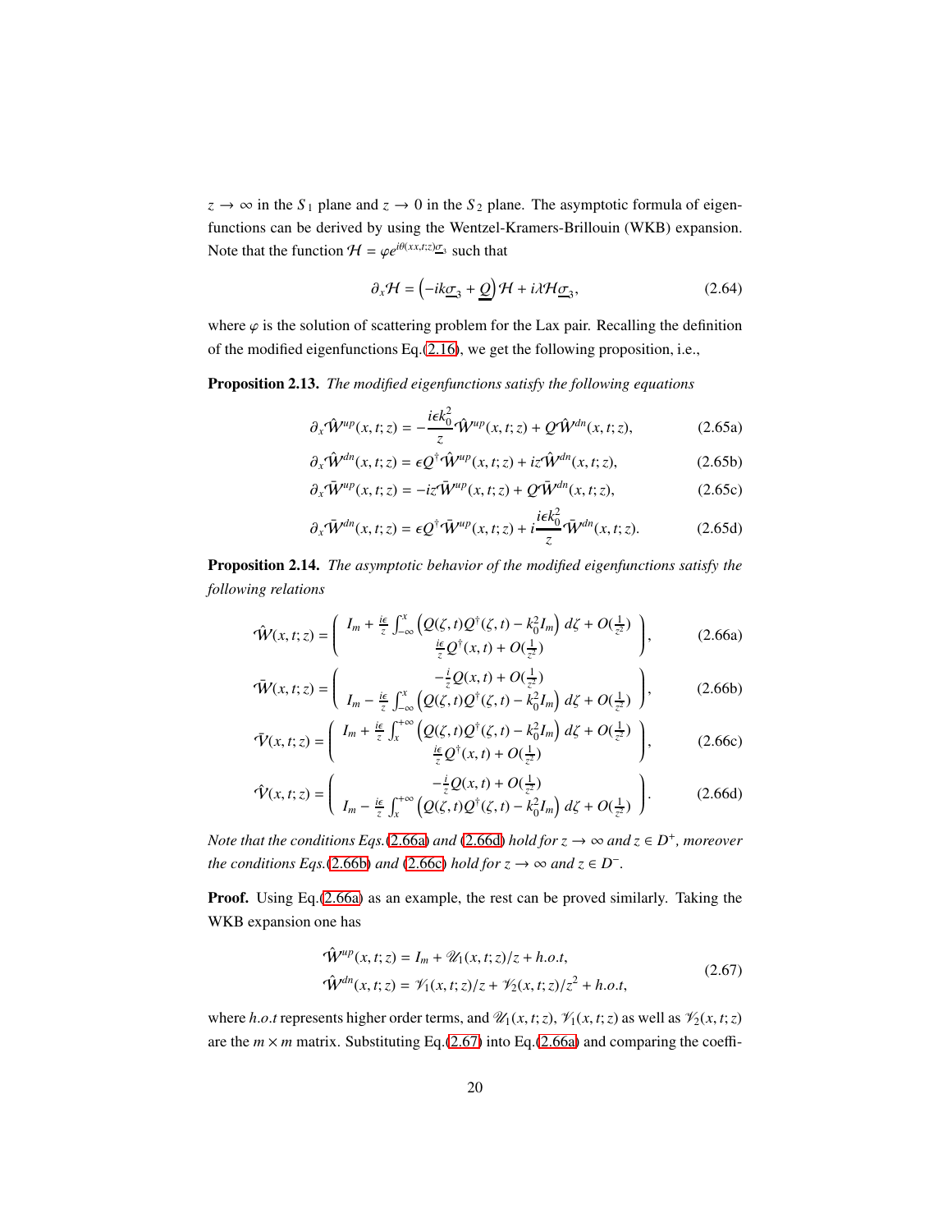$z \to \infty$ in the $S_1$ plane and $z \to 0$ in the $S_2$ plane. The asymptotic formula of eigenfunctions can be derived by using the Wentzel-Kramers-Brillouin (WKB) expansion. Note that the function $\mathcal{H} = \varphi e^{i\theta(xx,t;z)\underline{\sigma}_3}$ such that

$$
\partial_x \mathcal{H} = \left(-ik\underline{\sigma}_3 + \underline{Q}\right)\mathcal{H} + i\lambda\mathcal{H}\underline{\sigma}_3, \tag{2.64}
$$

where $\varphi$ is the solution of scattering problem for the Lax pair. Recalling the definition of the modified eigenfunctions Eq.(2.16), we get the following proposition, i.e.,

**Proposition 2.13.** *The modified eigenfunctions satisfy the following equations*

$$
\partial_x \hat{\mathcal{W}}^{up}(x,t;z) = -\frac{i\epsilon k_0^2}{z}\hat{\mathcal{W}}^{up}(x,t;z) + Q\hat{\mathcal{W}}^{dn}(x,t;z), \tag{2.65a}
$$

$$
\partial_x \hat{\mathcal{W}}^{dn}(x,t;z) = \epsilon Q^{\dagger}\hat{\mathcal{W}}^{up}(x,t;z) + iz\hat{\mathcal{W}}^{dn}(x,t;z), \tag{2.65b}
$$

$$
\partial_x \bar{\mathcal{W}}^{up}(x,t;z) = -iz\bar{\mathcal{W}}^{up}(x,t;z) + Q\bar{\mathcal{W}}^{dn}(x,t;z), \tag{2.65c}
$$

$$
\partial_x \bar{\mathcal{W}}^{dn}(x,t;z) = \epsilon Q^{\dagger}\bar{\mathcal{W}}^{up}(x,t;z) + i\frac{i\epsilon k_0^2}{z}\bar{\mathcal{W}}^{dn}(x,t;z). \tag{2.65d}
$$

**Proposition 2.14.** *The asymptotic behavior of the modified eigenfunctions satisfy the following relations*

$$
\hat{\mathcal{W}}(x,t;z) = \begin{pmatrix} I_m + \frac{i\epsilon}{z}\int_{-\infty}^{x}\left(Q(\zeta,t)Q^{\dagger}(\zeta,t) - k_0^2 I_m\right)d\zeta + O(\frac{1}{z^2}) \\ \frac{i\epsilon}{z}Q^{\dagger}(x,t) + O(\frac{1}{z^2}) \end{pmatrix}, \tag{2.66a}
$$

$$
\bar{\mathcal{W}}(x,t;z) = \begin{pmatrix} -\frac{i}{z}Q(x,t) + O(\frac{1}{z^2}) \\ I_m - \frac{i\epsilon}{z}\int_{-\infty}^{x}\left(Q(\zeta,t)Q^{\dagger}(\zeta,t) - k_0^2 I_m\right)d\zeta + O(\frac{1}{z^2}) \end{pmatrix}, \tag{2.66b}
$$

$$
\bar{\mathcal{V}}(x,t;z) = \begin{pmatrix} I_m + \frac{i\epsilon}{z}\int_{x}^{+\infty}\left(Q(\zeta,t)Q^{\dagger}(\zeta,t) - k_0^2 I_m\right)d\zeta + O(\frac{1}{z^2}) \\ \frac{i\epsilon}{z}Q^{\dagger}(x,t) + O(\frac{1}{z^2}) \end{pmatrix}, \tag{2.66c}
$$

$$
\hat{\mathcal{V}}(x,t;z) = \begin{pmatrix} -\frac{i}{z}Q(x,t) + O(\frac{1}{z^2}) \\ I_m - \frac{i\epsilon}{z}\int_{x}^{+\infty}\left(Q(\zeta,t)Q^{\dagger}(\zeta,t) - k_0^2 I_m\right)d\zeta + O(\frac{1}{z^2}) \end{pmatrix}. \tag{2.66d}
$$

*Note that the conditions Eqs.(2.66a) and (2.66d) hold for $z \to \infty$ and $z \in D^{+}$, moreover the conditions Eqs.(2.66b) and (2.66c) hold for $z \to \infty$ and $z \in D^{-}$.*

**Proof.** Using Eq.(2.66a) as an example, the rest can be proved similarly. Taking the WKB expansion one has

$$
\begin{aligned}
\hat{\mathcal{W}}^{up}(x,t;z) &= I_m + \mathcal{U}_1(x,t;z)/z + h.o.t, \\
\hat{\mathcal{W}}^{dn}(x,t;z) &= \mathcal{V}_1(x,t;z)/z + \mathcal{V}_2(x,t;z)/z^2 + h.o.t,
\end{aligned} \tag{2.67}
$$

where $h.o.t$ represents higher order terms, and $\mathcal{U}_1(x,t;z)$, $\mathcal{V}_1(x,t;z)$ as well as $\mathcal{V}_2(x,t;z)$ are the $m \times m$ matrix. Substituting Eq.(2.67) into Eq.(2.66a) and comparing the coeffi-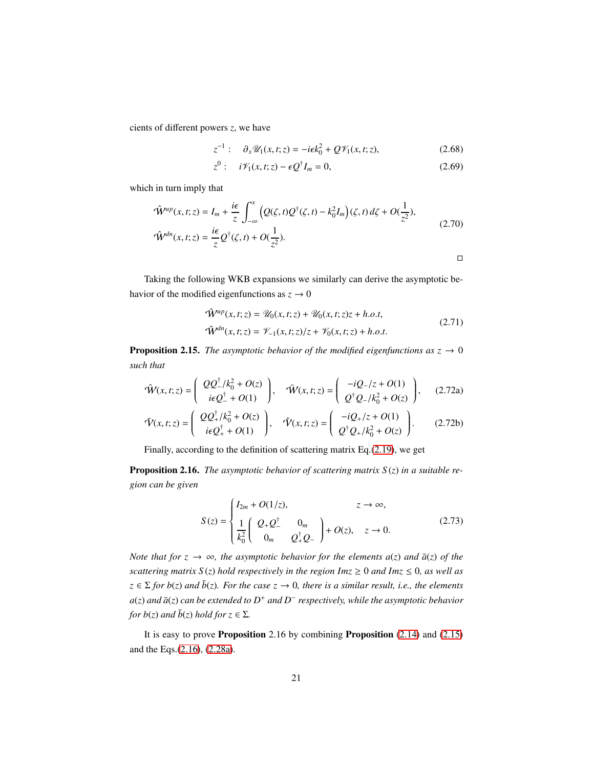cients of different powers $z$, we have

$$z^{-1}: \quad \partial_x \mathscr{U}_1(x,t;z) = -i\epsilon k_0^2 + Q\mathscr{V}_1(x,t;z), \tag{2.68}$$

$$z^{0}: \quad i\mathscr{V}_1(x,t;z) - \epsilon Q^{\dagger} I_m = 0, \tag{2.69}$$

which in turn imply that

$$\begin{aligned}
\hat{\mathscr{W}}^{up}(x,t;z) &= I_m + \frac{i\epsilon}{z}\int_{-\infty}^{x}\left(Q(\zeta,t)Q^{\dagger}(\zeta,t) - k_0^2 I_m\right)(\zeta,t)\,d\zeta + O(\frac{1}{z^2}),\\
\hat{\mathscr{W}}^{dn}(x,t;z) &= \frac{i\epsilon}{z}Q^{\dagger}(\zeta,t) + O(\frac{1}{z^2}).
\end{aligned} \tag{2.70}$$

□

Taking the following WKB expansions we similarly can derive the asymptotic behavior of the modified eigenfunctions as $z \to 0$

$$\begin{aligned}
\hat{\mathscr{W}}^{up}(x,t;z) &= \mathscr{U}_0(x,t;z) + \mathscr{U}_0(x,t;z)z + h.o.t,\\
\hat{\mathscr{W}}^{dn}(x,t;z) &= \mathscr{V}_{-1}(x,t;z)/z + \mathscr{V}_0(x,t;z) + h.o.t.
\end{aligned} \tag{2.71}$$

**Proposition 2.15.** *The asymptotic behavior of the modified eigenfunctions as $z \to 0$ such that*

$$\hat{\mathscr{W}}(x,t;z) = \begin{pmatrix} QQ_-^{\dagger}/k_0^2 + O(z) \\ i\epsilon Q_-^{\dagger} + O(1) \end{pmatrix}, \quad \bar{\mathscr{W}}(x,t;z) = \begin{pmatrix} -iQ_-/z + O(1) \\ Q^{\dagger}Q_-/k_0^2 + O(z) \end{pmatrix}, \tag{2.72a}$$

$$\bar{\mathscr{V}}(x,t;z) = \begin{pmatrix} QQ_+^{\dagger}/k_0^2 + O(z) \\ i\epsilon Q_+^{\dagger} + O(1) \end{pmatrix}, \quad \hat{\mathscr{V}}(x,t;z) = \begin{pmatrix} -iQ_+/z + O(1) \\ Q^{\dagger}Q_+/k_0^2 + O(z) \end{pmatrix}. \tag{2.72b}$$

Finally, according to the definition of scattering matrix Eq.(2.19), we get

**Proposition 2.16.** *The asymptotic behavior of scattering matrix $S(z)$ in a suitable region can be given*

$$S(z) = \begin{cases} I_{2m} + O(1/z), & z \to \infty, \\ \dfrac{1}{k_0^2}\begin{pmatrix} Q_+Q_-^{\dagger} & 0_m \\ 0_m & Q_+^{\dagger}Q_- \end{pmatrix} + O(z), & z \to 0. \end{cases} \tag{2.73}$$

*Note that for $z \to \infty$, the asymptotic behavior for the elements $a(z)$ and $\bar{a}(z)$ of the scattering matrix $S(z)$ hold respectively in the region $Imz \geq 0$ and $Imz \leq 0$, as well as $z \in \Sigma$ for $b(z)$ and $\bar{b}(z)$. For the case $z \to 0$, there is a similar result, i.e., the elements $a(z)$ and $\bar{a}(z)$ can be extended to $D^+$ and $D^-$ respectively, while the asymptotic behavior for $b(z)$ and $\bar{b}(z)$ hold for $z \in \Sigma$.*

It is easy to prove **Proposition** 2.16 by combining **Proposition** (2.14) and (2.15) and the Eqs.(2.16), (2.28a).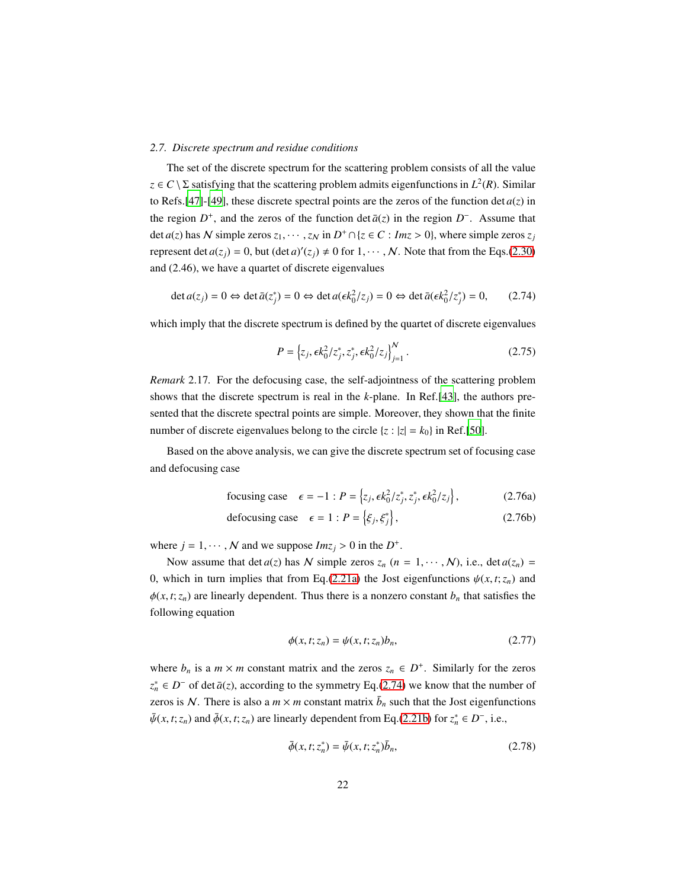### 2.7. Discrete spectrum and residue conditions

The set of the discrete spectrum for the scattering problem consists of all the value $z \in C \setminus \Sigma$ satisfying that the scattering problem admits eigenfunctions in $L^2(R)$. Similar to Refs.[47]-[49], these discrete spectral points are the zeros of the function $\det a(z)$ in the region $D^+$, and the zeros of the function $\det \bar{a}(z)$ in the region $D^-$. Assume that $\det a(z)$ has $\mathcal{N}$ simple zeros $z_1, \cdots, z_{\mathcal{N}}$ in $D^+ \cap \{z \in C : Imz > 0\}$, where simple zeros $z_j$ represent $\det a(z_j) = 0$, but $(\det a)'(z_j) \neq 0$ for $1, \cdots, \mathcal{N}$. Note that from the Eqs.(2.30) and (2.46), we have a quartet of discrete eigenvalues

$$
\det a(z_j) = 0 \Leftrightarrow \det \bar{a}(z_j^*) = 0 \Leftrightarrow \det a(\epsilon k_0^2/z_j) = 0 \Leftrightarrow \det \bar{a}(\epsilon k_0^2/z_j^*) = 0, \tag{2.74}
$$

which imply that the discrete spectrum is defined by the quartet of discrete eigenvalues

$$
P = \left\{ z_j, \epsilon k_0^2/z_j^*, z_j^*, \epsilon k_0^2/z_j \right\}_{j=1}^{\mathcal{N}}. \tag{2.75}
$$

*Remark* 2.17. For the defocusing case, the self-adjointness of the scattering problem shows that the discrete spectrum is real in the $k$-plane. In Ref.[43], the authors presented that the discrete spectral points are simple. Moreover, they shown that the finite number of discrete eigenvalues belong to the circle $\{z : |z| = k_0\}$ in Ref.[50].

Based on the above analysis, we can give the discrete spectrum set of focusing case and defocusing case

$$
\text{focusing case} \quad \epsilon = -1 : P = \left\{ z_j, \epsilon k_0^2/z_j^*, z_j^*, \epsilon k_0^2/z_j \right\}, \tag{2.76a}
$$

$$
\text{defocusing case} \quad \epsilon = 1 : P = \left\{ \xi_j, \xi_j^* \right\}, \tag{2.76b}
$$

where $j = 1, \cdots, \mathcal{N}$ and we suppose $Imz_j > 0$ in the $D^+$.

Now assume that $\det a(z)$ has $\mathcal{N}$ simple zeros $z_n$ ($n = 1, \cdots, \mathcal{N}$), i.e., $\det a(z_n) = 0$, which in turn implies that from Eq.(2.21a) the Jost eigenfunctions $\psi(x, t; z_n)$ and $\phi(x, t; z_n)$ are linearly dependent. Thus there is a nonzero constant $b_n$ that satisfies the following equation

$$
\phi(x, t; z_n) = \psi(x, t; z_n) b_n, \tag{2.77}
$$

where $b_n$ is a $m \times m$ constant matrix and the zeros $z_n \in D^+$. Similarly for the zeros $z_n^* \in D^-$ of $\det \bar{a}(z)$, according to the symmetry Eq.(2.74) we know that the number of zeros is $\mathcal{N}$. There is also a $m \times m$ constant matrix $\bar{b}_n$ such that the Jost eigenfunctions $\bar{\psi}(x, t; z_n)$ and $\bar{\phi}(x, t; z_n)$ are linearly dependent from Eq.(2.21b) for $z_n^* \in D^-$, i.e.,

$$
\bar{\phi}(x, t; z_n^*) = \bar{\psi}(x, t; z_n^*) \bar{b}_n, \tag{2.78}
$$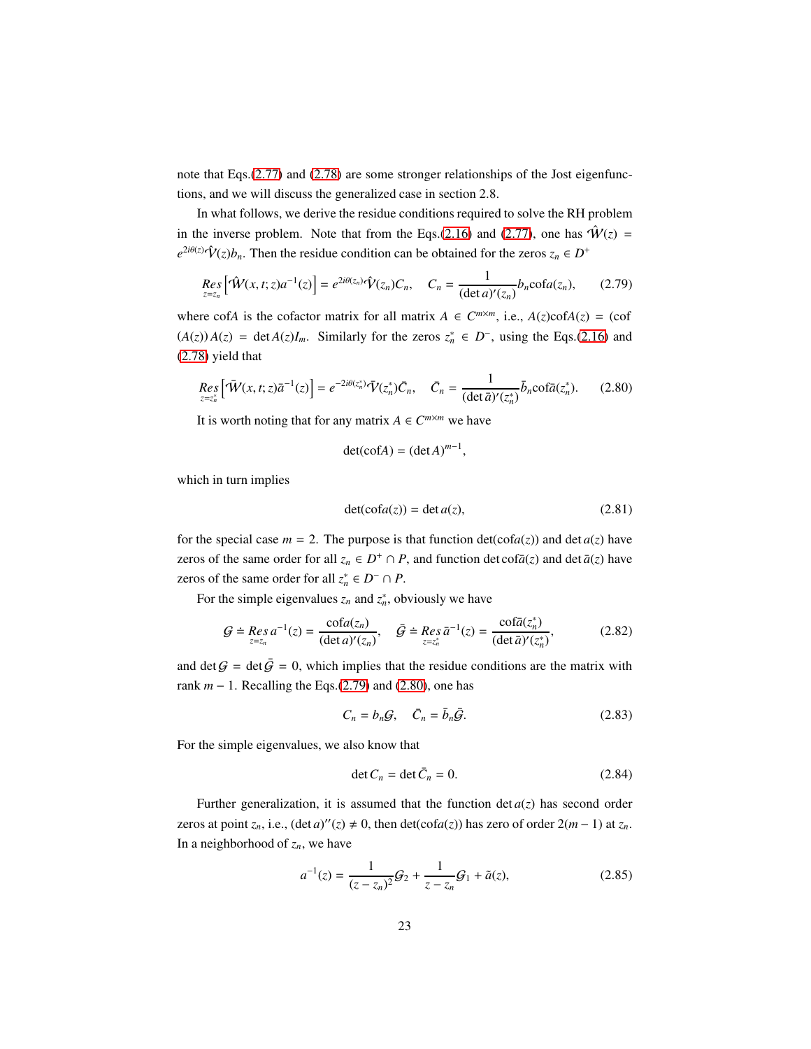note that Eqs.(2.77) and (2.78) are some stronger relationships of the Jost eigenfunctions, and we will discuss the generalized case in section 2.8.

In what follows, we derive the residue conditions required to solve the RH problem in the inverse problem. Note that from the Eqs.(2.16) and (2.77), one has $\hat{\mathcal{W}}(z) = e^{2i\theta(z)}\hat{\mathcal{V}}(z)b_n$. Then the residue condition can be obtained for the zeros $z_n \in D^+$

$$\operatorname*{Res}_{z=z_n}\left[\hat{\mathcal{W}}(x,t;z)a^{-1}(z)\right] = e^{2i\theta(z_n)}\hat{\mathcal{V}}(z_n)C_n, \quad C_n = \frac{1}{(\det a)'(z_n)}b_n \mathrm{cof}a(z_n), \tag{2.79}$$

where cof$A$ is the cofactor matrix for all matrix $A \in C^{m\times m}$, i.e., $A(z)\mathrm{cof}A(z) = (\mathrm{cof}(A(z))A(z) = \det A(z)I_m$. Similarly for the zeros $z_n^* \in D^-$, using the Eqs.(2.16) and (2.78) yield that

$$\operatorname*{Res}_{z=z_n^*}\left[\bar{\mathcal{W}}(x,t;z)\bar{a}^{-1}(z)\right] = e^{-2i\theta(z_n^*)}\bar{\mathcal{V}}(z_n^*)\bar{C}_n, \quad \bar{C}_n = \frac{1}{(\det\bar{a})'(z_n^*)}\bar{b}_n \mathrm{cof}\bar{a}(z_n^*). \tag{2.80}$$

It is worth noting that for any matrix $A \in C^{m\times m}$ we have

$$\det(\mathrm{cof}A) = (\det A)^{m-1},$$

which in turn implies

$$\det(\mathrm{cof}a(z)) = \det a(z), \tag{2.81}$$

for the special case $m = 2$. The purpose is that function $\det(\mathrm{cof}a(z))$ and $\det a(z)$ have zeros of the same order for all $z_n \in D^+ \cap P$, and function $\det \mathrm{cof}\bar{a}(z)$ and $\det \bar{a}(z)$ have zeros of the same order for all $z_n^* \in D^- \cap P$.

For the simple eigenvalues $z_n$ and $z_n^*$, obviously we have

$$\mathcal{G} \doteq \operatorname*{Res}_{z=z_n} a^{-1}(z) = \frac{\mathrm{cof}a(z_n)}{(\det a)'(z_n)}, \quad \bar{\mathcal{G}} \doteq \operatorname*{Res}_{z=z_n^*} \bar{a}^{-1}(z) = \frac{\mathrm{cof}\bar{a}(z_n^*)}{(\det\bar{a})'(z_n^*)}, \tag{2.82}$$

and $\det\mathcal{G} = \det\bar{\mathcal{G}} = 0$, which implies that the residue conditions are the matrix with rank $m-1$. Recalling the Eqs.(2.79) and (2.80), one has

$$C_n = b_n\mathcal{G}, \quad \bar{C}_n = \bar{b}_n\bar{\mathcal{G}}. \tag{2.83}$$

For the simple eigenvalues, we also know that

$$\det C_n = \det\bar{C}_n = 0. \tag{2.84}$$

Further generalization, it is assumed that the function $\det a(z)$ has second order zeros at point $z_n$, i.e., $(\det a)''(z) \neq 0$, then $\det(\mathrm{cof}a(z))$ has zero of order $2(m-1)$ at $z_n$. In a neighborhood of $z_n$, we have

$$a^{-1}(z) = \frac{1}{(z-z_n)^2}\mathcal{G}_2 + \frac{1}{z-z_n}\mathcal{G}_1 + \tilde{a}(z), \tag{2.85}$$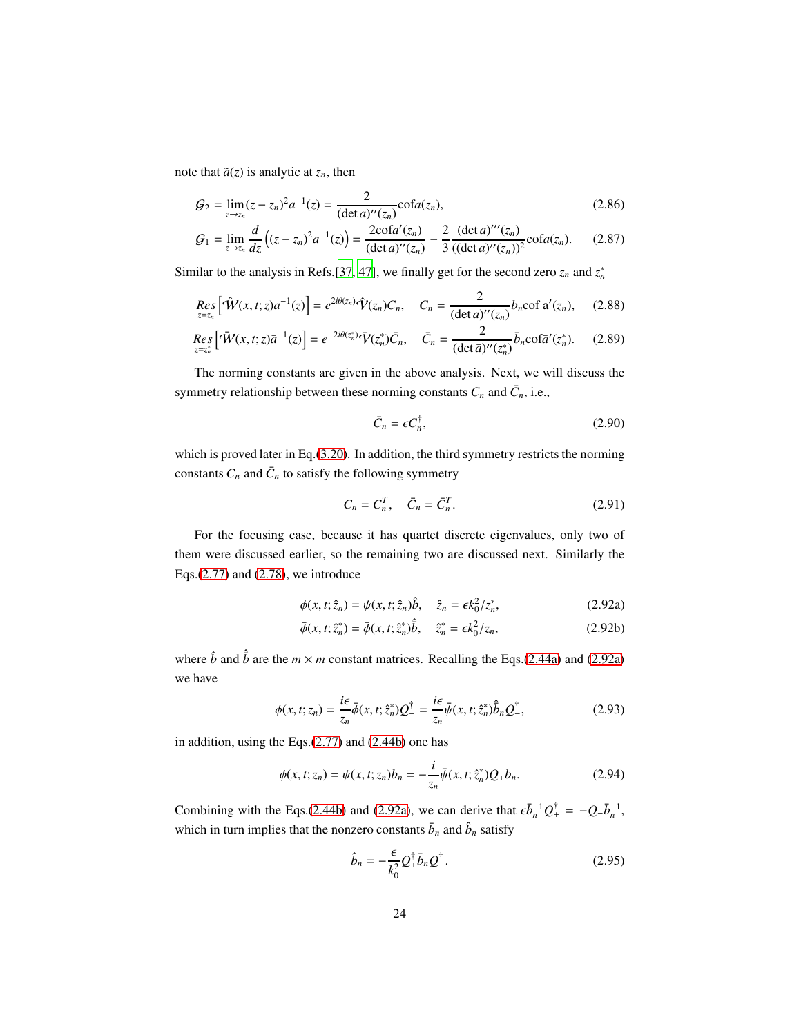note that $\tilde{a}(z)$ is analytic at $z_n$, then

$$\mathcal{G}_2 = \lim_{z\to z_n}(z-z_n)^2 a^{-1}(z) = \frac{2}{(\det a)''(z_n)}\mathrm{cof}a(z_n), \tag{2.86}$$

$$\mathcal{G}_1 = \lim_{z\to z_n}\frac{d}{dz}\left((z-z_n)^2 a^{-1}(z)\right) = \frac{2\mathrm{cof}a'(z_n)}{(\det a)''(z_n)} - \frac{2}{3}\frac{(\det a)'''(z_n)}{((\det a)''(z_n))^2}\mathrm{cof}a(z_n). \tag{2.87}$$

Similar to the analysis in Refs.[37, 47], we finally get for the second zero $z_n$ and $z_n^*$

$$\mathop{Res}_{z=z_n}\left[\hat{\mathcal{W}}(x,t;z)a^{-1}(z)\right] = e^{2i\theta(z_n)}\hat{\mathcal{V}}(z_n)C_n, \quad C_n = \frac{2}{(\det a)''(z_n)}b_n\mathrm{cof}\ \mathrm{a}'(z_n), \tag{2.88}$$

$$\mathop{Res}_{z=z_n^*}\left[\bar{\mathcal{W}}(x,t;z)\bar{a}^{-1}(z)\right] = e^{-2i\theta(z_n^*)}\bar{\mathcal{V}}(z_n^*)\bar{C}_n, \quad \bar{C}_n = \frac{2}{(\det\bar{a})''(z_n^*)}\bar{b}_n\mathrm{cof}\bar{a}'(z_n^*). \tag{2.89}$$

The norming constants are given in the above analysis. Next, we will discuss the symmetry relationship between these norming constants $C_n$ and $\bar{C}_n$, i.e.,

$$\bar{C}_n = \epsilon C_n^\dagger, \tag{2.90}$$

which is proved later in Eq.(3.20). In addition, the third symmetry restricts the norming constants $C_n$ and $\bar{C}_n$ to satisfy the following symmetry

$$C_n = C_n^T, \quad \bar{C}_n = \bar{C}_n^T. \tag{2.91}$$

For the focusing case, because it has quartet discrete eigenvalues, only two of them were discussed earlier, so the remaining two are discussed next. Similarly the Eqs.(2.77) and (2.78), we introduce

$$\phi(x,t;\hat{z}_n) = \psi(x,t;\hat{z}_n)\hat{b}, \quad \hat{z}_n = \epsilon k_0^2/z_n^*, \tag{2.92a}$$

$$\bar{\phi}(x,t;\hat{z}_n^*) = \bar{\phi}(x,t;\hat{z}_n^*)\hat{\bar{b}}, \quad \hat{z}_n^* = \epsilon k_0^2/z_n, \tag{2.92b}$$

where $\hat{b}$ and $\hat{\bar{b}}$ are the $m\times m$ constant matrices. Recalling the Eqs.(2.44a) and (2.92a) we have

$$\phi(x,t;z_n) = \frac{i\epsilon}{z_n}\bar{\phi}(x,t;\hat{z}_n^*)Q_-^\dagger = \frac{i\epsilon}{z_n}\bar{\psi}(x,t;\hat{z}_n^*)\hat{\bar{b}}_nQ_-^\dagger, \tag{2.93}$$

in addition, using the Eqs.(2.77) and (2.44b) one has

$$\phi(x,t;z_n) = \psi(x,t;z_n)b_n = -\frac{i}{z_n}\bar{\psi}(x,t;\hat{z}_n^*)Q_+b_n. \tag{2.94}$$

Combining with the Eqs.(2.44b) and (2.92a), we can derive that $\epsilon\bar{b}_n^{-1}Q_+^\dagger = -Q_-\bar{b}_n^{-1}$, which in turn implies that the nonzero constants $\bar{b}_n$ and $\hat{b}_n$ satisfy

$$\hat{b}_n = -\frac{\epsilon}{k_0^2}Q_+^\dagger\bar{b}_nQ_-^\dagger. \tag{2.95}$$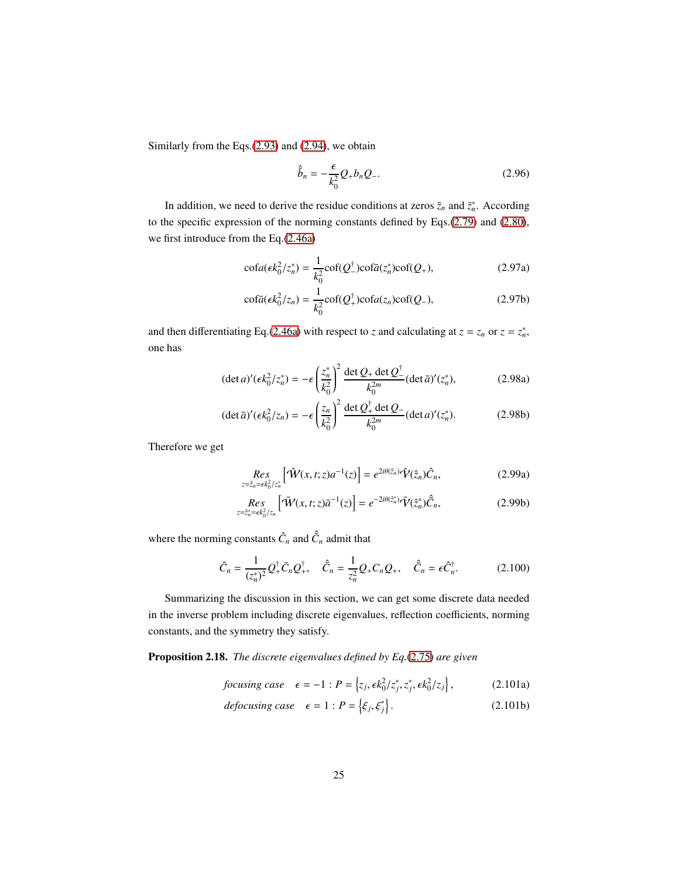Similarly from the Eqs.(2.93) and (2.94), we obtain

$$\hat{\bar{b}}_n = -\frac{\epsilon}{k_0^2} Q_+ b_n Q_-. \tag{2.96}$$

In addition, we need to derive the residue conditions at zeros $\bar{z}_n$ and $\bar{z}_n^*$. According to the specific expression of the norming constants defined by Eqs.(2.79) and (2.80), we first introduce from the Eq.(2.46a)

$$\text{cof}a(\epsilon k_0^2/z_n^*) = \frac{1}{k_0^2}\text{cof}(Q_-^\dagger)\text{cof}\bar{a}(z_n^*)\text{cof}(Q_+), \tag{2.97a}$$

$$\text{cof}\bar{a}(\epsilon k_0^2/z_n) = \frac{1}{k_0^2}\text{cof}(Q_+^\dagger)\text{cof}a(z_n)\text{cof}(Q_-), \tag{2.97b}$$

and then differentiating Eq.(2.46a) with respect to $z$ and calculating at $z = z_n$ or $z = z_n^*$, one has

$$(\det a)'(\epsilon k_0^2/z_n^*) = -\epsilon\left(\frac{z_n^*}{k_0^2}\right)^2 \frac{\det Q_+ \det Q_-^\dagger}{k_0^{2m}}(\det \bar{a})'(z_n^*), \tag{2.98a}$$

$$(\det \bar{a})'(\epsilon k_0^2/z_n) = -\epsilon\left(\frac{z_n}{k_0^2}\right)^2 \frac{\det Q_+^\dagger \det Q_-}{k_0^{2m}}(\det a)'(z_n^*). \tag{2.98b}$$

Therefore we get

$$\underset{z=\hat{z}_n=\epsilon k_0^2/z_n^*}{Res}\left[\hat{\mathcal{W}}(x,t;z)a^{-1}(z)\right] = e^{2i\theta(\hat{z}_n)}\hat{\mathcal{V}}(\hat{z}_n)\hat{C}_n, \tag{2.99a}$$

$$\underset{z=\hat{z}_n^*=\epsilon k_0^2/z_n}{Res}\left[\bar{\mathcal{W}}(x,t;z)\bar{a}^{-1}(z)\right] = e^{-2i\theta(\hat{z}_n^*)}\bar{\mathcal{V}}(\hat{z}_n^*)\hat{\bar{C}}_n, \tag{2.99b}$$

where the norming constants $\hat{C}_n$ and $\hat{\bar{C}}_n$ admit that

$$\hat{C}_n = \frac{1}{(z_n^*)^2}Q_+^\dagger \bar{C}_n Q_+^\dagger, \quad \hat{\bar{C}}_n = \frac{1}{z_n^2}Q_+ C_n Q_+, \quad \hat{\bar{C}}_n = \epsilon \hat{C}_n^\dagger. \tag{2.100}$$

Summarizing the discussion in this section, we can get some discrete data needed in the inverse problem including discrete eigenvalues, reflection coefficients, norming constants, and the symmetry they satisfy.

**Proposition 2.18.** *The discrete eigenvalues defined by Eq.(2.75) are given*

$$\textit{focusing case} \quad \epsilon = -1 : P = \left\{z_j, \epsilon k_0^2/z_j^*, z_j^*, \epsilon k_0^2/z_j\right\}, \tag{2.101a}$$

$$\textit{defocusing case} \quad \epsilon = 1 : P = \left\{\xi_j, \xi_j^*\right\}. \tag{2.101b}$$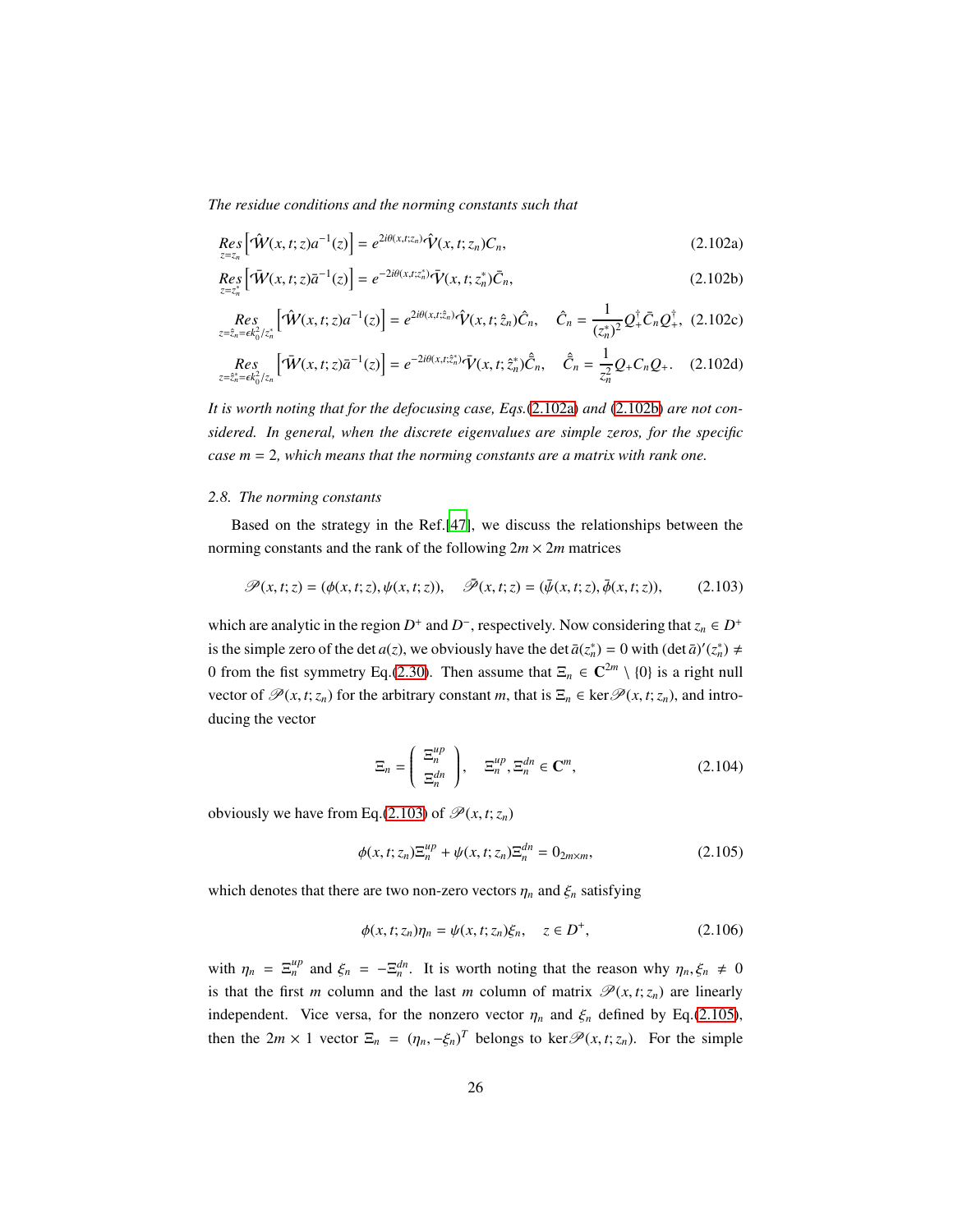*The residue conditions and the norming constants such that*

$$\operatorname*{Res}_{z=z_n}\left[\hat{\mathcal{W}}(x,t;z)a^{-1}(z)\right] = e^{2i\theta(x,t;z_n)}\hat{\mathcal{V}}(x,t;z_n)C_n, \tag{2.102a}$$

$$\operatorname*{Res}_{z=z_n^*}\left[\bar{\mathcal{W}}(x,t;z)\bar{a}^{-1}(z)\right] = e^{-2i\theta(x,t;z_n^*)}\bar{\mathcal{V}}(x,t;z_n^*)\bar{C}_n, \tag{2.102b}$$

$$\operatorname*{Res}_{z=\hat{z}_n=\epsilon k_0^2/z_n^*}\left[\hat{\mathcal{W}}(x,t;z)a^{-1}(z)\right] = e^{2i\theta(x,t;\hat{z}_n)}\hat{\mathcal{V}}(x,t;\hat{z}_n)\hat{C}_n, \quad \hat{C}_n = \frac{1}{(z_n^*)^2}Q_+^\dagger\bar{C}_nQ_+^\dagger, \tag{2.102c}$$

$$\operatorname*{Res}_{z=\hat{z}_n^*=\epsilon k_0^2/z_n}\left[\bar{\mathcal{W}}(x,t;z)\bar{a}^{-1}(z)\right] = e^{-2i\theta(x,t;\hat{z}_n^*)}\bar{\mathcal{V}}(x,t;\hat{z}_n^*)\hat{\bar{C}}_n, \quad \hat{\bar{C}}_n = \frac{1}{z_n^2}Q_+C_nQ_+. \tag{2.102d}$$

*It is worth noting that for the defocusing case, Eqs.(2.102a) and (2.102b) are not considered. In general, when the discrete eigenvalues are simple zeros, for the specific case $m = 2$, which means that the norming constants are a matrix with rank one.*

## 2.8. The norming constants

Based on the strategy in the Ref.[47], we discuss the relationships between the norming constants and the rank of the following $2m \times 2m$ matrices

$$\mathscr{P}(x,t;z) = (\phi(x,t;z), \psi(x,t;z)), \quad \bar{\mathscr{P}}(x,t;z) = (\bar{\psi}(x,t;z), \bar{\phi}(x,t;z)), \tag{2.103}$$

which are analytic in the region $D^+$ and $D^-$, respectively. Now considering that $z_n \in D^+$ is the simple zero of the $\det a(z)$, we obviously have the $\det \bar{a}(z_n^*) = 0$ with $(\det \bar{a})'(z_n^*) \neq 0$ from the fist symmetry Eq.(2.30). Then assume that $\Xi_n \in \mathbf{C}^{2m} \setminus \{0\}$ is a right null vector of $\mathscr{P}(x,t;z_n)$ for the arbitrary constant $m$, that is $\Xi_n \in \ker\mathscr{P}(x,t;z_n)$, and introducing the vector

$$\Xi_n = \begin{pmatrix} \Xi_n^{up} \\ \Xi_n^{dn} \end{pmatrix}, \quad \Xi_n^{up}, \Xi_n^{dn} \in \mathbf{C}^m, \tag{2.104}$$

obviously we have from Eq.(2.103) of $\mathscr{P}(x,t;z_n)$

$$\phi(x,t;z_n)\Xi_n^{up} + \psi(x,t;z_n)\Xi_n^{dn} = 0_{2m\times m}, \tag{2.105}$$

which denotes that there are two non-zero vectors $\eta_n$ and $\xi_n$ satisfying

$$\phi(x,t;z_n)\eta_n = \psi(x,t;z_n)\xi_n, \quad z \in D^+, \tag{2.106}$$

with $\eta_n = \Xi_n^{up}$ and $\xi_n = -\Xi_n^{dn}$. It is worth noting that the reason why $\eta_n, \xi_n \neq 0$ is that the first $m$ column and the last $m$ column of matrix $\mathscr{P}(x,t;z_n)$ are linearly independent. Vice versa, for the nonzero vector $\eta_n$ and $\xi_n$ defined by Eq.(2.105), then the $2m \times 1$ vector $\Xi_n = (\eta_n, -\xi_n)^T$ belongs to $\ker\mathscr{P}(x,t;z_n)$. For the simple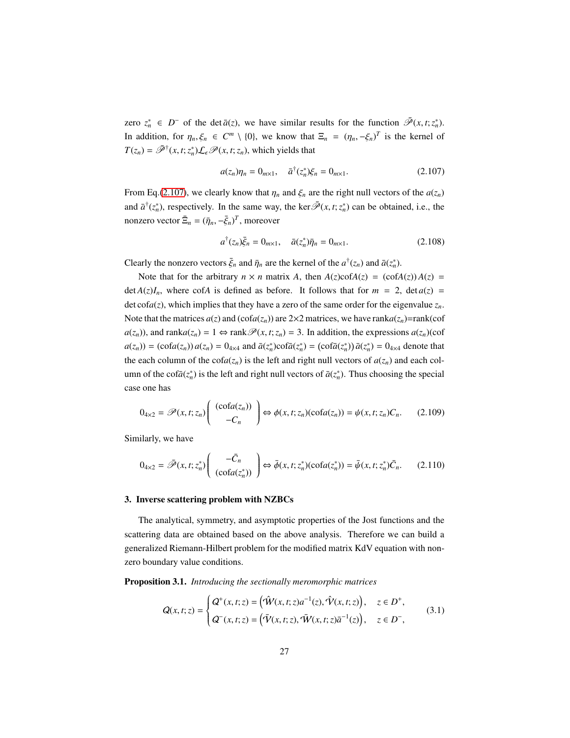zero $z_n^* \in D^-$ of the $\det \bar{a}(z)$, we have similar results for the function $\bar{\mathscr{P}}(x,t;z_n^*)$. In addition, for $\eta_n, \xi_n \in C^m \setminus \{0\}$, we know that $\Xi_n = (\eta_n, -\xi_n)^T$ is the kernel of $T(z_n) = \bar{\mathscr{P}}^\dagger(x,t;z_n^*)\mathcal{L}_\epsilon \mathscr{P}(x,t;z_n)$, which yields that

$$a(z_n)\eta_n = 0_{m\times 1}, \quad \bar{a}^\dagger(z_n^*)\xi_n = 0_{m\times 1}. \tag{2.107}$$

From Eq.(2.107), we clearly know that $\eta_n$ and $\xi_n$ are the right null vectors of the $a(z_n)$ and $\bar{a}^\dagger(z_n^*)$, respectively. In the same way, the $\ker\bar{\mathscr{P}}(x,t;z_n^*)$ can be obtained, i.e., the nonzero vector $\bar{\Xi}_n = (\bar{\eta}_n, -\bar{\xi}_n)^T$, moreover

$$a^\dagger(z_n)\bar{\xi}_n = 0_{m\times 1}, \quad \bar{a}(z_n^*)\bar{\eta}_n = 0_{m\times 1}. \tag{2.108}$$

Clearly the nonzero vectors $\bar{\xi}_n$ and $\bar{\eta}_n$ are the kernel of the $a^\dagger(z_n)$ and $\bar{a}(z_n^*)$.

Note that for the arbitrary $n\times n$ matrix $A$, then $A(z)\mathrm{cof}A(z) = (\mathrm{cof}A(z))\,A(z) = \det A(z) I_n$, where $\mathrm{cof}A$ is defined as before. It follows that for $m=2$, $\det a(z) = \det \mathrm{cof}a(z)$, which implies that they have a zero of the same order for the eigenvalue $z_n$. Note that the matrices $a(z)$ and $(\mathrm{cof}a(z_n))$ are $2\times 2$ matrices, we have $\mathrm{rank}a(z_n)$=rank(cof $a(z_n)$), and $\mathrm{rank}a(z_n) = 1 \Leftrightarrow \mathrm{rank}\mathscr{P}(x,t;z_n) = 3$. In addition, the expressions $a(z_n)$(cof $a(z_n)) = (\mathrm{cof}a(z_n))\,a(z_n) = 0_{4\times 4}$ and $\bar{a}(z_n^*)\mathrm{cof}\bar{a}(z_n^*) = (\mathrm{cof}\bar{a}(z_n^*))\,\bar{a}(z_n^*) = 0_{4\times 4}$ denote that the each column of the $\mathrm{cof}a(z_n)$ is the left and right null vectors of $a(z_n)$ and each column of the $\mathrm{cof}\bar{a}(z_n^*)$ is the left and right null vectors of $\bar{a}(z_n^*)$. Thus choosing the special case one has

$$0_{4\times 2} = \mathscr{P}(x,t;z_n)\begin{pmatrix} (\mathrm{cof}a(z_n)) \\ -C_n \end{pmatrix} \Leftrightarrow \phi(x,t;z_n)(\mathrm{cof}a(z_n)) = \psi(x,t;z_n)C_n. \tag{2.109}$$

Similarly, we have

$$0_{4\times 2} = \bar{\mathscr{P}}(x,t;z_n^*)\begin{pmatrix} -\bar{C}_n \\ (\mathrm{cof}a(z_n^*)) \end{pmatrix} \Leftrightarrow \bar{\phi}(x,t;z_n^*)(\mathrm{cof}a(z_n^*)) = \bar{\psi}(x,t;z_n^*)\bar{C}_n. \tag{2.110}$$

## 3. Inverse scattering problem with NZBCs

The analytical, symmetry, and asymptotic properties of the Jost functions and the scattering data are obtained based on the above analysis. Therefore we can build a generalized Riemann-Hilbert problem for the modified matrix KdV equation with nonzero boundary value conditions.

**Proposition 3.1.** *Introducing the sectionally meromorphic matrices*

$$Q(x,t;z) = \begin{cases} Q^+(x,t;z) = \left(\hat{\mathcal{W}}(x,t;z)a^{-1}(z), \hat{\mathcal{V}}(x,t;z)\right), & z\in D^+, \\ Q^-(x,t;z) = \left(\bar{\mathcal{V}}(x,t;z), \bar{\mathcal{W}}(x,t;z)\bar{a}^{-1}(z)\right), & z\in D^-, \end{cases} \tag{3.1}$$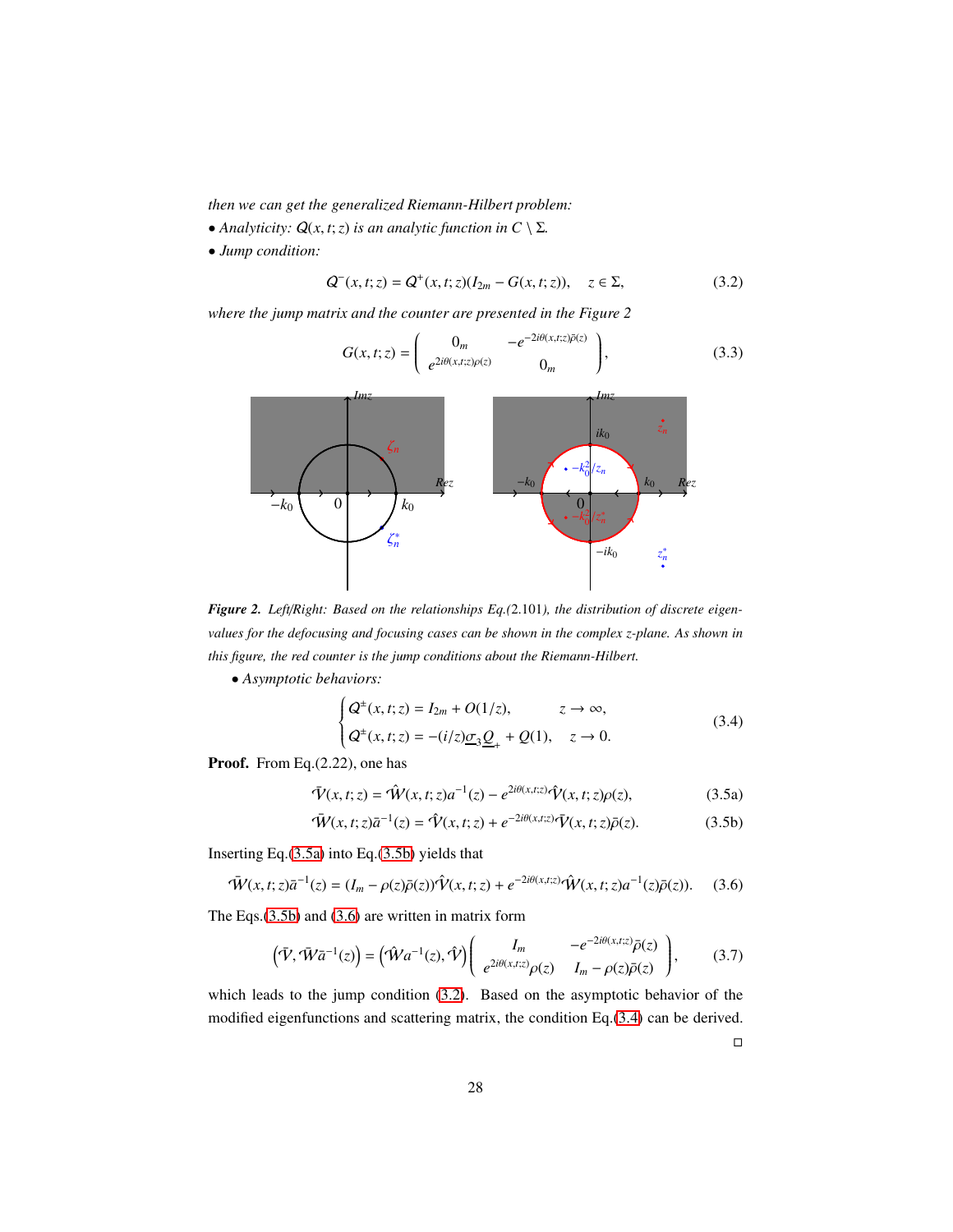*then we can get the generalized Riemann-Hilbert problem:*

- *Analyticity: $\mathcal{Q}(x,t;z)$ is an analytic function in $C \setminus \Sigma$.*
- *Jump condition:*

$$\mathcal{Q}^-(x,t;z) = \mathcal{Q}^+(x,t;z)(I_{2m} - G(x,t;z)), \quad z \in \Sigma, \tag{3.2}$$

*where the jump matrix and the counter are presented in the Figure 2*

$$G(x,t;z) = \begin{pmatrix} 0_m & -e^{-2i\theta(x,t;z)}\bar{\rho}(z) \\ e^{2i\theta(x,t;z)}\rho(z) & 0_m \end{pmatrix}, \tag{3.3}$$

***Figure 2.*** *Left/Right: Based on the relationships Eq.(2.101), the distribution of discrete eigenvalues for the defocusing and focusing cases can be shown in the complex z-plane. As shown in this figure, the red counter is the jump conditions about the Riemann-Hilbert.*

- *Asymptotic behaviors:*

$$\begin{cases} \mathcal{Q}^\pm(x,t;z) = I_{2m} + O(1/z), & z \to \infty, \\ \mathcal{Q}^\pm(x,t;z) = -(i/z)\underline{\sigma}_3\underline{Q}_+ + Q(1), & z \to 0. \end{cases} \tag{3.4}$$

**Proof.** From Eq.(2.22), one has

$$\bar{\mathcal{V}}(x,t;z) = \hat{\mathcal{W}}(x,t;z)a^{-1}(z) - e^{2i\theta(x,t;z)}\hat{\mathcal{V}}(x,t;z)\rho(z), \tag{3.5a}$$

$$\bar{\mathcal{W}}(x,t;z)\bar{a}^{-1}(z) = \hat{\mathcal{V}}(x,t;z) + e^{-2i\theta(x,t;z)}\bar{\mathcal{V}}(x,t;z)\bar{\rho}(z). \tag{3.5b}$$

Inserting Eq.(3.5a) into Eq.(3.5b) yields that

$$\bar{\mathcal{W}}(x,t;z)\bar{a}^{-1}(z) = (I_m - \rho(z)\bar{\rho}(z))\hat{\mathcal{V}}(x,t;z) + e^{-2i\theta(x,t;z)}\hat{\mathcal{W}}(x,t;z)a^{-1}(z)\bar{\rho}(z)). \tag{3.6}$$

The Eqs.(3.5b) and (3.6) are written in matrix form

$$\left(\bar{\mathcal{V}}, \bar{\mathcal{W}}\bar{a}^{-1}(z)\right) = \left(\hat{\mathcal{W}}a^{-1}(z), \hat{\mathcal{V}}\right)\begin{pmatrix} I_m & -e^{-2i\theta(x,t;z)}\bar{\rho}(z) \\ e^{2i\theta(x,t;z)}\rho(z) & I_m - \rho(z)\bar{\rho}(z) \end{pmatrix}, \tag{3.7}$$

which leads to the jump condition (3.2). Based on the asymptotic behavior of the modified eigenfunctions and scattering matrix, the condition Eq.(3.4) can be derived. □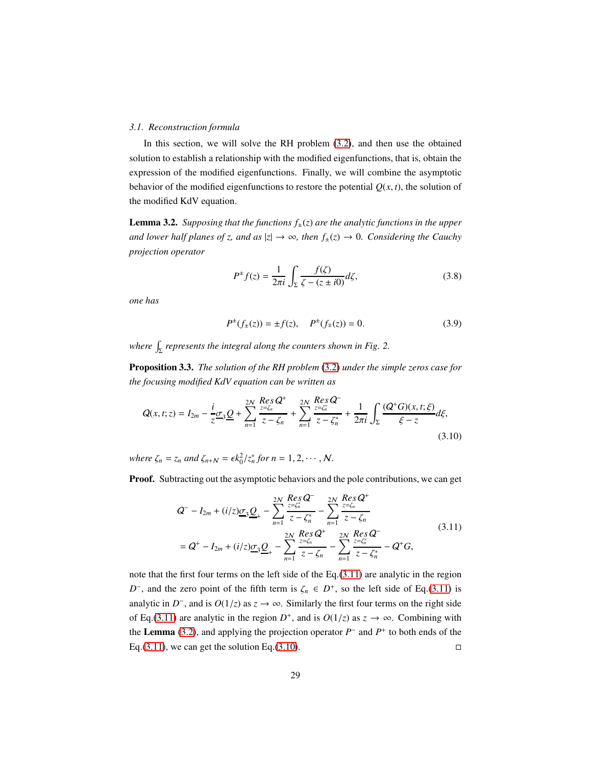### 3.1. Reconstruction formula

In this section, we will solve the RH problem (3.2), and then use the obtained solution to establish a relationship with the modified eigenfunctions, that is, obtain the expression of the modified eigenfunctions. Finally, we will combine the asymptotic behavior of the modified eigenfunctions to restore the potential $Q(x,t)$, the solution of the modified KdV equation.

**Lemma 3.2.** *Supposing that the functions $f_\pm(z)$ are the analytic functions in the upper and lower half planes of $z$, and as $|z| \to \infty$, then $f_\pm(z) \to 0$. Considering the Cauchy projection operator*

$$P^\pm f(z) = \frac{1}{2\pi i}\int_\Sigma \frac{f(\zeta)}{\zeta - (z \pm i0)} d\zeta, \tag{3.8}$$

*one has*

$$P^\pm(f_\pm(z)) = \pm f(z), \quad P^\pm(f_\mp(z)) = 0. \tag{3.9}$$

*where $\int_\Sigma$ represents the integral along the counters shown in Fig. 2.*

**Proposition 3.3.** *The solution of the RH problem (3.2) under the simple zeros case for the focusing modified KdV equation can be written as*

$$Q(x,t;z) = I_{2m} - \frac{i}{z}\underline{\sigma}_3\underline{Q} + \sum_{n=1}^{2\mathcal{N}} \frac{\underset{z=\zeta_n}{Res}\, Q^+}{z-\zeta_n} + \sum_{n=1}^{2\mathcal{N}} \frac{\underset{z=\zeta_n^*}{Res}\, Q^-}{z-\zeta_n^*} + \frac{1}{2\pi i}\int_\Sigma \frac{(Q^+G)(x,t;\xi)}{\xi - z} d\xi, \tag{3.10}$$

*where $\zeta_n = z_n$ and $\zeta_{n+\mathcal{N}} = \epsilon k_0^2/z_n^*$ for $n = 1, 2, \cdots, \mathcal{N}$.*

**Proof.** Subtracting out the asymptotic behaviors and the pole contributions, we can get

$$\begin{aligned}
&Q^- - I_{2m} + (i/z)\underline{\sigma}_3\underline{Q}_+ - \sum_{n=1}^{2\mathcal{N}} \frac{\underset{z=\zeta_n^*}{Res}\, Q^-}{z-\zeta_n^*} - \sum_{n=1}^{2\mathcal{N}} \frac{\underset{z=\zeta_n}{Res}\, Q^+}{z-\zeta_n} \\
&= Q^+ - I_{2m} + (i/z)\underline{\sigma}_3\underline{Q}_+ - \sum_{n=1}^{2\mathcal{N}} \frac{\underset{z=\zeta_n}{Res}\, Q^+}{z-\zeta_n} - \sum_{n=1}^{2\mathcal{N}} \frac{\underset{z=\zeta_n^*}{Res}\, Q^-}{z-\zeta_n^*} - Q^+G,
\end{aligned} \tag{3.11}$$

note that the first four terms on the left side of the Eq.(3.11) are analytic in the region $D^-$, and the zero point of the fifth term is $\zeta_n \in D^+$, so the left side of Eq.(3.11) is analytic in $D^-$, and is $O(1/z)$ as $z \to \infty$. Similarly the first four terms on the right side of Eq.(3.11) are analytic in the region $D^+$, and is $O(1/z)$ as $z \to \infty$. Combining with the **Lemma** (3.2), and applying the projection operator $P^-$ and $P^+$ to both ends of the Eq.(3.11), we can get the solution Eq.(3.10). □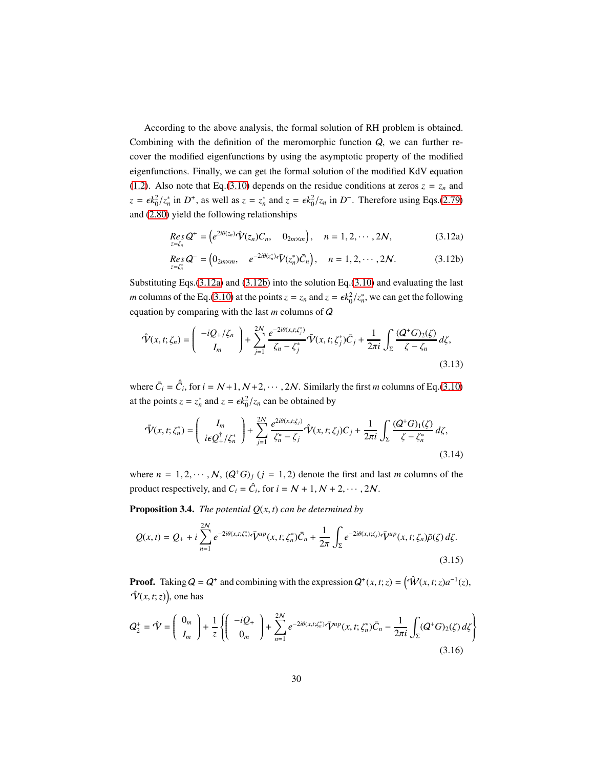According to the above analysis, the formal solution of RH problem is obtained. Combining with the definition of the meromorphic function $\mathcal{Q}$, we can further recover the modified eigenfunctions by using the asymptotic property of the modified eigenfunctions. Finally, we can get the formal solution of the modified KdV equation (1.2). Also note that Eq.(3.10) depends on the residue conditions at zeros $z = z_n$ and $z = \epsilon k_0^2/z_n^*$ in $D^+$, as well as $z = z_n^*$ and $z = \epsilon k_0^2/z_n$ in $D^-$. Therefore using Eqs.(2.79) and (2.80) yield the following relationships

$$
\operatorname*{Res}_{z=\zeta_n} \mathcal{Q}^+ = \left( e^{2i\theta(z_n)} \hat{\mathcal{V}}(z_n) C_n, \quad 0_{2m\times m} \right), \quad n = 1, 2, \cdots, 2\mathcal{N}, \tag{3.12a}
$$

$$
\operatorname*{Res}_{z=\zeta_n^*} \mathcal{Q}^- = \left( 0_{2m\times m}, \quad e^{-2i\theta(z_n^*)} \bar{\mathcal{V}}(z_n^*) \bar{C}_n \right), \quad n = 1, 2, \cdots, 2\mathcal{N}. \tag{3.12b}
$$

Substituting Eqs.(3.12a) and (3.12b) into the solution Eq.(3.10) and evaluating the last $m$ columns of the Eq.(3.10) at the points $z = z_n$ and $z = \epsilon k_0^2/z_n^*$, we can get the following equation by comparing with the last $m$ columns of $\mathcal{Q}$

$$
\hat{\mathcal{V}}(x, t; \zeta_n) = \begin{pmatrix} -iQ_+/\zeta_n \\ I_m \end{pmatrix} + \sum_{j=1}^{2\mathcal{N}} \frac{e^{-2i\theta(x,t;\zeta_j^*)}}{\zeta_n - \zeta_j^*} \bar{\mathcal{V}}(x, t; \zeta_j^*) \bar{C}_j + \frac{1}{2\pi i} \int_\Sigma \frac{(\mathcal{Q}^+ G)_2(\zeta)}{\zeta - \zeta_n} \, d\zeta, \tag{3.13}
$$

where $\bar{C}_i = \hat{\bar{C}}_i$, for $i = \mathcal{N}+1, \mathcal{N}+2, \cdots, 2\mathcal{N}$. Similarly the first $m$ columns of Eq.(3.10) at the points $z = z_n^*$ and $z = \epsilon k_0^2/z_n$ can be obtained by

$$
\bar{\mathcal{V}}(x, t; \zeta_n^*) = \begin{pmatrix} I_m \\ i\epsilon Q_+^\dagger/\zeta_n^* \end{pmatrix} + \sum_{j=1}^{2\mathcal{N}} \frac{e^{2i\theta(x,t;\zeta_j)}}{\zeta_n^* - \zeta_j} \hat{\mathcal{V}}(x, t; \zeta_j) C_j + \frac{1}{2\pi i} \int_\Sigma \frac{(\mathcal{Q}^+ G)_1(\zeta)}{\zeta - \zeta_n^*} \, d\zeta, \tag{3.14}
$$

where $n = 1, 2, \cdots, \mathcal{N}$, $(\mathcal{Q}^+ G)_j$ $(j = 1, 2)$ denote the first and last $m$ columns of the product respectively, and $C_i = \hat{C}_i$, for $i = \mathcal{N}+1, \mathcal{N}+2, \cdots, 2\mathcal{N}$.

**Proposition 3.4.** *The potential $Q(x, t)$ can be determined by*

$$
Q(x, t) = Q_+ + i \sum_{n=1}^{2\mathcal{N}} e^{-2i\theta(x,t;\zeta_n^*)} \bar{\mathcal{V}}^{up}(x, t; \zeta_n^*) \bar{C}_n + \frac{1}{2\pi} \int_\Sigma e^{-2i\theta(x,t;\zeta)} \bar{\mathcal{V}}^{up}(x, t; \zeta_n) \bar{\rho}(\zeta) \, d\zeta. \tag{3.15}
$$

**Proof.** Taking $\mathcal{Q} = \mathcal{Q}^+$ and combining with the expression $\mathcal{Q}^+(x, t; z) = \left( \hat{\mathcal{W}}(x, t; z) a^{-1}(z), \hat{\mathcal{V}}(x, t; z) \right)$, one has

$$
\mathcal{Q}_2^+ = \hat{\mathcal{V}} = \begin{pmatrix} 0_m \\ I_m \end{pmatrix} + \frac{1}{z} \left\{ \begin{pmatrix} -iQ_+ \\ 0_m \end{pmatrix} + \sum_{n=1}^{2\mathcal{N}} e^{-2i\theta(x,t;\zeta_n^*)} \bar{\mathcal{V}}^{up}(x, t; \zeta_n^*) \bar{C}_n - \frac{1}{2\pi i} \int_\Sigma (\mathcal{Q}^+ G)_2(\zeta) \, d\zeta \right\} \tag{3.16}
$$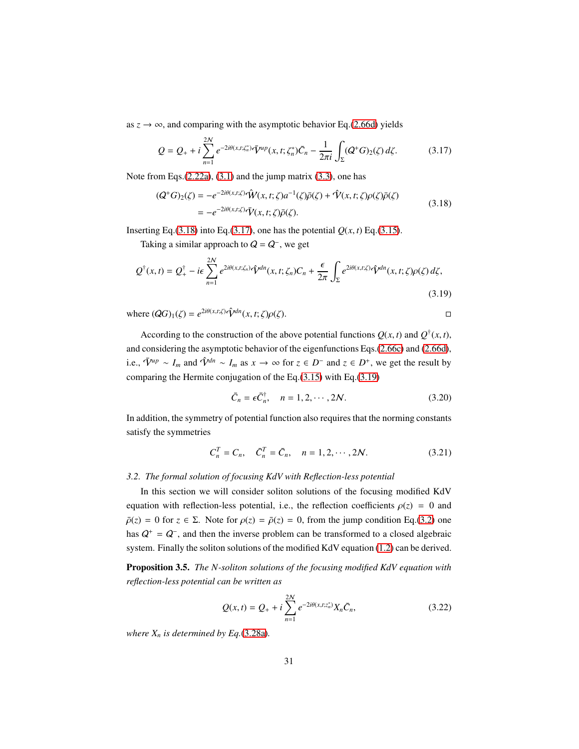as $z \to \infty$, and comparing with the asymptotic behavior Eq.(2.66d) yields

$$Q = Q_+ + i \sum_{n=1}^{2\mathcal{N}} e^{-2i\theta(x,t;\zeta_n^*)} \bar{\mathcal{V}}^{up}(x,t;\zeta_n^*)\bar{C}_n - \frac{1}{2\pi i}\int_\Sigma (Q^+ G)_2(\zeta)\, d\zeta. \tag{3.17}$$

Note from Eqs.(2.22a), (3.1) and the jump matrix (3.3), one has

$$\begin{aligned}(Q^+ G)_2(\zeta) &= -e^{-2i\theta(x,t;\zeta)}\hat{\mathcal{W}}(x,t;\zeta)a^{-1}(\zeta)\bar{\rho}(\zeta) + \hat{\mathcal{V}}(x,t;\zeta)\rho(\zeta)\bar{\rho}(\zeta) \\ &= -e^{-2i\theta(x,t;\zeta)}\bar{\mathcal{V}}(x,t;\zeta)\bar{\rho}(\zeta).\end{aligned} \tag{3.18}$$

Inserting Eq.(3.18) into Eq.(3.17), one has the potential $Q(x,t)$ Eq.(3.15).

Taking a similar approach to $Q = Q^-$, we get

$$Q^\dagger(x,t) = Q_+^\dagger - i\epsilon \sum_{n=1}^{2\mathcal{N}} e^{2i\theta(x,t;\zeta_n)}\hat{\mathcal{V}}^{dn}(x,t;\zeta_n)C_n + \frac{\epsilon}{2\pi}\int_\Sigma e^{2i\theta(x,t;\zeta)}\hat{\mathcal{V}}^{dn}(x,t;\zeta)\rho(\zeta)\, d\zeta, \tag{3.19}$$

where $(QG)_1(\zeta) = e^{2i\theta(x,t;\zeta)}\hat{\mathcal{V}}^{dn}(x,t;\zeta)\rho(\zeta)$. □

According to the construction of the above potential functions $Q(x,t)$ and $Q^\dagger(x,t)$, and considering the asymptotic behavior of the eigenfunctions Eqs.(2.66c) and (2.66d), i.e., $\bar{\mathcal{V}}^{up} \sim I_m$ and $\hat{\mathcal{V}}^{dn} \sim I_m$ as $x \to \infty$ for $z \in D^-$ and $z \in D^+$, we get the result by comparing the Hermite conjugation of the Eq.(3.15) with Eq.(3.19)

$$\bar{C}_n = \epsilon \bar{C}_n^\dagger, \quad n = 1, 2, \cdots, 2\mathcal{N}. \tag{3.20}$$

In addition, the symmetry of potential function also requires that the norming constants satisfy the symmetries

$$C_n^T = C_n, \quad \bar{C}_n^T = \bar{C}_n, \quad n = 1, 2, \cdots, 2\mathcal{N}. \tag{3.21}$$

*3.2. The formal solution of focusing KdV with Reflection-less potential*

In this section we will consider soliton solutions of the focusing modified KdV equation with reflection-less potential, i.e., the reflection coefficients $\rho(z) = 0$ and $\bar{\rho}(z) = 0$ for $z \in \Sigma$. Note for $\rho(z) = \bar{\rho}(z) = 0$, from the jump condition Eq.(3.2) one has $Q^+ = Q^-$, and then the inverse problem can be transformed to a closed algebraic system. Finally the soliton solutions of the modified KdV equation (1.2) can be derived.

**Proposition 3.5.** *The N-soliton solutions of the focusing modified KdV equation with reflection-less potential can be written as*

$$Q(x,t) = Q_+ + i \sum_{n=1}^{2\mathcal{N}} e^{-2i\theta(x,t;z_n^*)} X_n \bar{C}_n, \tag{3.22}$$

*where $X_n$ is determined by Eq.(3.28a).*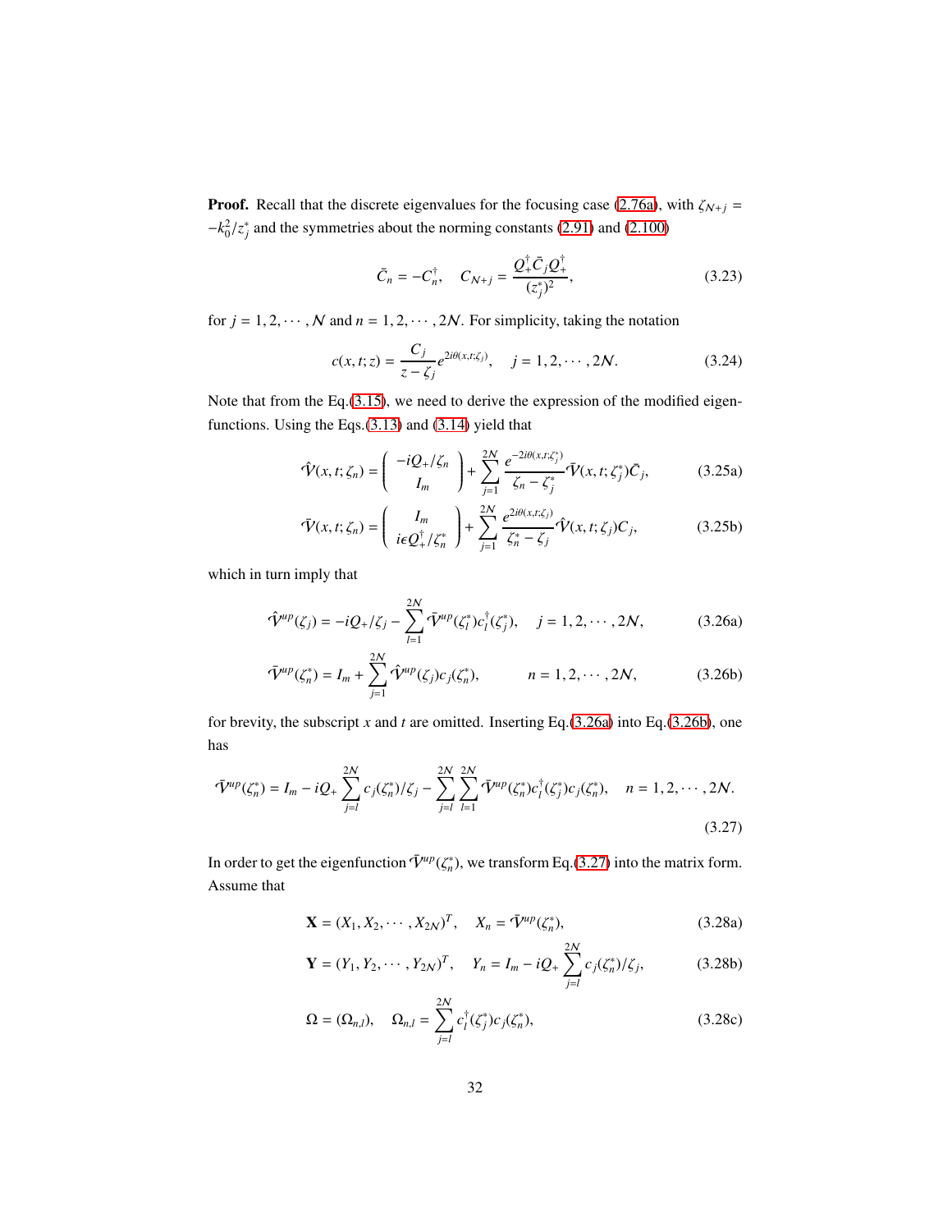**Proof.** Recall that the discrete eigenvalues for the focusing case (2.76a), with $\zeta_{\mathcal{N}+j} = -k_0^2/z_j^*$ and the symmetries about the norming constants (2.91) and (2.100)

$$
\bar{C}_n = -C_n^\dagger, \quad C_{\mathcal{N}+j} = \frac{Q_+^\dagger \bar{C}_j Q_+^\dagger}{(z_j^*)^2}, \tag{3.23}
$$

for $j = 1, 2, \cdots, \mathcal{N}$ and $n = 1, 2, \cdots, 2\mathcal{N}$. For simplicity, taking the notation

$$
c(x, t; z) = \frac{C_j}{z - \zeta_j} e^{2i\theta(x,t;\zeta_j)}, \quad j = 1, 2, \cdots, 2\mathcal{N}. \tag{3.24}
$$

Note that from the Eq.(3.15), we need to derive the expression of the modified eigenfunctions. Using the Eqs.(3.13) and (3.14) yield that

$$
\hat{\mathcal{V}}(x, t; \zeta_n) = \begin{pmatrix} -iQ_+/\zeta_n \\ I_m \end{pmatrix} + \sum_{j=1}^{2\mathcal{N}} \frac{e^{-2i\theta(x,t;\zeta_j^*)}}{\zeta_n - \zeta_j^*} \bar{\mathcal{V}}(x, t; \zeta_j^*) \bar{C}_j, \tag{3.25a}
$$

$$
\bar{\mathcal{V}}(x, t; \zeta_n) = \begin{pmatrix} I_m \\ i\epsilon Q_+^\dagger/\zeta_n^* \end{pmatrix} + \sum_{j=1}^{2\mathcal{N}} \frac{e^{2i\theta(x,t;\zeta_j)}}{\zeta_n^* - \zeta_j} \hat{\mathcal{V}}(x, t; \zeta_j) C_j, \tag{3.25b}
$$

which in turn imply that

$$
\hat{\mathcal{V}}^{up}(\zeta_j) = -iQ_+/\zeta_j - \sum_{l=1}^{2\mathcal{N}} \bar{\mathcal{V}}^{up}(\zeta_l^*) c_l^\dagger(\zeta_j^*), \quad j = 1, 2, \cdots, 2\mathcal{N}, \tag{3.26a}
$$

$$
\bar{\mathcal{V}}^{up}(\zeta_n^*) = I_m + \sum_{j=1}^{2\mathcal{N}} \hat{\mathcal{V}}^{up}(\zeta_j) c_j(\zeta_n^*), \qquad n = 1, 2, \cdots, 2\mathcal{N}, \tag{3.26b}
$$

for brevity, the subscript $x$ and $t$ are omitted. Inserting Eq.(3.26a) into Eq.(3.26b), one has

$$
\bar{\mathcal{V}}^{up}(\zeta_n^*) = I_m - iQ_+ \sum_{j=l}^{2\mathcal{N}} c_j(\zeta_n^*)/\zeta_j - \sum_{j=l}^{2\mathcal{N}} \sum_{l=1}^{2\mathcal{N}} \bar{\mathcal{V}}^{up}(\zeta_n^*) c_l^\dagger(\zeta_j^*) c_j(\zeta_n^*), \quad n = 1, 2, \cdots, 2\mathcal{N}. \tag{3.27}
$$

In order to get the eigenfunction $\bar{\mathcal{V}}^{up}(\zeta_n^*)$, we transform Eq.(3.27) into the matrix form. Assume that

$$
\mathbf{X} = (X_1, X_2, \cdots, X_{2\mathcal{N}})^T, \quad X_n = \bar{\mathcal{V}}^{up}(\zeta_n^*), \tag{3.28a}
$$

$$
\mathbf{Y} = (Y_1, Y_2, \cdots, Y_{2\mathcal{N}})^T, \quad Y_n = I_m - iQ_+ \sum_{j=l}^{2\mathcal{N}} c_j(\zeta_n^*)/\zeta_j, \tag{3.28b}
$$

$$
\Omega = (\Omega_{n,l}), \quad \Omega_{n,l} = \sum_{j=l}^{2\mathcal{N}} c_l^\dagger(\zeta_j^*) c_j(\zeta_n^*), \tag{3.28c}
$$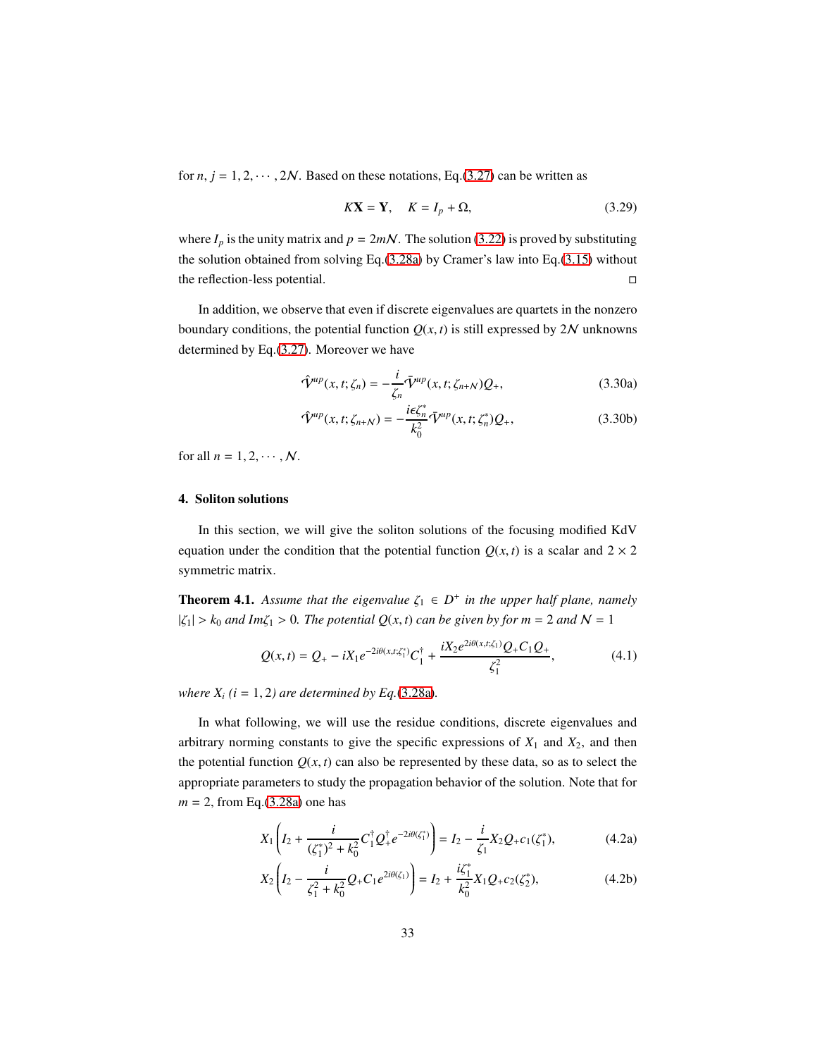for $n, j = 1, 2, \cdots, 2\mathcal{N}$. Based on these notations, Eq.(3.27) can be written as

$$K\mathbf{X} = \mathbf{Y}, \quad K = I_p + \Omega, \tag{3.29}$$

where $I_p$ is the unity matrix and $p = 2m\mathcal{N}$. The solution (3.22) is proved by substituting the solution obtained from solving Eq.(3.28a) by Cramer's law into Eq.(3.15) without the reflection-less potential. □

In addition, we observe that even if discrete eigenvalues are quartets in the nonzero boundary conditions, the potential function $Q(x,t)$ is still expressed by $2\mathcal{N}$ unknowns determined by Eq.(3.27). Moreover we have

$$\hat{\mathcal{V}}^{up}(x,t;\zeta_n) = -\frac{i}{\zeta_n}\bar{\mathcal{V}}^{up}(x,t;\zeta_{n+\mathcal{N}})Q_+, \tag{3.30a}$$

$$\hat{\mathcal{V}}^{up}(x,t;\zeta_{n+\mathcal{N}}) = -\frac{i\epsilon\zeta_n^*}{k_0^2}\bar{\mathcal{V}}^{up}(x,t;\zeta_n^*)Q_+, \tag{3.30b}$$

for all $n = 1, 2, \cdots, \mathcal{N}$.

## 4. Soliton solutions

In this section, we will give the soliton solutions of the focusing modified KdV equation under the condition that the potential function $Q(x,t)$ is a scalar and $2\times 2$ symmetric matrix.

**Theorem 4.1.** *Assume that the eigenvalue $\zeta_1 \in D^+$ in the upper half plane, namely $|\zeta_1| > k_0$ and $Im\zeta_1 > 0$. The potential $Q(x,t)$ can be given by for $m = 2$ and $\mathcal{N} = 1$*

$$Q(x,t) = Q_+ - iX_1 e^{-2i\theta(x,t;\zeta_1^*)}C_1^\dagger + \frac{iX_2 e^{2i\theta(x,t;\zeta_1)}Q_+C_1Q_+}{\zeta_1^2}, \tag{4.1}$$

*where $X_i$ $(i = 1, 2)$ are determined by Eq.(3.28a).*

In what following, we will use the residue conditions, discrete eigenvalues and arbitrary norming constants to give the specific expressions of $X_1$ and $X_2$, and then the potential function $Q(x,t)$ can also be represented by these data, so as to select the appropriate parameters to study the propagation behavior of the solution. Note that for $m = 2$, from Eq.(3.28a) one has

$$X_1\left(I_2 + \frac{i}{(\zeta_1^*)^2 + k_0^2}C_1^\dagger Q_+^\dagger e^{-2i\theta(\zeta_1^*)}\right) = I_2 - \frac{i}{\zeta_1}X_2Q_+c_1(\zeta_1^*), \tag{4.2a}$$

$$X_2\left(I_2 - \frac{i}{\zeta_1^2 + k_0^2}Q_+C_1e^{2i\theta(\zeta_1)}\right) = I_2 + \frac{i\zeta_1^*}{k_0^2}X_1Q_+c_2(\zeta_2^*), \tag{4.2b}$$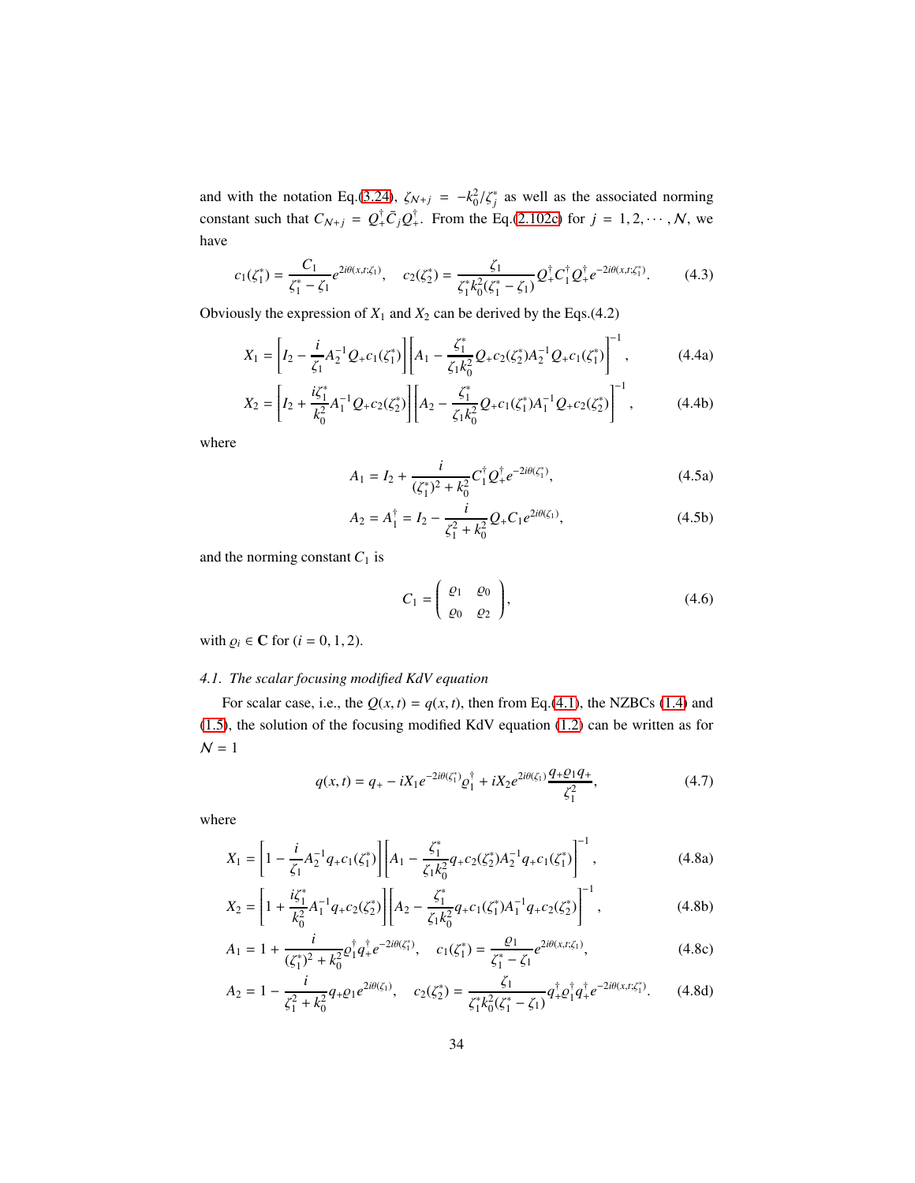and with the notation Eq.(3.24), $\zeta_{\mathcal{N}+j} = -k_0^2/\zeta_j^*$ as well as the associated norming constant such that $C_{\mathcal{N}+j} = Q_+^\dagger \bar{C}_j Q_+^\dagger$. From the Eq.(2.102c) for $j = 1, 2, \cdots, \mathcal{N}$, we have

$$c_1(\zeta_1^*) = \frac{C_1}{\zeta_1^* - \zeta_1} e^{2i\theta(x,t;\zeta_1)}, \quad c_2(\zeta_2^*) = \frac{\zeta_1}{\zeta_1^* k_0^2 (\zeta_1^* - \zeta_1)} Q_+^\dagger C_1^\dagger Q_+^\dagger e^{-2i\theta(x,t;\zeta_1^*)}. \tag{4.3}$$

Obviously the expression of $X_1$ and $X_2$ can be derived by the Eqs.(4.2)

$$X_1 = \left[ I_2 - \frac{i}{\zeta_1} A_2^{-1} Q_+ c_1(\zeta_1^*) \right] \left[ A_1 - \frac{\zeta_1^*}{\zeta_1 k_0^2} Q_+ c_2(\zeta_2^*) A_2^{-1} Q_+ c_1(\zeta_1^*) \right]^{-1}, \tag{4.4a}$$

$$X_2 = \left[ I_2 + \frac{i\zeta_1^*}{k_0^2} A_1^{-1} Q_+ c_2(\zeta_2^*) \right] \left[ A_2 - \frac{\zeta_1^*}{\zeta_1 k_0^2} Q_+ c_1(\zeta_1^*) A_1^{-1} Q_+ c_2(\zeta_2^*) \right]^{-1}, \tag{4.4b}$$

where

$$A_1 = I_2 + \frac{i}{(\zeta_1^*)^2 + k_0^2} C_1^\dagger Q_+^\dagger e^{-2i\theta(\zeta_1^*)}, \tag{4.5a}$$

$$A_2 = A_1^\dagger = I_2 - \frac{i}{\zeta_1^2 + k_0^2} Q_+ C_1 e^{2i\theta(\zeta_1)}, \tag{4.5b}$$

and the norming constant $C_1$ is

$$C_1 = \begin{pmatrix} \varrho_1 & \varrho_0 \\ \varrho_0 & \varrho_2 \end{pmatrix}, \tag{4.6}$$

with $\varrho_i \in \mathbf{C}$ for $(i = 0, 1, 2)$.

### *4.1. The scalar focusing modified KdV equation*

For scalar case, i.e., the $Q(x,t) = q(x,t)$, then from Eq.(4.1), the NZBCs (1.4) and (1.5), the solution of the focusing modified KdV equation (1.2) can be written as for $\mathcal{N} = 1$

$$q(x,t) = q_+ - iX_1 e^{-2i\theta(\zeta_1^*)} \varrho_1^\dagger + iX_2 e^{2i\theta(\zeta_1)} \frac{q_+ \varrho_1 q_+}{\zeta_1^2}, \tag{4.7}$$

where

$$X_1 = \left[ 1 - \frac{i}{\zeta_1} A_2^{-1} q_+ c_1(\zeta_1^*) \right] \left[ A_1 - \frac{\zeta_1^*}{\zeta_1 k_0^2} q_+ c_2(\zeta_2^*) A_2^{-1} q_+ c_1(\zeta_1^*) \right]^{-1}, \tag{4.8a}$$

$$X_2 = \left[ 1 + \frac{i\zeta_1^*}{k_0^2} A_1^{-1} q_+ c_2(\zeta_2^*) \right] \left[ A_2 - \frac{\zeta_1^*}{\zeta_1 k_0^2} q_+ c_1(\zeta_1^*) A_1^{-1} q_+ c_2(\zeta_2^*) \right]^{-1}, \tag{4.8b}$$

$$A_1 = 1 + \frac{i}{(\zeta_1^*)^2 + k_0^2} \varrho_1^\dagger q_+^\dagger e^{-2i\theta(\zeta_1^*)}, \quad c_1(\zeta_1^*) = \frac{\varrho_1}{\zeta_1^* - \zeta_1} e^{2i\theta(x,t;\zeta_1)}, \tag{4.8c}$$

$$A_2 = 1 - \frac{i}{\zeta_1^2 + k_0^2} q_+ \varrho_1 e^{2i\theta(\zeta_1)}, \quad c_2(\zeta_2^*) = \frac{\zeta_1}{\zeta_1^* k_0^2 (\zeta_1^* - \zeta_1)} q_+^\dagger \varrho_1^\dagger q_+^\dagger e^{-2i\theta(x,t;\zeta_1^*)}. \tag{4.8d}$$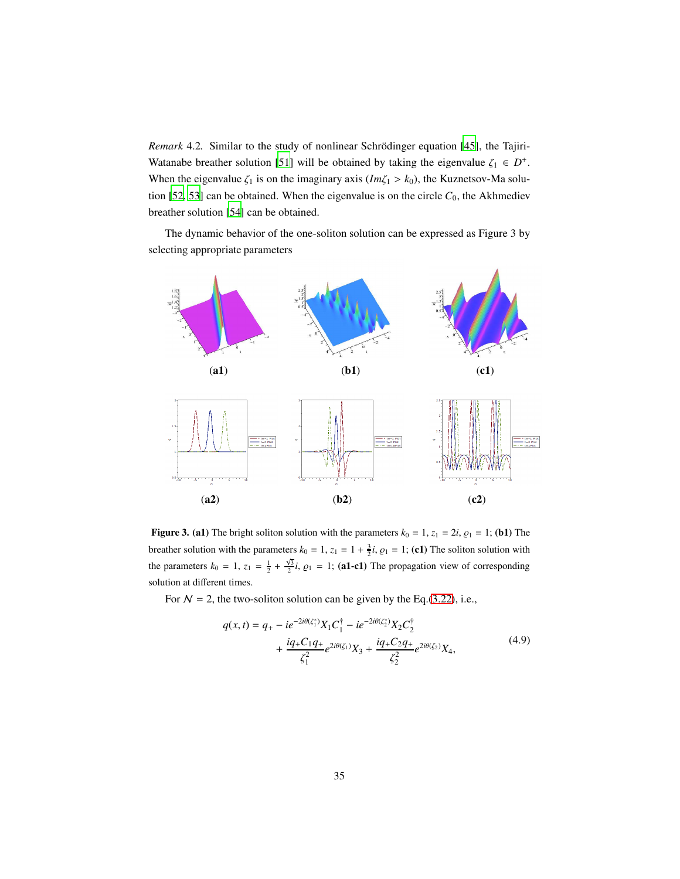*Remark* 4.2. Similar to the study of nonlinear Schrödinger equation [45], the Tajiri-Watanabe breather solution [51] will be obtained by taking the eigenvalue $\zeta_1 \in D^+$. When the eigenvalue $\zeta_1$ is on the imaginary axis ($Im\zeta_1 > k_0$), the Kuznetsov-Ma solution [52, 53] can be obtained. When the eigenvalue is on the circle $C_0$, the Akhmediev breather solution [54] can be obtained.

The dynamic behavior of the one-soliton solution can be expressed as Figure 3 by selecting appropriate parameters

(**a1**) (**b1**) (**c1**)

(**a2**) (**b2**) (**c2**)

**Figure 3.** **(a1)** The bright soliton solution with the parameters $k_0 = 1$, $z_1 = 2i$, $\varrho_1 = 1$; **(b1)** The breather solution with the parameters $k_0 = 1$, $z_1 = 1 + \frac{3}{2}i$, $\varrho_1 = 1$; **(c1)** The soliton solution with the parameters $k_0 = 1$, $z_1 = \frac{1}{2} + \frac{\sqrt{3}}{2}i$, $\varrho_1 = 1$; **(a1-c1)** The propagation view of corresponding solution at different times.

For $\mathcal{N} = 2$, the two-soliton solution can be given by the Eq.(3.22), i.e.,

$$
\begin{aligned}
q(x,t) = q_+ - ie^{-2i\theta(\zeta_1^*)}X_1C_1^\dagger - ie^{-2i\theta(\zeta_2^*)}X_2C_2^\dagger \\
+ \frac{iq_+C_1q_+}{\zeta_1^2}e^{2i\theta(\zeta_1)}X_3 + \frac{iq_+C_2q_+}{\zeta_2^2}e^{2i\theta(\zeta_2)}X_4,
\end{aligned}
\tag{4.9}
$$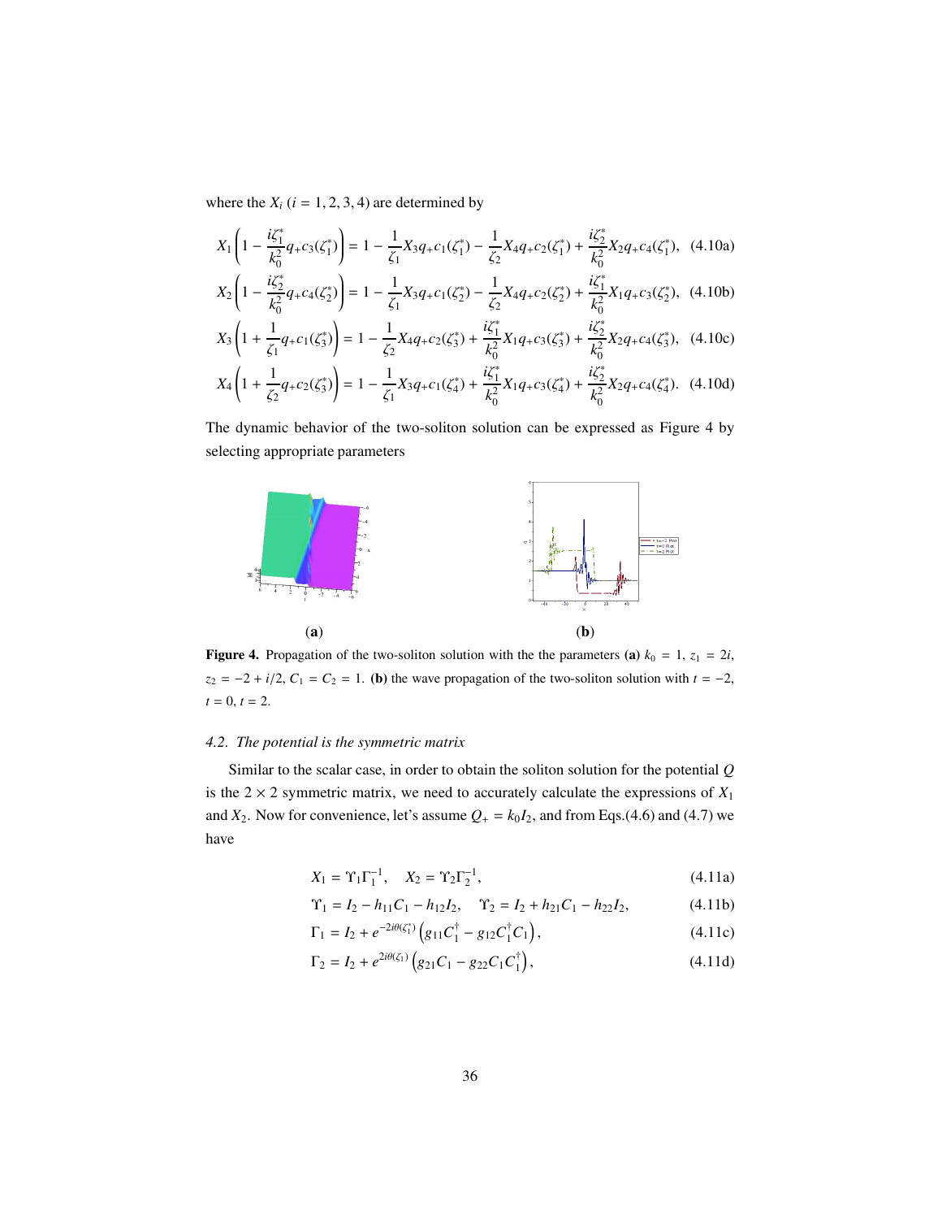where the $X_i$ $(i = 1, 2, 3, 4)$ are determined by

$$X_1\left(1 - \frac{i\zeta_1^*}{k_0^2}q_+c_3(\zeta_1^*)\right) = 1 - \frac{1}{\zeta_1}X_3q_+c_1(\zeta_1^*) - \frac{1}{\zeta_2}X_4q_+c_2(\zeta_1^*) + \frac{i\zeta_2^*}{k_0^2}X_2q_+c_4(\zeta_1^*), \quad (4.10a)$$

$$X_2\left(1 - \frac{i\zeta_2^*}{k_0^2}q_+c_4(\zeta_2^*)\right) = 1 - \frac{1}{\zeta_1}X_3q_+c_1(\zeta_2^*) - \frac{1}{\zeta_2}X_4q_+c_2(\zeta_2^*) + \frac{i\zeta_1^*}{k_0^2}X_1q_+c_3(\zeta_2^*), \quad (4.10b)$$

$$X_3\left(1 + \frac{1}{\zeta_1}q_+c_1(\zeta_3^*)\right) = 1 - \frac{1}{\zeta_2}X_4q_+c_2(\zeta_3^*) + \frac{i\zeta_1^*}{k_0^2}X_1q_+c_3(\zeta_3^*) + \frac{i\zeta_2^*}{k_0^2}X_2q_+c_4(\zeta_3^*), \quad (4.10c)$$

$$X_4\left(1 + \frac{1}{\zeta_2}q_+c_2(\zeta_3^*)\right) = 1 - \frac{1}{\zeta_1}X_3q_+c_1(\zeta_4^*) + \frac{i\zeta_1^*}{k_0^2}X_1q_+c_3(\zeta_4^*) + \frac{i\zeta_2^*}{k_0^2}X_2q_+c_4(\zeta_4^*). \quad (4.10d)$$

The dynamic behavior of the two-soliton solution can be expressed as Figure 4 by selecting appropriate parameters

(**a**) (**b**)

**Figure 4.** Propagation of the two-soliton solution with the the parameters **(a)** $k_0 = 1$, $z_1 = 2i$, $z_2 = -2 + i/2$, $C_1 = C_2 = 1$. **(b)** the wave propagation of the two-soliton solution with $t = -2$, $t = 0$, $t = 2$.

### *4.2. The potential is the symmetric matrix*

Similar to the scalar case, in order to obtain the soliton solution for the potential $Q$ is the $2 \times 2$ symmetric matrix, we need to accurately calculate the expressions of $X_1$ and $X_2$. Now for convenience, let's assume $Q_+ = k_0 I_2$, and from Eqs.(4.6) and (4.7) we have

$$X_1 = \Upsilon_1\Gamma_1^{-1}, \quad X_2 = \Upsilon_2\Gamma_2^{-1}, \quad (4.11a)$$

$$\Upsilon_1 = I_2 - h_{11}C_1 - h_{12}I_2, \quad \Upsilon_2 = I_2 + h_{21}C_1 - h_{22}I_2, \quad (4.11b)$$

$$\Gamma_1 = I_2 + e^{-2i\theta(\zeta_1^*)}\left(g_{11}C_1^\dagger - g_{12}C_1^\dagger C_1\right), \quad (4.11c)$$

$$\Gamma_2 = I_2 + e^{2i\theta(\zeta_1)}\left(g_{21}C_1 - g_{22}C_1C_1^\dagger\right), \quad (4.11d)$$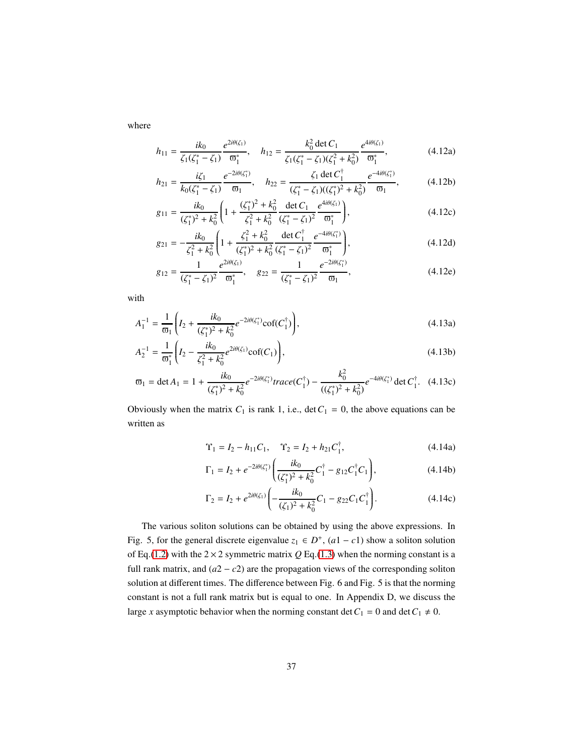where

$$h_{11} = \frac{ik_0}{\zeta_1(\zeta_1^* - \zeta_1)} \frac{e^{2i\theta(\zeta_1)}}{\varpi_1^*}, \quad h_{12} = \frac{k_0^2 \det C_1}{\zeta_1(\zeta_1^* - \zeta_1)(\zeta_1^2 + k_0^2)} \frac{e^{4i\theta(\zeta_1)}}{\varpi_1^*}, \tag{4.12a}$$

$$h_{21} = \frac{i\zeta_1}{k_0(\zeta_1^* - \zeta_1)} \frac{e^{-2i\theta(\zeta_1^*)}}{\varpi_1}, \quad h_{22} = \frac{\zeta_1 \det C_1^\dagger}{(\zeta_1^* - \zeta_1)((\zeta_1^*)^2 + k_0^2)} \frac{e^{-4i\theta(\zeta_1^*)}}{\varpi_1}, \tag{4.12b}$$

$$g_{11} = \frac{ik_0}{(\zeta_1^*)^2 + k_0^2} \left( 1 + \frac{(\zeta_1^*)^2 + k_0^2}{\zeta_1^2 + k_0^2} \frac{\det C_1}{(\zeta_1^* - \zeta_1)^2} \frac{e^{4i\theta(\zeta_1)}}{\varpi_1^*} \right), \tag{4.12c}$$

$$g_{21} = -\frac{ik_0}{\zeta_1^2 + k_0^2} \left( 1 + \frac{\zeta_1^2 + k_0^2}{(\zeta_1^*)^2 + k_0^2} \frac{\det C_1^\dagger}{(\zeta_1^* - \zeta_1)^2} \frac{e^{-4i\theta(\zeta_1^*)}}{\varpi_1^*} \right), \tag{4.12d}$$

$$g_{12} = \frac{1}{(\zeta_1^* - \zeta_1)^2} \frac{e^{2i\theta(\zeta_1)}}{\varpi_1^*}, \quad g_{22} = \frac{1}{(\zeta_1^* - \zeta_1)^2} \frac{e^{-2i\theta(\zeta_1^*)}}{\varpi_1}, \tag{4.12e}$$

with

$$A_1^{-1} = \frac{1}{\varpi_1} \left( I_2 + \frac{ik_0}{(\zeta_1^*)^2 + k_0^2} e^{-2i\theta(\zeta_1^*)} \mathrm{cof}(C_1^\dagger) \right), \tag{4.13a}$$

$$A_2^{-1} = \frac{1}{\varpi_1^*} \left( I_2 - \frac{ik_0}{\zeta_1^2 + k_0^2} e^{2i\theta(\zeta_1)} \mathrm{cof}(C_1) \right), \tag{4.13b}$$

$$\varpi_1 = \det A_1 = 1 + \frac{ik_0}{(\zeta_1^*)^2 + k_0^2} e^{-2i\theta(\zeta_1^*)} trace(C_1^\dagger) - \frac{k_0^2}{((\zeta_1^*)^2 + k_0^2)} e^{-4i\theta(\zeta_1^*)} \det C_1^\dagger. \tag{4.13c}$$

Obviously when the matrix $C_1$ is rank 1, i.e., $\det C_1 = 0$, the above equations can be written as

$$\Upsilon_1 = I_2 - h_{11} C_1, \quad \Upsilon_2 = I_2 + h_{21} C_1^\dagger, \tag{4.14a}$$

$$\Gamma_1 = I_2 + e^{-2i\theta(\zeta_1^*)} \left( \frac{ik_0}{(\zeta_1^*)^2 + k_0^2} C_1^\dagger - g_{12} C_1^\dagger C_1 \right), \tag{4.14b}$$

$$\Gamma_2 = I_2 + e^{2i\theta(\zeta_1)} \left( -\frac{ik_0}{(\zeta_1)^2 + k_0^2} C_1 - g_{22} C_1 C_1^\dagger \right). \tag{4.14c}$$

The various soliton solutions can be obtained by using the above expressions. In Fig. 5, for the general discrete eigenvalue $z_1 \in D^+$, $(a1 - c1)$ show a soliton solution of Eq.(1.2) with the $2 \times 2$ symmetric matrix $Q$ Eq.(1.3) when the norming constant is a full rank matrix, and $(a2 - c2)$ are the propagation views of the corresponding soliton solution at different times. The difference between Fig. 6 and Fig. 5 is that the norming constant is not a full rank matrix but is equal to one. In Appendix D, we discuss the large $x$ asymptotic behavior when the norming constant $\det C_1 = 0$ and $\det C_1 \neq 0$.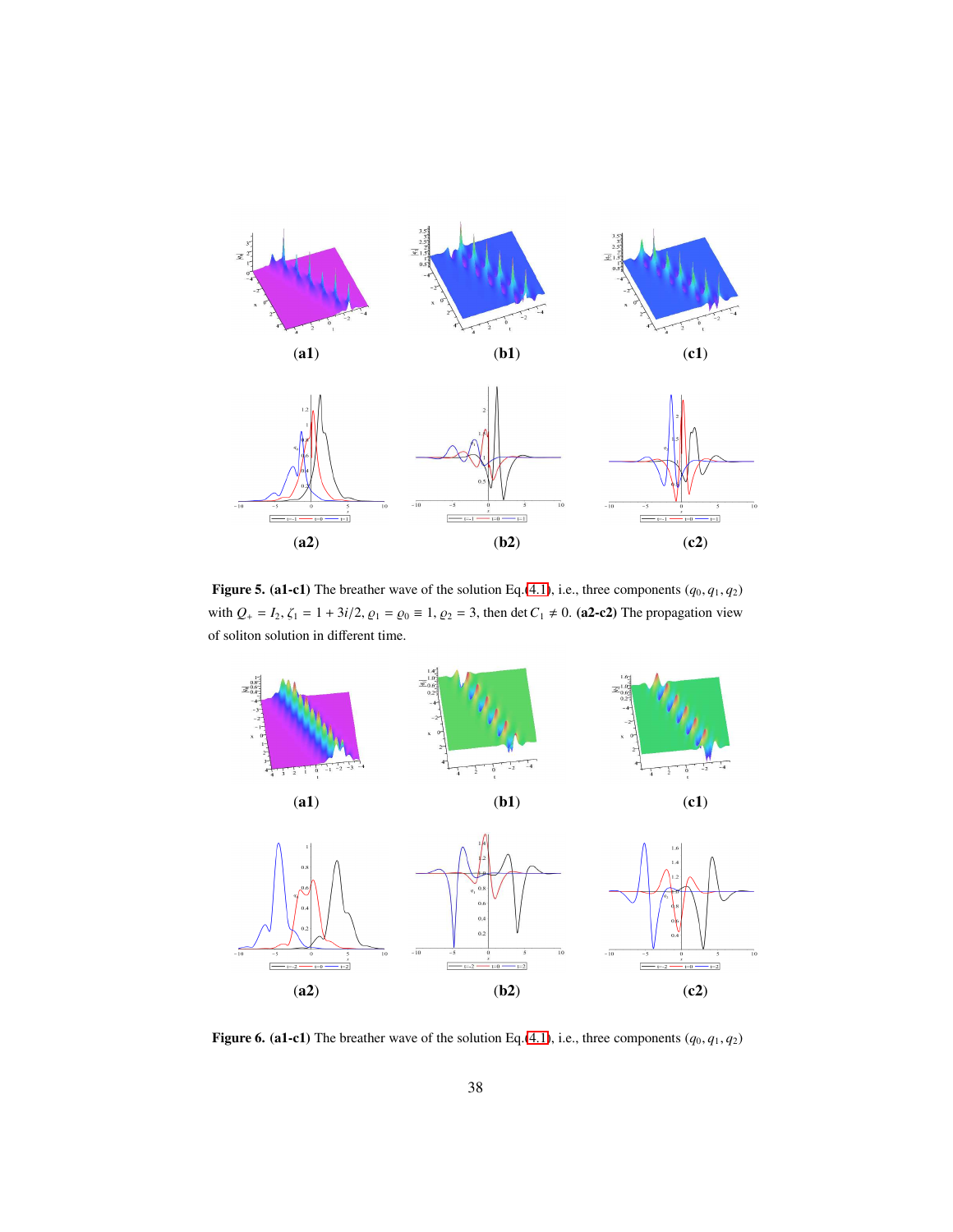(a1) (b1) (c1)

(a2) (b2) (c2)

**Figure 5.** **(a1-c1)** The breather wave of the solution Eq.(4.1), i.e., three components $(q_0, q_1, q_2)$ with $Q_+ = I_2, \zeta_1 = 1 + 3i/2, \varrho_1 = \varrho_0 \equiv 1, \varrho_2 = 3$, then $\det C_1 \neq 0$. **(a2-c2)** The propagation view of soliton solution in different time.

(a1) (b1) (c1)

(a2) (b2) (c2)

**Figure 6.** **(a1-c1)** The breather wave of the solution Eq.(4.1), i.e., three components $(q_0, q_1, q_2)$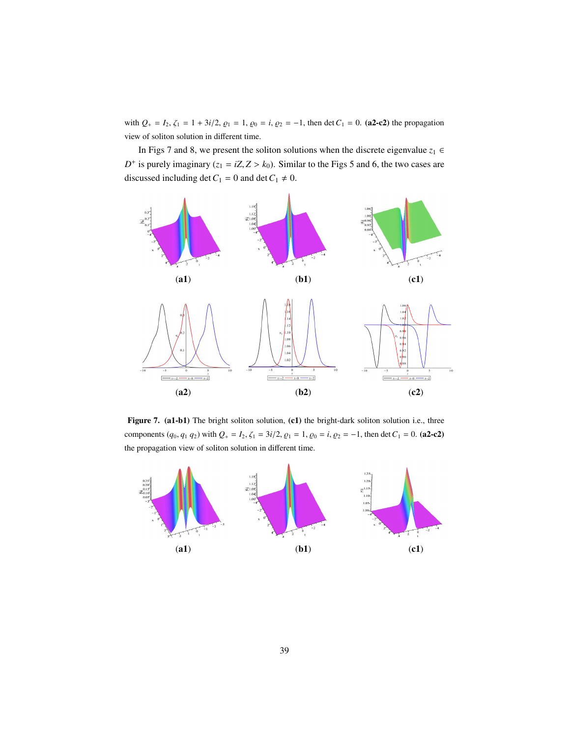with $Q_+ = I_2$, $\zeta_1 = 1 + 3i/2$, $\varrho_1 = 1$, $\varrho_0 = i$, $\varrho_2 = -1$, then $\det C_1 = 0$. **(a2-c2)** the propagation view of soliton solution in different time.

In Figs 7 and 8, we present the soliton solutions when the discrete eigenvalue $z_1 \in D^+$ is purely imaginary ($z_1 = iZ, Z > k_0$). Similar to the Figs 5 and 6, the two cases are discussed including $\det C_1 = 0$ and $\det C_1 \neq 0$.

**(a1)** **(b1)** **(c1)**

**(a2)** **(b2)** **(c2)**

**Figure 7.** **(a1-b1)** The bright soliton solution, **(c1)** the bright-dark soliton solution i.e., three components ($q_0$, $q_1$ $q_2$) with $Q_+ = I_2$, $\zeta_1 = 3i/2$, $\varrho_1 = 1$, $\varrho_0 = i$, $\varrho_2 = -1$, then $\det C_1 = 0$. **(a2-c2)** the propagation view of soliton solution in different time.

**(a1)** **(b1)** **(c1)**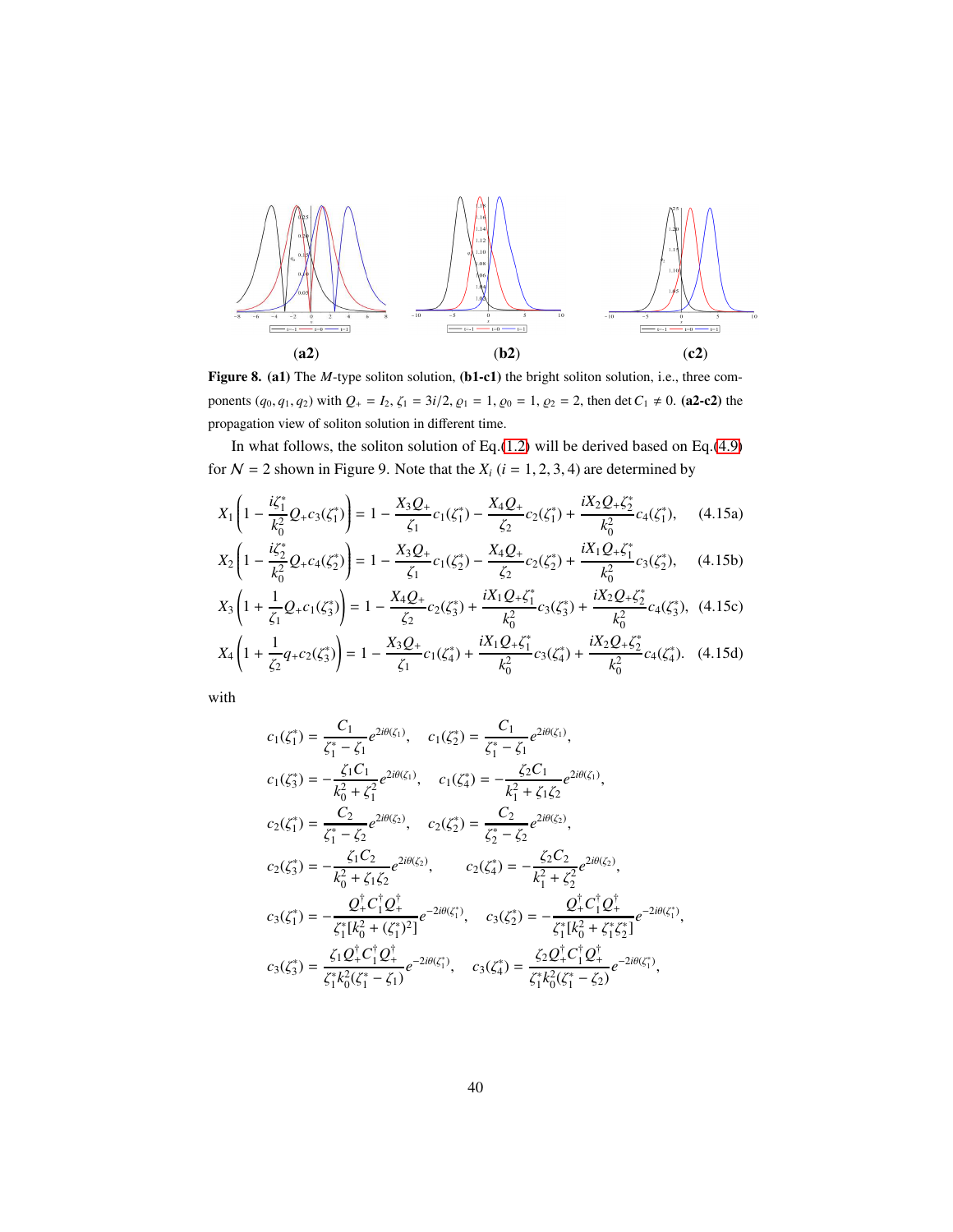(a2) (b2) (c2)

**Figure 8.** **(a1)** The $M$-type soliton solution, **(b1-c1)** the bright soliton solution, i.e., three components $(q_0, q_1, q_2)$ with $Q_+ = I_2$, $\zeta_1 = 3i/2$, $\varrho_1 = 1$, $\varrho_0 = 1$, $\varrho_2 = 2$, then $\det C_1 \neq 0$. **(a2-c2)** the propagation view of soliton solution in different time.

In what follows, the soliton solution of Eq.(1.2) will be derived based on Eq.(4.9) for $\mathcal{N} = 2$ shown in Figure 9. Note that the $X_i$ $(i = 1, 2, 3, 4)$ are determined by

$$X_1\left(1 - \frac{i\zeta_1^*}{k_0^2}Q_+c_3(\zeta_1^*)\right) = 1 - \frac{X_3Q_+}{\zeta_1}c_1(\zeta_1^*) - \frac{X_4Q_+}{\zeta_2}c_2(\zeta_1^*) + \frac{iX_2Q_+\zeta_2^*}{k_0^2}c_4(\zeta_1^*), \tag{4.15a}$$

$$X_2\left(1 - \frac{i\zeta_2^*}{k_0^2}Q_+c_4(\zeta_2^*)\right) = 1 - \frac{X_3Q_+}{\zeta_1}c_1(\zeta_2^*) - \frac{X_4Q_+}{\zeta_2}c_2(\zeta_1^*) + \frac{iX_1Q_+\zeta_1^*}{k_0^2}c_3(\zeta_2^*), \tag{4.15b}$$

$$X_3\left(1 + \frac{1}{\zeta_1}Q_+c_1(\zeta_3^*)\right) = 1 - \frac{X_4Q_+}{\zeta_2}c_2(\zeta_3^*) + \frac{iX_1Q_+\zeta_1^*}{k_0^2}c_3(\zeta_3^*) + \frac{iX_2Q_+\zeta_2^*}{k_0^2}c_4(\zeta_3^*), \tag{4.15c}$$

$$X_4\left(1 + \frac{1}{\zeta_2}q_+c_2(\zeta_3^*)\right) = 1 - \frac{X_3Q_+}{\zeta_1}c_1(\zeta_4^*) + \frac{iX_1Q_+\zeta_1^*}{k_0^2}c_3(\zeta_4^*) + \frac{iX_2Q_+\zeta_2^*}{k_0^2}c_4(\zeta_4^*). \tag{4.15d}$$

with

$$c_1(\zeta_1^*) = \frac{C_1}{\zeta_1^* - \zeta_1}e^{2i\theta(\zeta_1)}, \quad c_1(\zeta_2^*) = \frac{C_1}{\zeta_1^* - \zeta_1}e^{2i\theta(\zeta_1)},$$

$$c_1(\zeta_3^*) = -\frac{\zeta_1 C_1}{k_0^2 + \zeta_1^2}e^{2i\theta(\zeta_1)}, \quad c_1(\zeta_4^*) = -\frac{\zeta_2 C_1}{k_1^2 + \zeta_1\zeta_2}e^{2i\theta(\zeta_1)},$$

$$c_2(\zeta_1^*) = \frac{C_2}{\zeta_1^* - \zeta_2}e^{2i\theta(\zeta_2)}, \quad c_2(\zeta_2^*) = \frac{C_2}{\zeta_2^* - \zeta_2}e^{2i\theta(\zeta_2)},$$

$$c_2(\zeta_3^*) = -\frac{\zeta_1 C_2}{k_0^2 + \zeta_1\zeta_2}e^{2i\theta(\zeta_2)}, \qquad c_2(\zeta_4^*) = -\frac{\zeta_2 C_2}{k_1^2 + \zeta_2^2}e^{2i\theta(\zeta_2)},$$

$$c_3(\zeta_1^*) = -\frac{Q_+^\dagger C_1^\dagger Q_+^\dagger}{\zeta_1^*[k_0^2 + (\zeta_1^*)^2]}e^{-2i\theta(\zeta_1^*)}, \quad c_3(\zeta_2^*) = -\frac{Q_+^\dagger C_1^\dagger Q_+^\dagger}{\zeta_1^*[k_0^2 + \zeta_1^*\zeta_2^*]}e^{-2i\theta(\zeta_1^*)},$$

$$c_3(\zeta_3^*) = \frac{\zeta_1 Q_+^\dagger C_1^\dagger Q_+^\dagger}{\zeta_1^* k_0^2(\zeta_1^* - \zeta_1)}e^{-2i\theta(\zeta_1^*)}, \quad c_3(\zeta_4^*) = \frac{\zeta_2 Q_+^\dagger C_1^\dagger Q_+^\dagger}{\zeta_1^* k_0^2(\zeta_1^* - \zeta_2)}e^{-2i\theta(\zeta_1^*)},$$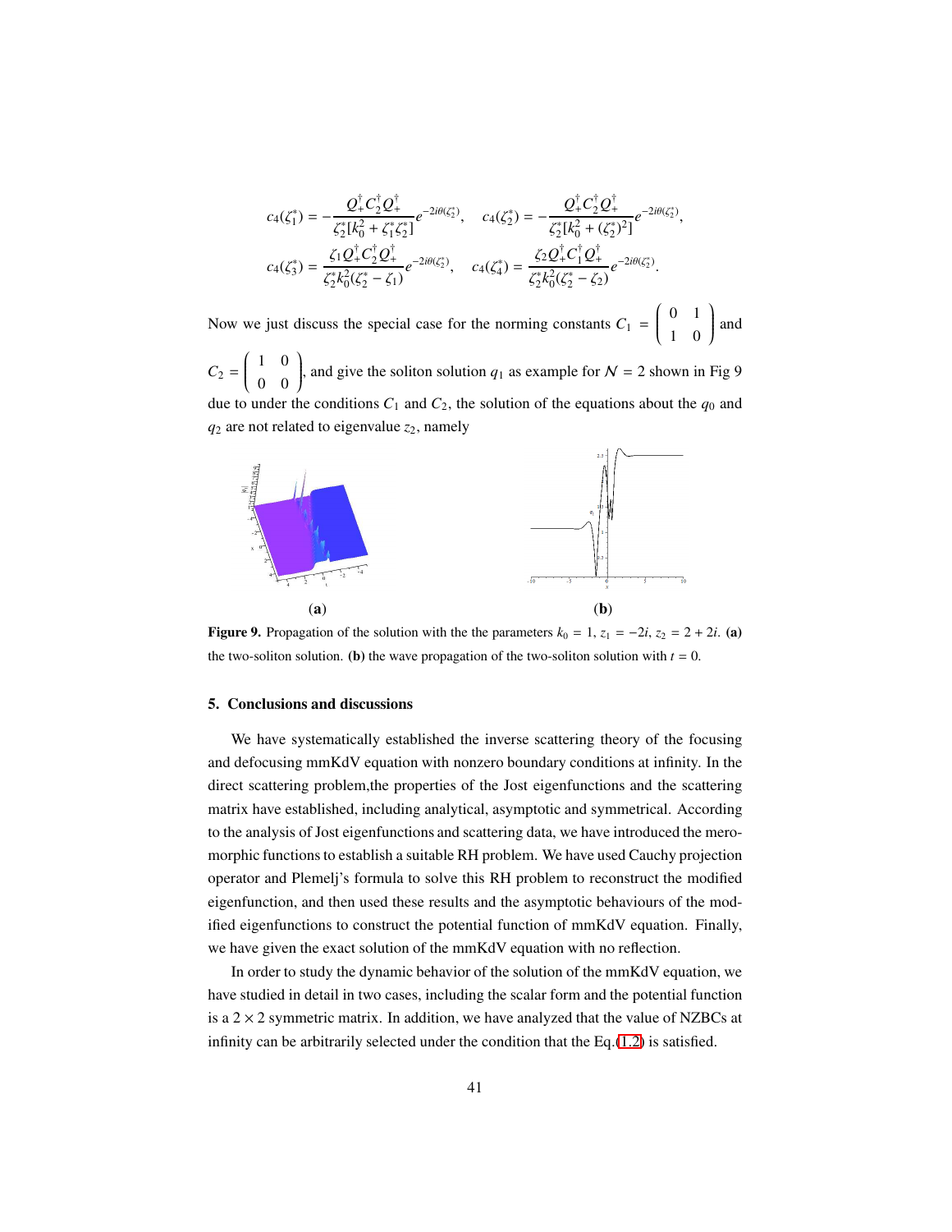$$c_4(\zeta_1^*) = -\frac{Q_+^\dagger C_2^\dagger Q_+^\dagger}{\zeta_2^*[k_0^2 + \zeta_1^* \zeta_2^*]} e^{-2i\theta(\zeta_2^*)}, \quad c_4(\zeta_2^*) = -\frac{Q_+^\dagger C_2^\dagger Q_+^\dagger}{\zeta_2^*[k_0^2 + (\zeta_2^*)^2]} e^{-2i\theta(\zeta_2^*)},$$

$$c_4(\zeta_3^*) = \frac{\zeta_1 Q_+^\dagger C_2^\dagger Q_+^\dagger}{\zeta_2^* k_0^2 (\zeta_2^* - \zeta_1)} e^{-2i\theta(\zeta_2^*)}, \quad c_4(\zeta_4^*) = \frac{\zeta_2 Q_+^\dagger C_1^\dagger Q_+^\dagger}{\zeta_2^* k_0^2 (\zeta_2^* - \zeta_2)} e^{-2i\theta(\zeta_2^*)}.$$

Now we just discuss the special case for the norming constants $C_1 = \begin{pmatrix} 0 & 1 \\ 1 & 0 \end{pmatrix}$ and $C_2 = \begin{pmatrix} 1 & 0 \\ 0 & 0 \end{pmatrix}$, and give the soliton solution $q_1$ as example for $\mathcal{N} = 2$ shown in Fig 9 due to under the conditions $C_1$ and $C_2$, the solution of the equations about the $q_0$ and $q_2$ are not related to eigenvalue $z_2$, namely

**(a)** **(b)**

**Figure 9.** Propagation of the solution with the the parameters $k_0 = 1$, $z_1 = -2i$, $z_2 = 2 + 2i$. **(a)** the two-soliton solution. **(b)** the wave propagation of the two-soliton solution with $t = 0$.

## 5. Conclusions and discussions

We have systematically established the inverse scattering theory of the focusing and defocusing mmKdV equation with nonzero boundary conditions at infinity. In the direct scattering problem,the properties of the Jost eigenfunctions and the scattering matrix have established, including analytical, asymptotic and symmetrical. According to the analysis of Jost eigenfunctions and scattering data, we have introduced the meromorphic functions to establish a suitable RH problem. We have used Cauchy projection operator and Plemelj's formula to solve this RH problem to reconstruct the modified eigenfunction, and then used these results and the asymptotic behaviours of the modified eigenfunctions to construct the potential function of mmKdV equation. Finally, we have given the exact solution of the mmKdV equation with no reflection.

In order to study the dynamic behavior of the solution of the mmKdV equation, we have studied in detail in two cases, including the scalar form and the potential function is a $2 \times 2$ symmetric matrix. In addition, we have analyzed that the value of NZBCs at infinity can be arbitrarily selected under the condition that the Eq.(1.2) is satisfied.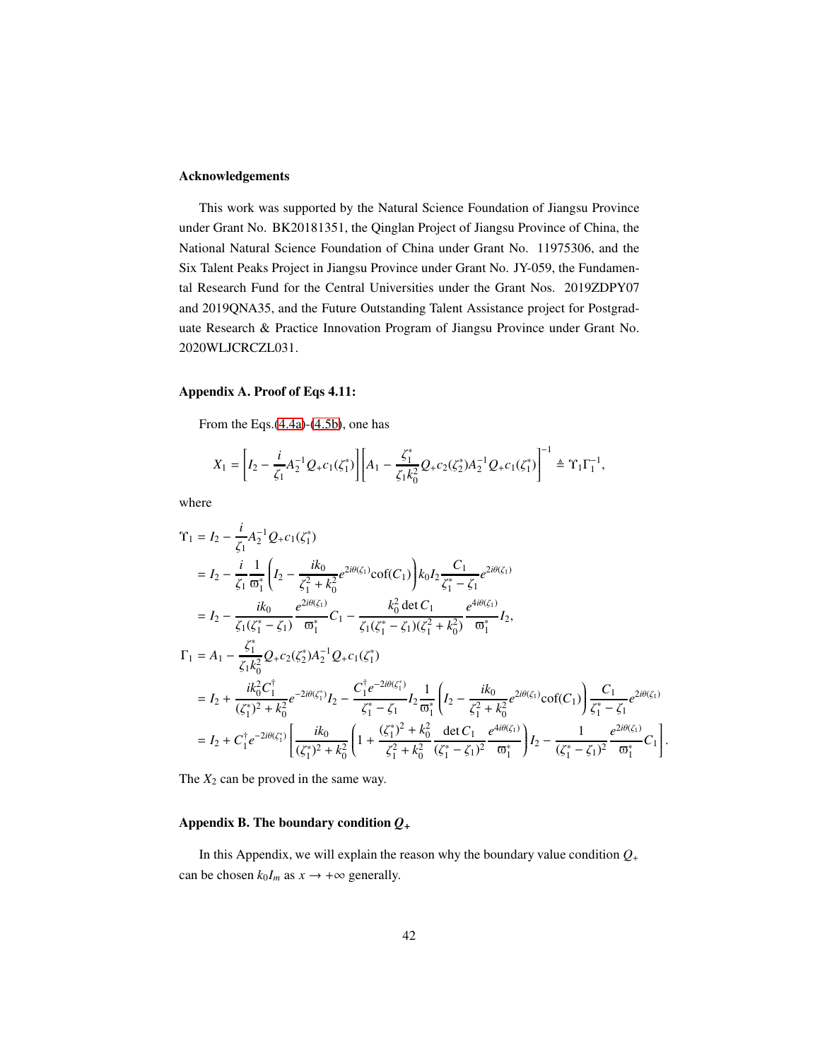**Acknowledgements**

This work was supported by the Natural Science Foundation of Jiangsu Province under Grant No. BK20181351, the Qinglan Project of Jiangsu Province of China, the National Natural Science Foundation of China under Grant No. 11975306, and the Six Talent Peaks Project in Jiangsu Province under Grant No. JY-059, the Fundamental Research Fund for the Central Universities under the Grant Nos. 2019ZDPY07 and 2019QNA35, and the Future Outstanding Talent Assistance project for Postgraduate Research & Practice Innovation Program of Jiangsu Province under Grant No. 2020WLJCRCZL031.

**Appendix A. Proof of Eqs 4.11:**

From the Eqs.(4.4a)-(4.5b), one has

$$X_1 = \left[I_2 - \frac{i}{\zeta_1}A_2^{-1}Q_+c_1(\zeta_1^*)\right]\left[A_1 - \frac{\zeta_1^*}{\zeta_1 k_0^2}Q_+c_2(\zeta_2^*)A_2^{-1}Q_+c_1(\zeta_1^*)\right]^{-1} \triangleq \Upsilon_1\Gamma_1^{-1},$$

where

$$\begin{aligned}
\Upsilon_1 &= I_2 - \frac{i}{\zeta_1}A_2^{-1}Q_+c_1(\zeta_1^*) \\
&= I_2 - \frac{i}{\zeta_1}\frac{1}{\varpi_1^*}\left(I_2 - \frac{ik_0}{\zeta_1^2+k_0^2}e^{2i\theta(\zeta_1)}\mathrm{cof}(C_1)\right)k_0 I_2\frac{C_1}{\zeta_1^*-\zeta_1}e^{2i\theta(\zeta_1)} \\
&= I_2 - \frac{ik_0}{\zeta_1(\zeta_1^*-\zeta_1)}\frac{e^{2i\theta(\zeta_1)}}{\varpi_1^*}C_1 - \frac{k_0^2\det C_1}{\zeta_1(\zeta_1^*-\zeta_1)(\zeta_1^2+k_0^2)}\frac{e^{4i\theta(\zeta_1)}}{\varpi_1^*}I_2, \\
\Gamma_1 &= A_1 - \frac{\zeta_1^*}{\zeta_1 k_0^2}Q_+c_2(\zeta_2^*)A_2^{-1}Q_+c_1(\zeta_1^*) \\
&= I_2 + \frac{ik_0^2C_1^\dagger}{(\zeta_1^*)^2+k_0^2}e^{-2i\theta(\zeta_1^*)}I_2 - \frac{C_1^\dagger e^{-2i\theta(\zeta_1^*)}}{\zeta_1^*-\zeta_1}I_2\frac{1}{\varpi_1^*}\left(I_2 - \frac{ik_0}{\zeta_1^2+k_0^2}e^{2i\theta(\zeta_1)}\mathrm{cof}(C_1)\right)\frac{C_1}{\zeta_1^*-\zeta_1}e^{2i\theta(\zeta_1)} \\
&= I_2 + C_1^\dagger e^{-2i\theta(\zeta_1^*)}\left[\frac{ik_0}{(\zeta_1^*)^2+k_0^2}\left(1+\frac{(\zeta_1^*)^2+k_0^2}{\zeta_1^2+k_0^2}\frac{\det C_1}{(\zeta_1^*-\zeta_1)^2}\frac{e^{4i\theta(\zeta_1)}}{\varpi_1^*}\right)I_2 - \frac{1}{(\zeta_1^*-\zeta_1)^2}\frac{e^{2i\theta(\zeta_1)}}{\varpi_1^*}C_1\right].
\end{aligned}$$

The $X_2$ can be proved in the same way.

**Appendix B. The boundary condition $Q_+$**

In this Appendix, we will explain the reason why the boundary value condition $Q_+$ can be chosen $k_0 I_m$ as $x \to +\infty$ generally.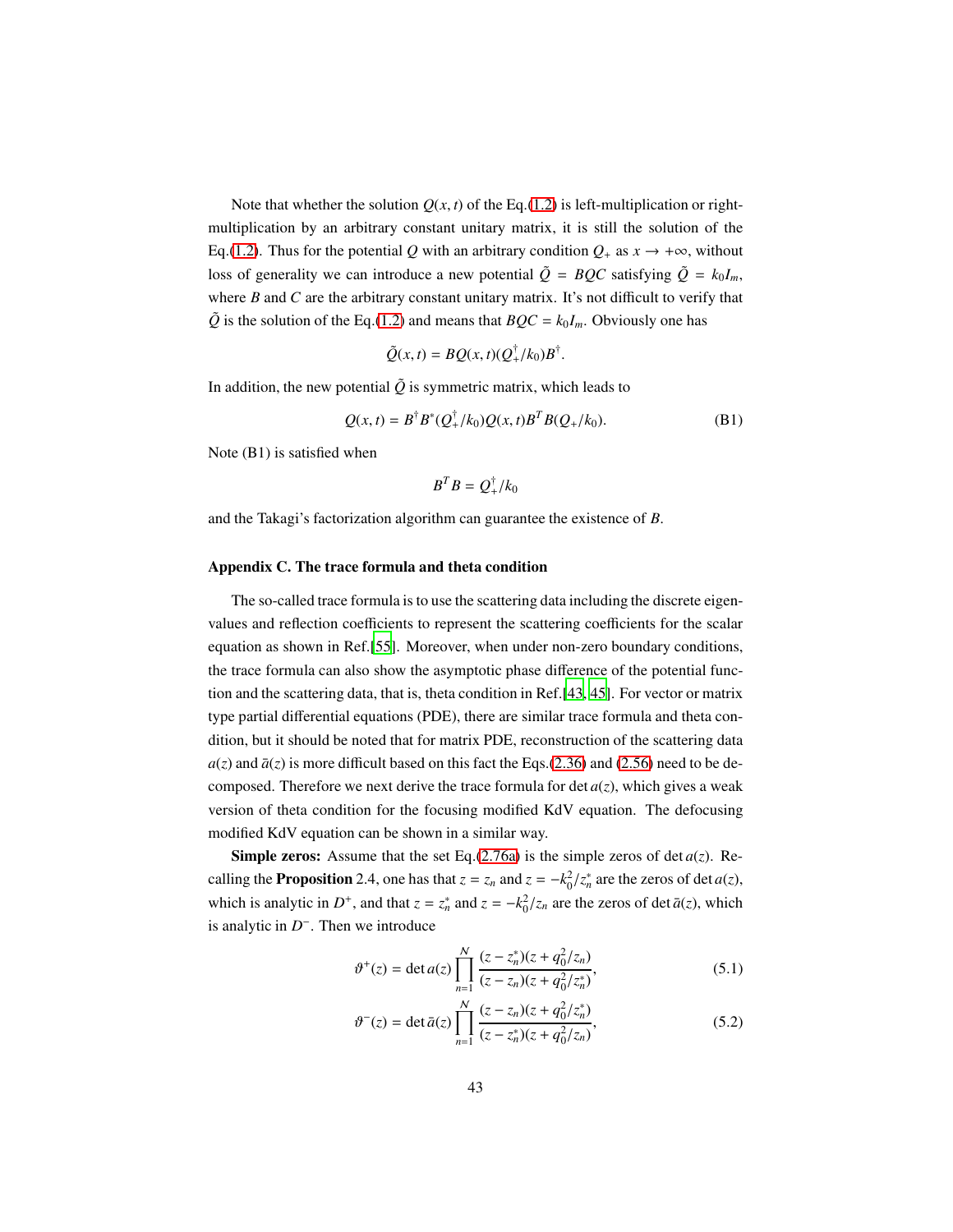Note that whether the solution $Q(x,t)$ of the Eq.(1.2) is left-multiplication or right-multiplication by an arbitrary constant unitary matrix, it is still the solution of the Eq.(1.2). Thus for the potential $Q$ with an arbitrary condition $Q_+$ as $x \to +\infty$, without loss of generality we can introduce a new potential $\tilde{Q} = BQC$ satisfying $\tilde{Q} = k_0 I_m$, where $B$ and $C$ are the arbitrary constant unitary matrix. It's not difficult to verify that $\tilde{Q}$ is the solution of the Eq.(1.2) and means that $BQC = k_0 I_m$. Obviously one has

$$\tilde{Q}(x,t) = BQ(x,t)(Q_+^\dagger/k_0)B^\dagger.$$

In addition, the new potential $\tilde{Q}$ is symmetric matrix, which leads to

$$Q(x,t) = B^\dagger B^*(Q_+^\dagger/k_0)Q(x,t)B^T B(Q_+/k_0). \tag{B1}$$

Note (B1) is satisfied when

$$B^T B = Q_+^\dagger/k_0$$

and the Takagi's factorization algorithm can guarantee the existence of $B$.

### Appendix C. The trace formula and theta condition

The so-called trace formula is to use the scattering data including the discrete eigenvalues and reflection coefficients to represent the scattering coefficients for the scalar equation as shown in Ref.[55]. Moreover, when under non-zero boundary conditions, the trace formula can also show the asymptotic phase difference of the potential function and the scattering data, that is, theta condition in Ref.[43, 45]. For vector or matrix type partial differential equations (PDE), there are similar trace formula and theta condition, but it should be noted that for matrix PDE, reconstruction of the scattering data $a(z)$ and $\bar{a}(z)$ is more difficult based on this fact the Eqs.(2.36) and (2.56) need to be decomposed. Therefore we next derive the trace formula for $\det a(z)$, which gives a weak version of theta condition for the focusing modified KdV equation. The defocusing modified KdV equation can be shown in a similar way.

**Simple zeros:** Assume that the set Eq.(2.76a) is the simple zeros of $\det a(z)$. Recalling the **Proposition** 2.4, one has that $z = z_n$ and $z = -k_0^2/z_n^*$ are the zeros of $\det a(z)$, which is analytic in $D^+$, and that $z = z_n^*$ and $z = -k_0^2/z_n$ are the zeros of $\det \bar{a}(z)$, which is analytic in $D^-$. Then we introduce

$$\vartheta^+(z) = \det a(z) \prod_{n=1}^{\mathcal{N}} \frac{(z - z_n^*)(z + q_0^2/z_n)}{(z - z_n)(z + q_0^2/z_n^*)}, \tag{5.1}$$

$$\vartheta^-(z) = \det \bar{a}(z) \prod_{n=1}^{\mathcal{N}} \frac{(z - z_n)(z + q_0^2/z_n^*)}{(z - z_n^*)(z + q_0^2/z_n)}, \tag{5.2}$$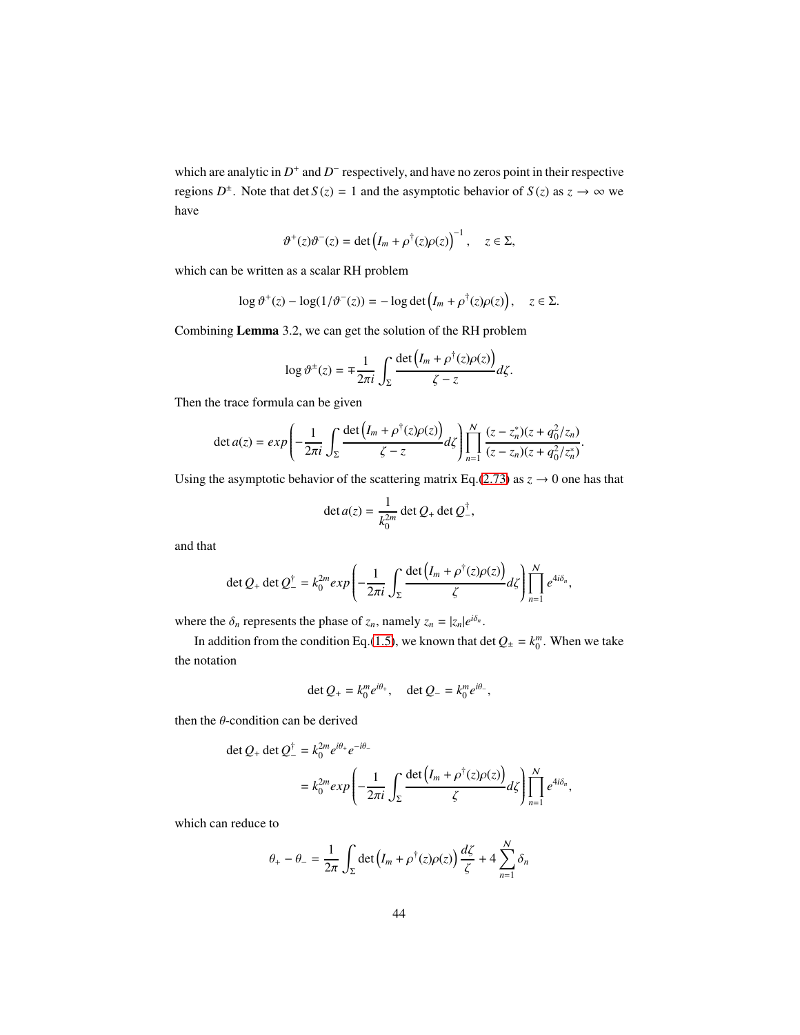which are analytic in $D^+$ and $D^-$ respectively, and have no zeros point in their respective regions $D^\pm$. Note that $\det S(z) = 1$ and the asymptotic behavior of $S(z)$ as $z \to \infty$ we have

$$\vartheta^+(z)\vartheta^-(z) = \det\left(I_m + \rho^\dagger(z)\rho(z)\right)^{-1}, \quad z \in \Sigma,$$

which can be written as a scalar RH problem

$$\log \vartheta^+(z) - \log(1/\vartheta^-(z)) = -\log\det\left(I_m + \rho^\dagger(z)\rho(z)\right), \quad z \in \Sigma.$$

Combining **Lemma** 3.2, we can get the solution of the RH problem

$$\log \vartheta^\pm(z) = \mp\frac{1}{2\pi i}\int_\Sigma \frac{\det\left(I_m + \rho^\dagger(z)\rho(z)\right)}{\zeta - z}d\zeta.$$

Then the trace formula can be given

$$\det a(z) = exp\left(-\frac{1}{2\pi i}\int_\Sigma \frac{\det\left(I_m + \rho^\dagger(z)\rho(z)\right)}{\zeta - z}d\zeta\right)\prod_{n=1}^{\mathcal{N}}\frac{(z - z_n^*)(z + q_0^2/z_n)}{(z - z_n)(z + q_0^2/z_n^*)}.$$

Using the asymptotic behavior of the scattering matrix Eq.(2.73) as $z \to 0$ one has that

$$\det a(z) = \frac{1}{k_0^{2m}}\det Q_+ \det Q_-^\dagger,$$

and that

$$\det Q_+ \det Q_-^\dagger = k_0^{2m} exp\left(-\frac{1}{2\pi i}\int_\Sigma \frac{\det\left(I_m + \rho^\dagger(z)\rho(z)\right)}{\zeta}d\zeta\right)\prod_{n=1}^{\mathcal{N}} e^{4i\delta_n},$$

where the $\delta_n$ represents the phase of $z_n$, namely $z_n = |z_n|e^{i\delta_n}$.

In addition from the condition Eq.(1.5), we known that $\det Q_\pm = k_0^m$. When we take the notation

$$\det Q_+ = k_0^m e^{i\theta_+}, \quad \det Q_- = k_0^m e^{i\theta_-},$$

then the $\theta$-condition can be derived

$$\begin{aligned}
\det Q_+ \det Q_-^\dagger &= k_0^{2m} e^{i\theta_+} e^{-i\theta_-} \\
&= k_0^{2m} exp\left(-\frac{1}{2\pi i}\int_\Sigma \frac{\det\left(I_m + \rho^\dagger(z)\rho(z)\right)}{\zeta}d\zeta\right)\prod_{n=1}^{\mathcal{N}} e^{4i\delta_n},
\end{aligned}$$

which can reduce to

$$\theta_+ - \theta_- = \frac{1}{2\pi}\int_\Sigma \det\left(I_m + \rho^\dagger(z)\rho(z)\right)\frac{d\zeta}{\zeta} + 4\sum_{n=1}^{\mathcal{N}}\delta_n$$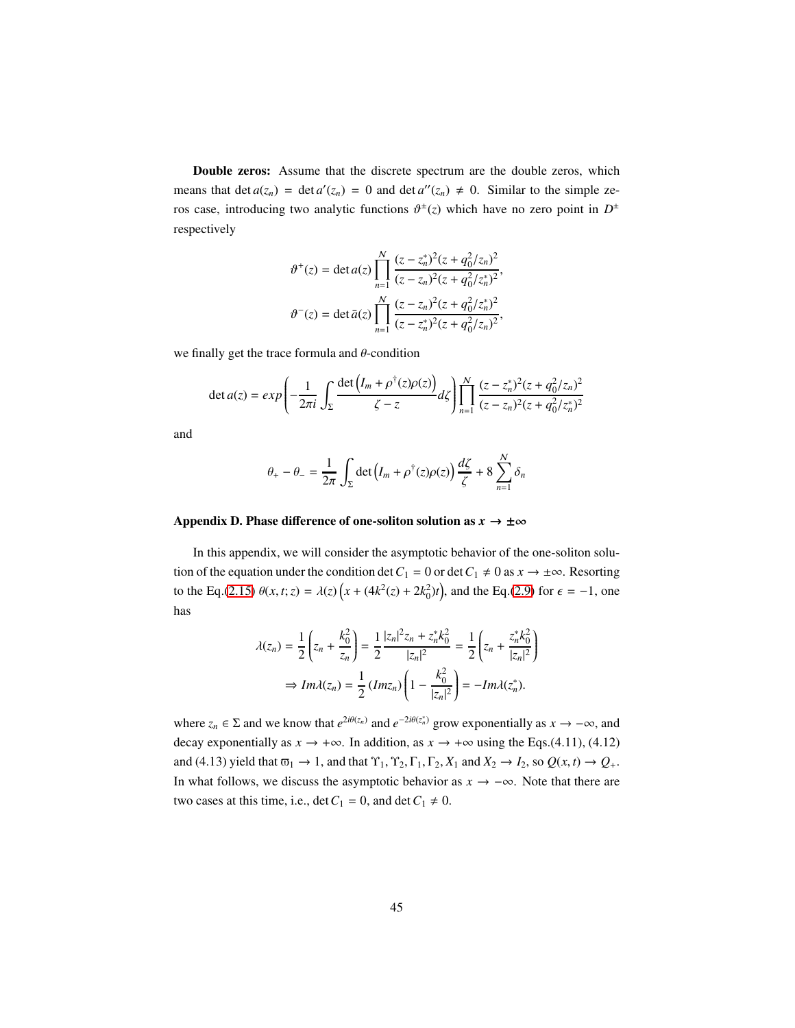**Double zeros:** Assume that the discrete spectrum are the double zeros, which means that $\det a(z_n) = \det a'(z_n) = 0$ and $\det a''(z_n) \neq 0$. Similar to the simple zeros case, introducing two analytic functions $\vartheta^{\pm}(z)$ which have no zero point in $D^{\pm}$ respectively

$$\vartheta^{+}(z) = \det a(z) \prod_{n=1}^{\mathcal{N}} \frac{(z - z_n^*)^2 (z + q_0^2/z_n)^2}{(z - z_n)^2 (z + q_0^2/z_n^*)^2},$$

$$\vartheta^{-}(z) = \det \bar{a}(z) \prod_{n=1}^{\mathcal{N}} \frac{(z - z_n)^2 (z + q_0^2/z_n^*)^2}{(z - z_n^*)^2 (z + q_0^2/z_n)^2},$$

we finally get the trace formula and $\theta$-condition

$$\det a(z) = exp\left( -\frac{1}{2\pi i} \int_{\Sigma} \frac{\det\left(I_m + \rho^{\dagger}(z)\rho(z)\right)}{\zeta - z} d\zeta \right) \prod_{n=1}^{\mathcal{N}} \frac{(z - z_n^*)^2 (z + q_0^2/z_n)^2}{(z - z_n)^2 (z + q_0^2/z_n^*)^2}$$

and

$$\theta_{+} - \theta_{-} = \frac{1}{2\pi} \int_{\Sigma} \det\left(I_m + \rho^{\dagger}(z)\rho(z)\right) \frac{d\zeta}{\zeta} + 8 \sum_{n=1}^{\mathcal{N}} \delta_n$$

## Appendix D. Phase difference of one-soliton solution as $x \to \pm\infty$

In this appendix, we will consider the asymptotic behavior of the one-soliton solution of the equation under the condition $\det C_1 = 0$ or $\det C_1 \neq 0$ as $x \to \pm\infty$. Resorting to the Eq.(2.15) $\theta(x, t; z) = \lambda(z)\left(x + (4k^2(z) + 2k_0^2)t\right)$, and the Eq.(2.9) for $\epsilon = -1$, one has

$$\lambda(z_n) = \frac{1}{2}\left(z_n + \frac{k_0^2}{z_n}\right) = \frac{1}{2}\frac{|z_n|^2 z_n + z_n^* k_0^2}{|z_n|^2} = \frac{1}{2}\left(z_n + \frac{z_n^* k_0^2}{|z_n|^2}\right)$$

$$\Rightarrow Im\lambda(z_n) = \frac{1}{2}\left(Im z_n\right)\left(1 - \frac{k_0^2}{|z_n|^2}\right) = -Im\lambda(z_n^*).$$

where $z_n \in \Sigma$ and we know that $e^{2i\theta(z_n)}$ and $e^{-2i\theta(z_n^*)}$ grow exponentially as $x \to -\infty$, and decay exponentially as $x \to +\infty$. In addition, as $x \to +\infty$ using the Eqs.(4.11), (4.12) and (4.13) yield that $\varpi_1 \to 1$, and that $\Upsilon_1, \Upsilon_2, \Gamma_1, \Gamma_2, X_1$ and $X_2 \to I_2$, so $Q(x, t) \to Q_{+}$. In what follows, we discuss the asymptotic behavior as $x \to -\infty$. Note that there are two cases at this time, i.e., $\det C_1 = 0$, and $\det C_1 \neq 0$.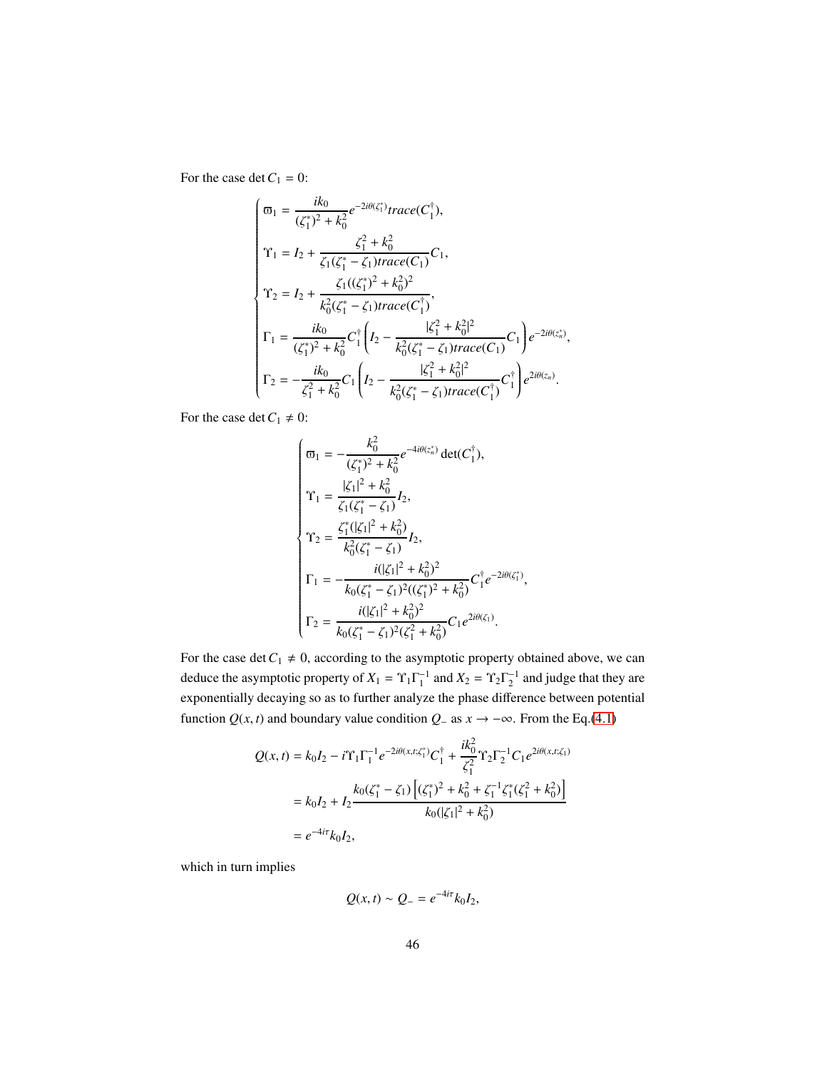For the case $\det C_1 = 0$:

$$
\begin{cases}
\varpi_1 = \dfrac{ik_0}{(\zeta_1^*)^2 + k_0^2} e^{-2i\theta(\zeta_1^*)} trace(C_1^\dagger), \\
\Upsilon_1 = I_2 + \dfrac{\zeta_1^2 + k_0^2}{\zeta_1(\zeta_1^* - \zeta_1) trace(C_1)} C_1, \\
\Upsilon_2 = I_2 + \dfrac{\zeta_1((\zeta_1^*)^2 + k_0^2)^2}{k_0^2(\zeta_1^* - \zeta_1) trace(C_1^\dagger)}, \\
\Gamma_1 = \dfrac{ik_0}{(\zeta_1^*)^2 + k_0^2} C_1^\dagger \left( I_2 - \dfrac{|\zeta_1^2 + k_0^2|^2}{k_0^2(\zeta_1^* - \zeta_1) trace(C_1)} C_1 \right) e^{-2i\theta(z_n^*)}, \\
\Gamma_2 = -\dfrac{ik_0}{\zeta_1^2 + k_0^2} C_1 \left( I_2 - \dfrac{|\zeta_1^2 + k_0^2|^2}{k_0^2(\zeta_1^* - \zeta_1) trace(C_1^\dagger)} C_1^\dagger \right) e^{2i\theta(z_n)}.
\end{cases}
$$

For the case $\det C_1 \neq 0$:

$$
\begin{cases}
\varpi_1 = -\dfrac{k_0^2}{(\zeta_1^*)^2 + k_0^2} e^{-4i\theta(z_n^*)} \det(C_1^\dagger), \\
\Upsilon_1 = \dfrac{|\zeta_1|^2 + k_0^2}{\zeta_1(\zeta_1^* - \zeta_1)} I_2, \\
\Upsilon_2 = \dfrac{\zeta_1^*(|\zeta_1|^2 + k_0^2)}{k_0^2(\zeta_1^* - \zeta_1)} I_2, \\
\Gamma_1 = -\dfrac{i(|\zeta_1|^2 + k_0^2)^2}{k_0(\zeta_1^* - \zeta_1)^2((\zeta_1^*)^2 + k_0^2)} C_1^\dagger e^{-2i\theta(\zeta_1^*)}, \\
\Gamma_2 = \dfrac{i(|\zeta_1|^2 + k_0^2)^2}{k_0(\zeta_1^* - \zeta_1)^2(\zeta_1^2 + k_0^2)} C_1 e^{2i\theta(\zeta_1)}.
\end{cases}
$$

For the case $\det C_1 \neq 0$, according to the asymptotic property obtained above, we can deduce the asymptotic property of $X_1 = \Upsilon_1 \Gamma_1^{-1}$ and $X_2 = \Upsilon_2 \Gamma_2^{-1}$ and judge that they are exponentially decaying so as to further analyze the phase difference between potential function $Q(x,t)$ and boundary value condition $Q_-$ as $x \to -\infty$. From the Eq.(4.1)

$$
\begin{aligned}
Q(x,t) &= k_0 I_2 - i\Upsilon_1 \Gamma_1^{-1} e^{-2i\theta(x,t;\zeta_1^*)} C_1^\dagger + \frac{ik_0^2}{\zeta_1^2} \Upsilon_2 \Gamma_2^{-1} C_1 e^{2i\theta(x,t;\zeta_1)} \\
&= k_0 I_2 + I_2 \frac{k_0(\zeta_1^* - \zeta_1)\left[(\zeta_1^*)^2 + k_0^2 + \zeta_1^{-1}\zeta_1^*(\zeta_1^2 + k_0^2)\right]}{k_0(|\zeta_1|^2 + k_0^2)} \\
&= e^{-4i\tau} k_0 I_2,
\end{aligned}
$$

which in turn implies

$$
Q(x,t) \sim Q_- = e^{-4i\tau} k_0 I_2,
$$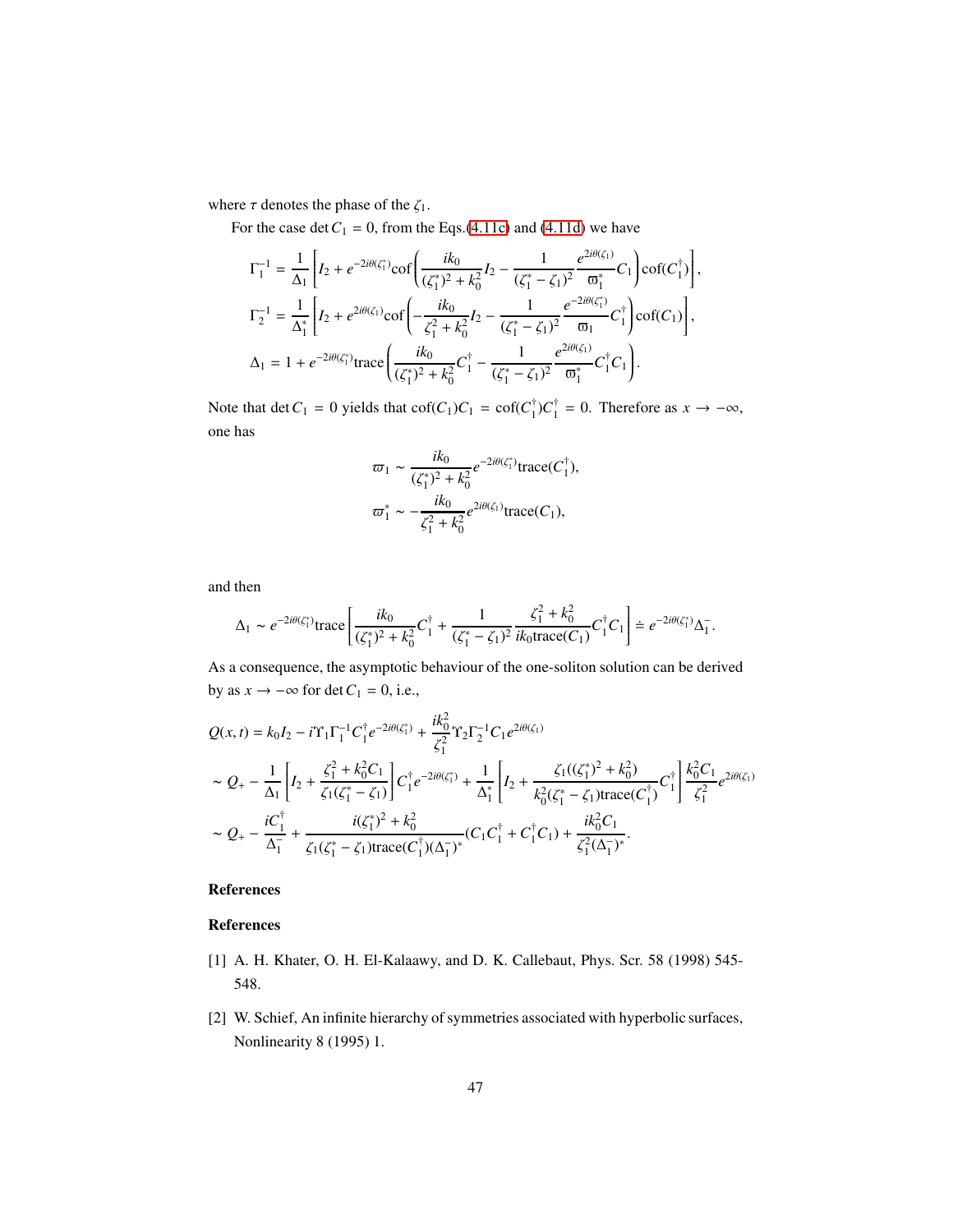where $\tau$ denotes the phase of the $\zeta_1$.

For the case $\det C_1 = 0$, from the Eqs.(4.11c) and (4.11d) we have

$$\Gamma_1^{-1} = \frac{1}{\Delta_1}\left[I_2 + e^{-2i\theta(\zeta_1^*)}\mathrm{cof}\left(\frac{ik_0}{(\zeta_1^*)^2+k_0^2}I_2 - \frac{1}{(\zeta_1^*-\zeta_1)^2}\frac{e^{2i\theta(\zeta_1)}}{\varpi_1^*}C_1\right)\mathrm{cof}(C_1^\dagger)\right],$$

$$\Gamma_2^{-1} = \frac{1}{\Delta_1^*}\left[I_2 + e^{2i\theta(\zeta_1)}\mathrm{cof}\left(-\frac{ik_0}{\zeta_1^2+k_0^2}I_2 - \frac{1}{(\zeta_1^*-\zeta_1)^2}\frac{e^{-2i\theta(\zeta_1^*)}}{\varpi_1}C_1^\dagger\right)\mathrm{cof}(C_1)\right],$$

$$\Delta_1 = 1 + e^{-2i\theta(\zeta_1^*)}\mathrm{trace}\left(\frac{ik_0}{(\zeta_1^*)^2+k_0^2}C_1^\dagger - \frac{1}{(\zeta_1^*-\zeta_1)^2}\frac{e^{2i\theta(\zeta_1)}}{\varpi_1^*}C_1^\dagger C_1\right).$$

Note that $\det C_1 = 0$ yields that $\mathrm{cof}(C_1)C_1 = \mathrm{cof}(C_1^\dagger)C_1^\dagger = 0$. Therefore as $x \to -\infty$, one has

$$\varpi_1 \sim \frac{ik_0}{(\zeta_1^*)^2+k_0^2}e^{-2i\theta(\zeta_1^*)}\mathrm{trace}(C_1^\dagger),$$

$$\varpi_1^* \sim -\frac{ik_0}{\zeta_1^2+k_0^2}e^{2i\theta(\zeta_1)}\mathrm{trace}(C_1),$$

and then

$$\Delta_1 \sim e^{-2i\theta(\zeta_1^*)}\mathrm{trace}\left[\frac{ik_0}{(\zeta_1^*)^2+k_0^2}C_1^\dagger + \frac{1}{(\zeta_1^*-\zeta_1)^2}\frac{\zeta_1^2+k_0^2}{ik_0\mathrm{trace}(C_1)}C_1^\dagger C_1\right] \doteq e^{-2i\theta(\zeta_1^*)}\Delta_1^-.$$

As a consequence, the asymptotic behaviour of the one-soliton solution can be derived by as $x \to -\infty$ for $\det C_1 = 0$, i.e.,

$$\begin{aligned}
&Q(x,t) = k_0 I_2 - i\Upsilon_1\Gamma_1^{-1}C_1^\dagger e^{-2i\theta(\zeta_1^*)} + \frac{ik_0^2}{\zeta_1^2}\Upsilon_2\Gamma_2^{-1}C_1 e^{2i\theta(\zeta_1)} \\
&\sim Q_+ - \frac{1}{\Delta_1}\left[I_2 + \frac{\zeta_1^2+k_0^2 C_1}{\zeta_1(\zeta_1^*-\zeta_1)}\right]C_1^\dagger e^{-2i\theta(\zeta_1^*)} + \frac{1}{\Delta_1^*}\left[I_2 + \frac{\zeta_1((\zeta_1^*)^2+k_0^2)}{k_0^2(\zeta_1^*-\zeta_1)\mathrm{trace}(C_1^\dagger)}C_1^\dagger\right]\frac{k_0^2 C_1}{\zeta_1^2}e^{2i\theta(\zeta_1)} \\
&\sim Q_+ - \frac{iC_1^\dagger}{\Delta_1^-} + \frac{i(\zeta_1^*)^2+k_0^2}{\zeta_1(\zeta_1^*-\zeta_1)\mathrm{trace}(C_1^\dagger)(\Delta_1^-)^*}(C_1C_1^\dagger + C_1^\dagger C_1) + \frac{ik_0^2 C_1}{\zeta_1^2(\Delta_1^-)^*}.
\end{aligned}$$

## References

## References

[1] A. H. Khater, O. H. El-Kalaawy, and D. K. Callebaut, Phys. Scr. 58 (1998) 545-548.

[2] W. Schief, An infinite hierarchy of symmetries associated with hyperbolic surfaces, Nonlinearity 8 (1995) 1.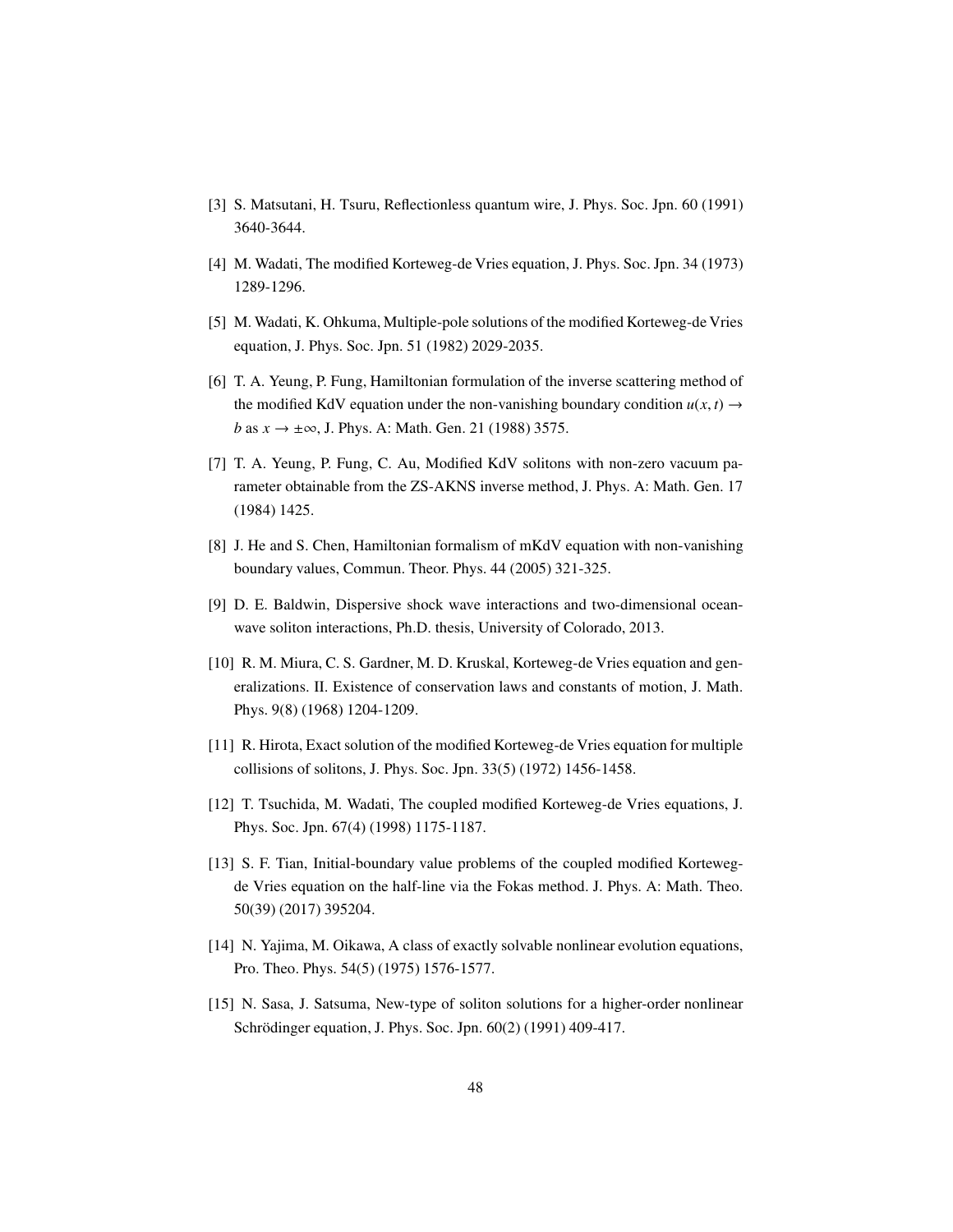[3] S. Matsutani, H. Tsuru, Reflectionless quantum wire, J. Phys. Soc. Jpn. 60 (1991) 3640-3644.

[4] M. Wadati, The modified Korteweg-de Vries equation, J. Phys. Soc. Jpn. 34 (1973) 1289-1296.

[5] M. Wadati, K. Ohkuma, Multiple-pole solutions of the modified Korteweg-de Vries equation, J. Phys. Soc. Jpn. 51 (1982) 2029-2035.

[6] T. A. Yeung, P. Fung, Hamiltonian formulation of the inverse scattering method of the modified KdV equation under the non-vanishing boundary condition $u(x,t) \to b$ as $x \to \pm\infty$, J. Phys. A: Math. Gen. 21 (1988) 3575.

[7] T. A. Yeung, P. Fung, C. Au, Modified KdV solitons with non-zero vacuum parameter obtainable from the ZS-AKNS inverse method, J. Phys. A: Math. Gen. 17 (1984) 1425.

[8] J. He and S. Chen, Hamiltonian formalism of mKdV equation with non-vanishing boundary values, Commun. Theor. Phys. 44 (2005) 321-325.

[9] D. E. Baldwin, Dispersive shock wave interactions and two-dimensional ocean-wave soliton interactions, Ph.D. thesis, University of Colorado, 2013.

[10] R. M. Miura, C. S. Gardner, M. D. Kruskal, Korteweg-de Vries equation and generalizations. II. Existence of conservation laws and constants of motion, J. Math. Phys. 9(8) (1968) 1204-1209.

[11] R. Hirota, Exact solution of the modified Korteweg-de Vries equation for multiple collisions of solitons, J. Phys. Soc. Jpn. 33(5) (1972) 1456-1458.

[12] T. Tsuchida, M. Wadati, The coupled modified Korteweg-de Vries equations, J. Phys. Soc. Jpn. 67(4) (1998) 1175-1187.

[13] S. F. Tian, Initial-boundary value problems of the coupled modified Korteweg-de Vries equation on the half-line via the Fokas method. J. Phys. A: Math. Theo. 50(39) (2017) 395204.

[14] N. Yajima, M. Oikawa, A class of exactly solvable nonlinear evolution equations, Pro. Theo. Phys. 54(5) (1975) 1576-1577.

[15] N. Sasa, J. Satsuma, New-type of soliton solutions for a higher-order nonlinear Schrödinger equation, J. Phys. Soc. Jpn. 60(2) (1991) 409-417.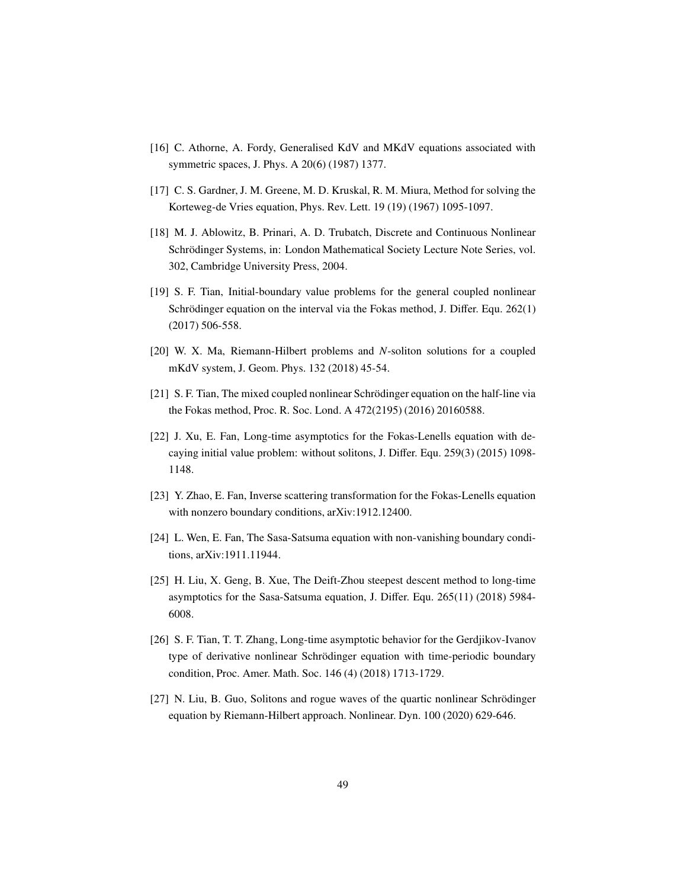[16] C. Athorne, A. Fordy, Generalised KdV and MKdV equations associated with symmetric spaces, J. Phys. A 20(6) (1987) 1377.

[17] C. S. Gardner, J. M. Greene, M. D. Kruskal, R. M. Miura, Method for solving the Korteweg-de Vries equation, Phys. Rev. Lett. 19 (19) (1967) 1095-1097.

[18] M. J. Ablowitz, B. Prinari, A. D. Trubatch, Discrete and Continuous Nonlinear Schrödinger Systems, in: London Mathematical Society Lecture Note Series, vol. 302, Cambridge University Press, 2004.

[19] S. F. Tian, Initial-boundary value problems for the general coupled nonlinear Schrödinger equation on the interval via the Fokas method, J. Differ. Equ. 262(1) (2017) 506-558.

[20] W. X. Ma, Riemann-Hilbert problems and *N*-soliton solutions for a coupled mKdV system, J. Geom. Phys. 132 (2018) 45-54.

[21] S. F. Tian, The mixed coupled nonlinear Schrödinger equation on the half-line via the Fokas method, Proc. R. Soc. Lond. A 472(2195) (2016) 20160588.

[22] J. Xu, E. Fan, Long-time asymptotics for the Fokas-Lenells equation with decaying initial value problem: without solitons, J. Differ. Equ. 259(3) (2015) 1098-1148.

[23] Y. Zhao, E. Fan, Inverse scattering transformation for the Fokas-Lenells equation with nonzero boundary conditions, arXiv:1912.12400.

[24] L. Wen, E. Fan, The Sasa-Satsuma equation with non-vanishing boundary conditions, arXiv:1911.11944.

[25] H. Liu, X. Geng, B. Xue, The Deift-Zhou steepest descent method to long-time asymptotics for the Sasa-Satsuma equation, J. Differ. Equ. 265(11) (2018) 5984-6008.

[26] S. F. Tian, T. T. Zhang, Long-time asymptotic behavior for the Gerdjikov-Ivanov type of derivative nonlinear Schrödinger equation with time-periodic boundary condition, Proc. Amer. Math. Soc. 146 (4) (2018) 1713-1729.

[27] N. Liu, B. Guo, Solitons and rogue waves of the quartic nonlinear Schrödinger equation by Riemann-Hilbert approach. Nonlinear. Dyn. 100 (2020) 629-646.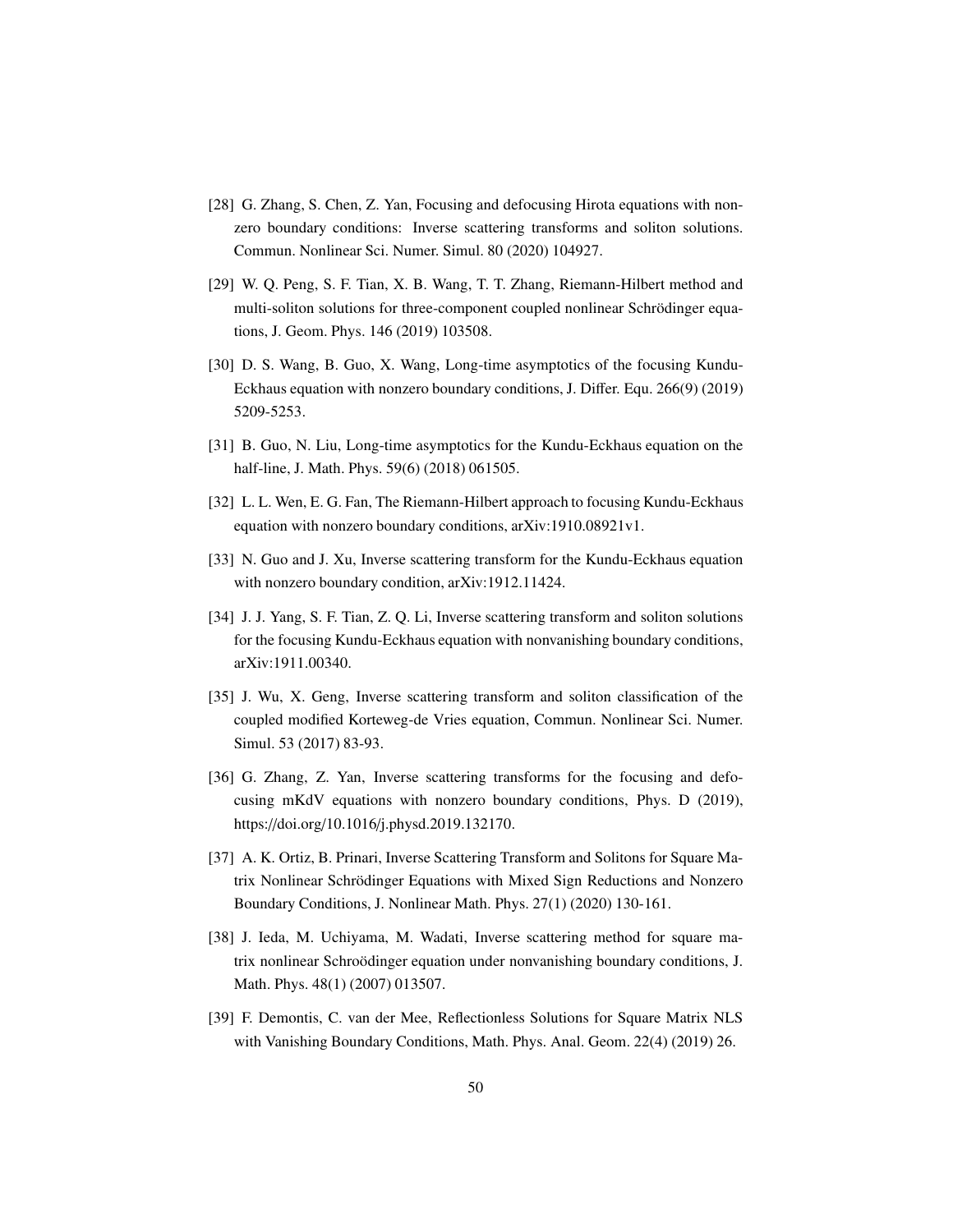[28] G. Zhang, S. Chen, Z. Yan, Focusing and defocusing Hirota equations with non-zero boundary conditions: Inverse scattering transforms and soliton solutions. Commun. Nonlinear Sci. Numer. Simul. 80 (2020) 104927.

[29] W. Q. Peng, S. F. Tian, X. B. Wang, T. T. Zhang, Riemann-Hilbert method and multi-soliton solutions for three-component coupled nonlinear Schrödinger equations, J. Geom. Phys. 146 (2019) 103508.

[30] D. S. Wang, B. Guo, X. Wang, Long-time asymptotics of the focusing Kundu-Eckhaus equation with nonzero boundary conditions, J. Differ. Equ. 266(9) (2019) 5209-5253.

[31] B. Guo, N. Liu, Long-time asymptotics for the Kundu-Eckhaus equation on the half-line, J. Math. Phys. 59(6) (2018) 061505.

[32] L. L. Wen, E. G. Fan, The Riemann-Hilbert approach to focusing Kundu-Eckhaus equation with nonzero boundary conditions, arXiv:1910.08921v1.

[33] N. Guo and J. Xu, Inverse scattering transform for the Kundu-Eckhaus equation with nonzero boundary condition, arXiv:1912.11424.

[34] J. J. Yang, S. F. Tian, Z. Q. Li, Inverse scattering transform and soliton solutions for the focusing Kundu-Eckhaus equation with nonvanishing boundary conditions, arXiv:1911.00340.

[35] J. Wu, X. Geng, Inverse scattering transform and soliton classification of the coupled modified Korteweg-de Vries equation, Commun. Nonlinear Sci. Numer. Simul. 53 (2017) 83-93.

[36] G. Zhang, Z. Yan, Inverse scattering transforms for the focusing and defocusing mKdV equations with nonzero boundary conditions, Phys. D (2019), https://doi.org/10.1016/j.physd.2019.132170.

[37] A. K. Ortiz, B. Prinari, Inverse Scattering Transform and Solitons for Square Matrix Nonlinear Schrödinger Equations with Mixed Sign Reductions and Nonzero Boundary Conditions, J. Nonlinear Math. Phys. 27(1) (2020) 130-161.

[38] J. Ieda, M. Uchiyama, M. Wadati, Inverse scattering method for square matrix nonlinear Schroödinger equation under nonvanishing boundary conditions, J. Math. Phys. 48(1) (2007) 013507.

[39] F. Demontis, C. van der Mee, Reflectionless Solutions for Square Matrix NLS with Vanishing Boundary Conditions, Math. Phys. Anal. Geom. 22(4) (2019) 26.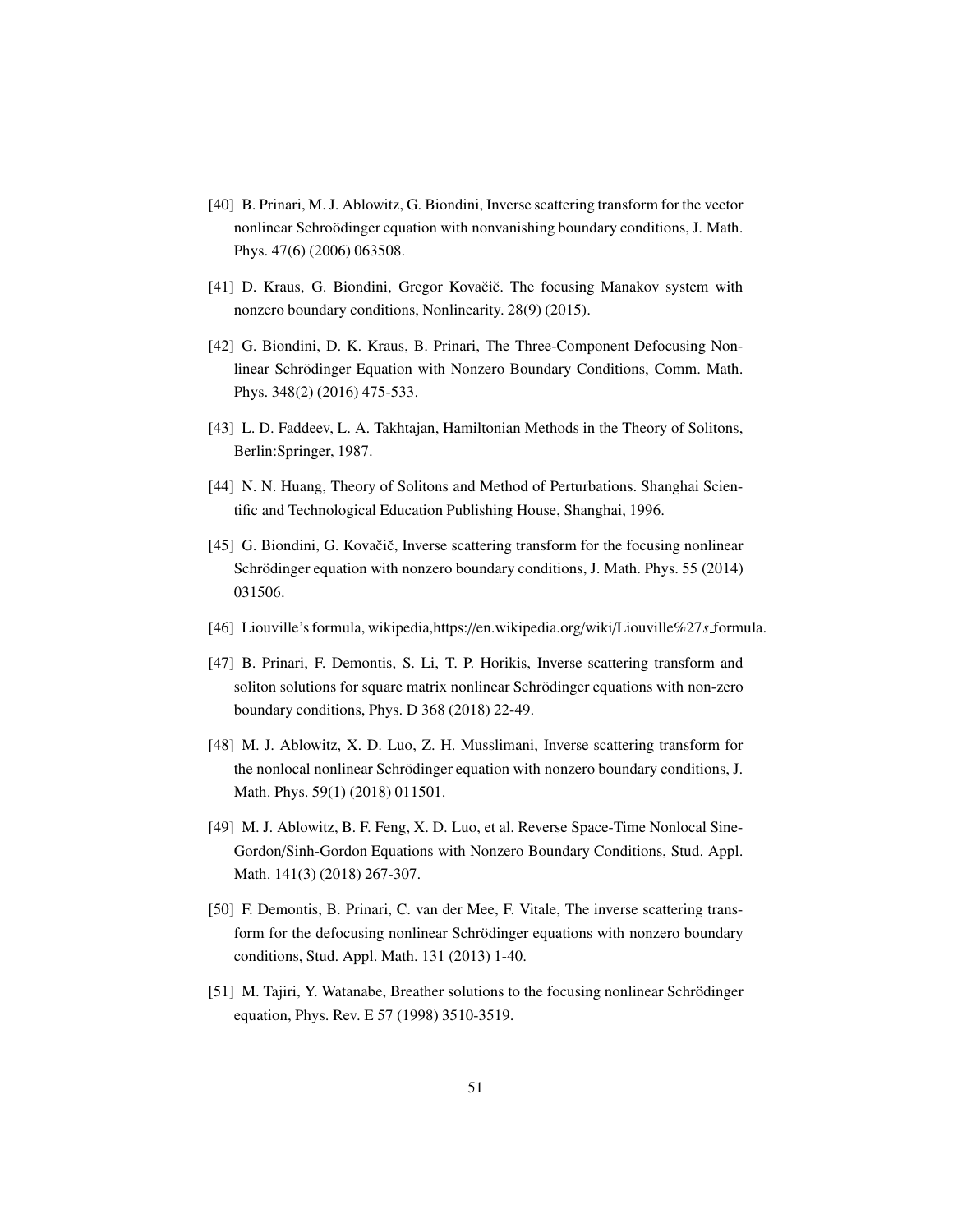[40] B. Prinari, M. J. Ablowitz, G. Biondini, Inverse scattering transform for the vector nonlinear Schroödinger equation with nonvanishing boundary conditions, J. Math. Phys. 47(6) (2006) 063508.

[41] D. Kraus, G. Biondini, Gregor Kovačič. The focusing Manakov system with nonzero boundary conditions, Nonlinearity. 28(9) (2015).

[42] G. Biondini, D. K. Kraus, B. Prinari, The Three-Component Defocusing Nonlinear Schrödinger Equation with Nonzero Boundary Conditions, Comm. Math. Phys. 348(2) (2016) 475-533.

[43] L. D. Faddeev, L. A. Takhtajan, Hamiltonian Methods in the Theory of Solitons, Berlin:Springer, 1987.

[44] N. N. Huang, Theory of Solitons and Method of Perturbations. Shanghai Scientific and Technological Education Publishing House, Shanghai, 1996.

[45] G. Biondini, G. Kovačič, Inverse scattering transform for the focusing nonlinear Schrödinger equation with nonzero boundary conditions, J. Math. Phys. 55 (2014) 031506.

[46] Liouville's formula, wikipedia,https://en.wikipedia.org/wiki/Liouville%27s_formula.

[47] B. Prinari, F. Demontis, S. Li, T. P. Horikis, Inverse scattering transform and soliton solutions for square matrix nonlinear Schrödinger equations with non-zero boundary conditions, Phys. D 368 (2018) 22-49.

[48] M. J. Ablowitz, X. D. Luo, Z. H. Musslimani, Inverse scattering transform for the nonlocal nonlinear Schrödinger equation with nonzero boundary conditions, J. Math. Phys. 59(1) (2018) 011501.

[49] M. J. Ablowitz, B. F. Feng, X. D. Luo, et al. Reverse Space-Time Nonlocal Sine-Gordon/Sinh-Gordon Equations with Nonzero Boundary Conditions, Stud. Appl. Math. 141(3) (2018) 267-307.

[50] F. Demontis, B. Prinari, C. van der Mee, F. Vitale, The inverse scattering transform for the defocusing nonlinear Schrödinger equations with nonzero boundary conditions, Stud. Appl. Math. 131 (2013) 1-40.

[51] M. Tajiri, Y. Watanabe, Breather solutions to the focusing nonlinear Schrödinger equation, Phys. Rev. E 57 (1998) 3510-3519.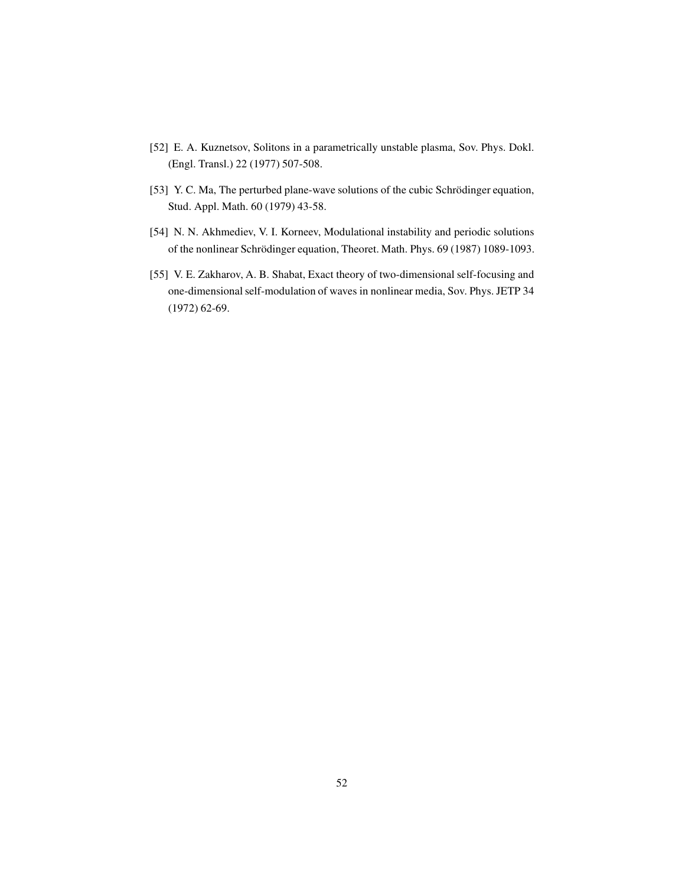[52] E. A. Kuznetsov, Solitons in a parametrically unstable plasma, Sov. Phys. Dokl. (Engl. Transl.) 22 (1977) 507-508.

[53] Y. C. Ma, The perturbed plane-wave solutions of the cubic Schrödinger equation, Stud. Appl. Math. 60 (1979) 43-58.

[54] N. N. Akhmediev, V. I. Korneev, Modulational instability and periodic solutions of the nonlinear Schrödinger equation, Theoret. Math. Phys. 69 (1987) 1089-1093.

[55] V. E. Zakharov, A. B. Shabat, Exact theory of two-dimensional self-focusing and one-dimensional self-modulation of waves in nonlinear media, Sov. Phys. JETP 34 (1972) 62-69.